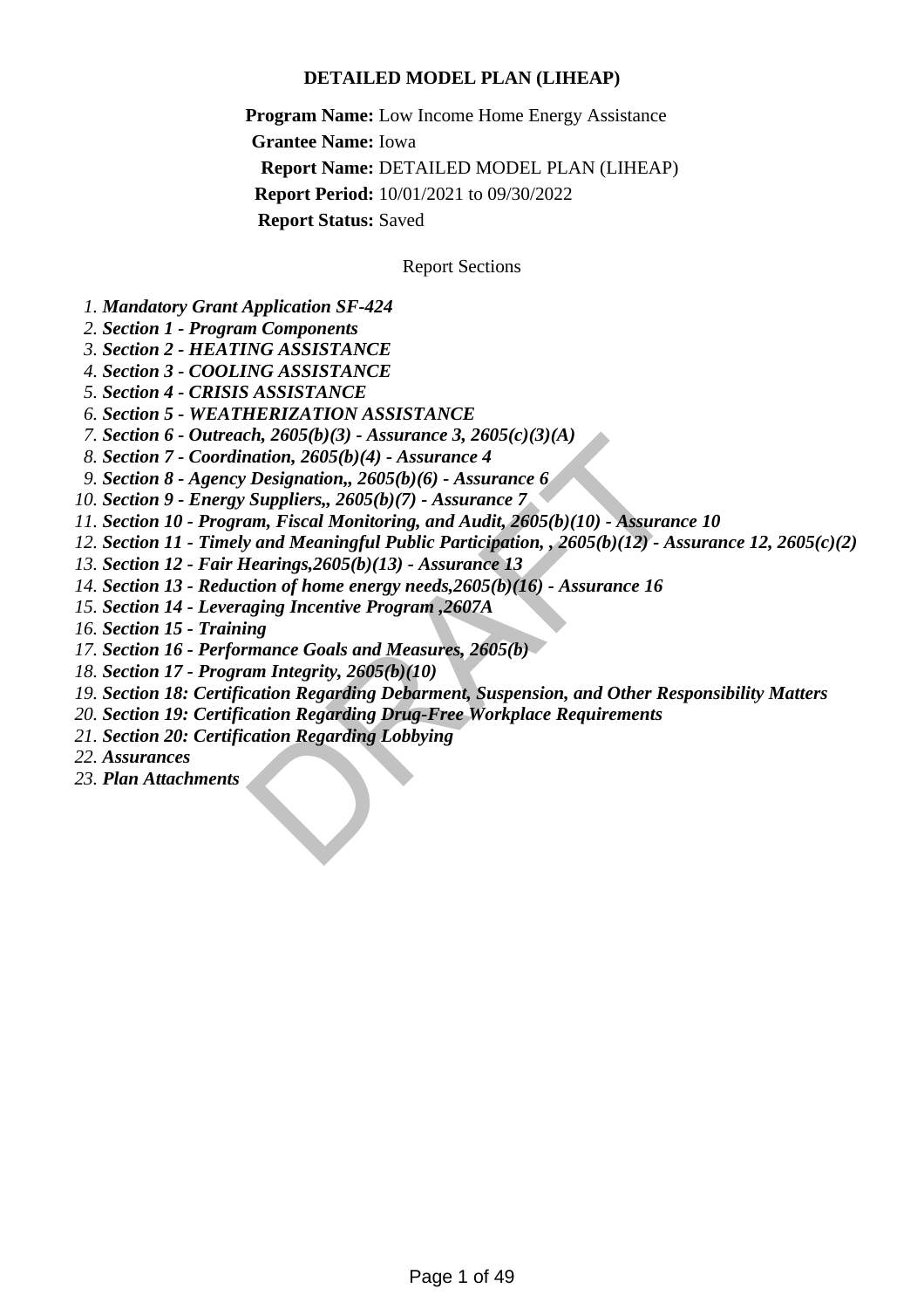# DETAILED MODEL PLAN (LIHEAP)

**Program Name:** Low Income Home Energy Assistance
**Grantee Name:** Iowa
**Report Name:** DETAILED MODEL PLAN (LIHEAP)
**Report Period:** 10/01/2021 to 09/30/2022
**Report Status:** Saved

Report Sections

1. ***Mandatory Grant Application SF-424***
2. ***Section 1 - Program Components***
3. ***Section 2 - HEATING ASSISTANCE***
4. ***Section 3 - COOLING ASSISTANCE***
5. ***Section 4 - CRISIS ASSISTANCE***
6. ***Section 5 - WEATHERIZATION ASSISTANCE***
7. ***Section 6 - Outreach, 2605(b)(3) - Assurance 3, 2605(c)(3)(A)***
8. ***Section 7 - Coordination, 2605(b)(4) - Assurance 4***
9. ***Section 8 - Agency Designation,, 2605(b)(6) - Assurance 6***
10. ***Section 9 - Energy Suppliers,, 2605(b)(7) - Assurance 7***
11. ***Section 10 - Program, Fiscal Monitoring, and Audit, 2605(b)(10) - Assurance 10***
12. ***Section 11 - Timely and Meaningful Public Participation, , 2605(b)(12) - Assurance 12, 2605(c)(2)***
13. ***Section 12 - Fair Hearings,2605(b)(13) - Assurance 13***
14. ***Section 13 - Reduction of home energy needs,2605(b)(16) - Assurance 16***
15. ***Section 14 - Leveraging Incentive Program ,2607A***
16. ***Section 15 - Training***
17. ***Section 16 - Performance Goals and Measures, 2605(b)***
18. ***Section 17 - Program Integrity, 2605(b)(10)***
19. ***Section 18: Certification Regarding Debarment, Suspension, and Other Responsibility Matters***
20. ***Section 19: Certification Regarding Drug-Free Workplace Requirements***
21. ***Section 20: Certification Regarding Lobbying***
22. ***Assurances***
23. ***Plan Attachments***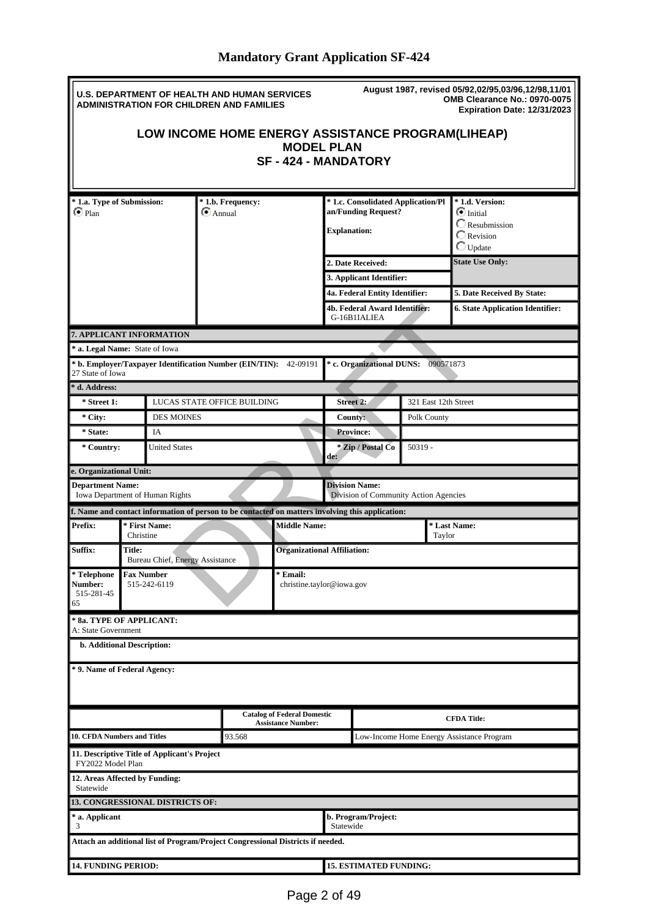# Mandatory Grant Application SF-424

**U.S. DEPARTMENT OF HEALTH AND HUMAN SERVICES**
**ADMINISTRATION FOR CHILDREN AND FAMILIES**

**August 1987, revised 05/92,02/95,03/96,12/98,11/01**
**OMB Clearance No.: 0970-0075**
**Expiration Date: 12/31/2023**

## LOW INCOME HOME ENERGY ASSISTANCE PROGRAM(LIHEAP) MODEL PLAN SF - 424 - MANDATORY

| * 1.a. Type of Submission: | * 1.b. Frequency: | * 1.c. Consolidated Application/Plan/Funding Request? | * 1.d. Version: |
|---|---|---|---|
| ◉ Plan | ◉ Annual | Explanation: | ◉ Initial<br>○ Resubmission<br>○ Revision<br>○ Update |
| | | 2. Date Received: | State Use Only: |
| | | 3. Applicant Identifier: | |
| | | 4a. Federal Entity Identifier: | 5. Date Received By State: |
| | | 4b. Federal Award Identifier: G-16B1IALIEA | 6. State Application Identifier: |

**7. APPLICANT INFORMATION**

**\* a. Legal Name:** State of Iowa

**\* b. Employer/Taxpayer Identification Number (EIN/TIN):** 42-0919127 State of Iowa

**\* c. Organizational DUNS:** 090571873

**\* d. Address:**

| | | | |
|---|---|---|---|
| * Street 1: | LUCAS STATE OFFICE BUILDING | Street 2: | 321 East 12th Street |
| * City: | DES MOINES | County: | Polk County |
| * State: | IA | Province: | |
| * Country: | United States | * Zip / Postal Code: | 50319 - |

**e. Organizational Unit:**

| Department Name: | Division Name: |
|---|---|
| Iowa Department of Human Rights | Division of Community Action Agencies |

**f. Name and contact information of person to be contacted on matters involving this application:**

| Prefix: | * First Name: | Middle Name: | * Last Name: |
|---|---|---|---|
| | Christine | | Taylor |

| Suffix: | Title: | Organizational Affiliation: |
|---|---|---|
| | Bureau Chief, Energy Assistance | |

| * Telephone Number: | Fax Number | * Email: |
|---|---|---|
| 515-281-4565 | 515-242-6119 | christine.taylor@iowa.gov |

**\* 8a. TYPE OF APPLICANT:**
A: State Government

**b. Additional Description:**

**\* 9. Name of Federal Agency:**

| | Catalog of Federal Domestic Assistance Number: | CFDA Title: |
|---|---|---|
| 10. CFDA Numbers and Titles | 93.568 | Low-Income Home Energy Assistance Program |

**11. Descriptive Title of Applicant's Project**
FY2022 Model Plan

**12. Areas Affected by Funding:**
Statewide

**13. CONGRESSIONAL DISTRICTS OF:**

| * a. Applicant | b. Program/Project: |
|---|---|
| 3 | Statewide |

**Attach an additional list of Program/Project Congressional Districts if needed.**

| 14. FUNDING PERIOD: | 15. ESTIMATED FUNDING: |
|---|---|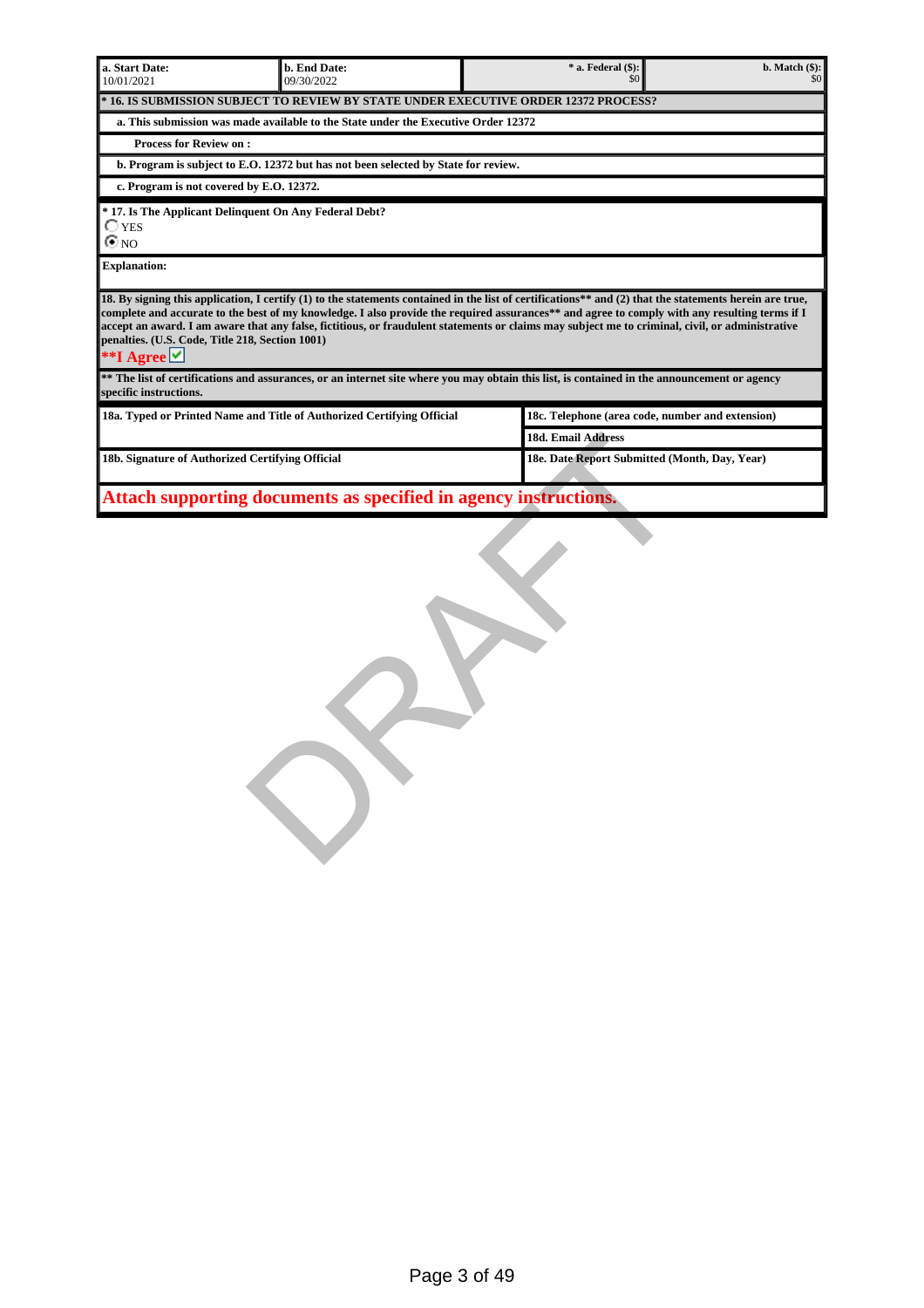| a. Start Date: 10/01/2021 | b. End Date: 09/30/2022 | * a. Federal ($): $0 | b. Match ($): $0 |
|---|---|---|---|

**\* 16. IS SUBMISSION SUBJECT TO REVIEW BY STATE UNDER EXECUTIVE ORDER 12372 PROCESS?**

**a. This submission was made available to the State under the Executive Order 12372**

**Process for Review on :**

**b. Program is subject to E.O. 12372 but has not been selected by State for review.**

**c. Program is not covered by E.O. 12372.**

**\* 17. Is The Applicant Delinquent On Any Federal Debt?**

- ○ YES
- ◉ NO

**Explanation:**

**18. By signing this application, I certify (1) to the statements contained in the list of certifications\*\* and (2) that the statements herein are true, complete and accurate to the best of my knowledge. I also provide the required assurances\*\* and agree to comply with any resulting terms if I accept an award. I am aware that any false, fictitious, or fraudulent statements or claims may subject me to criminal, civil, or administrative penalties. (U.S. Code, Title 218, Section 1001)**

**\*\*I Agree** ☑

**\*\* The list of certifications and assurances, or an internet site where you may obtain this list, is contained in the announcement or agency specific instructions.**

| 18a. Typed or Printed Name and Title of Authorized Certifying Official | 18c. Telephone (area code, number and extension) |
|---|---|
| | 18d. Email Address |
| 18b. Signature of Authorized Certifying Official | 18e. Date Report Submitted (Month, Day, Year) |

**Attach supporting documents as specified in agency instructions.**

DRAFT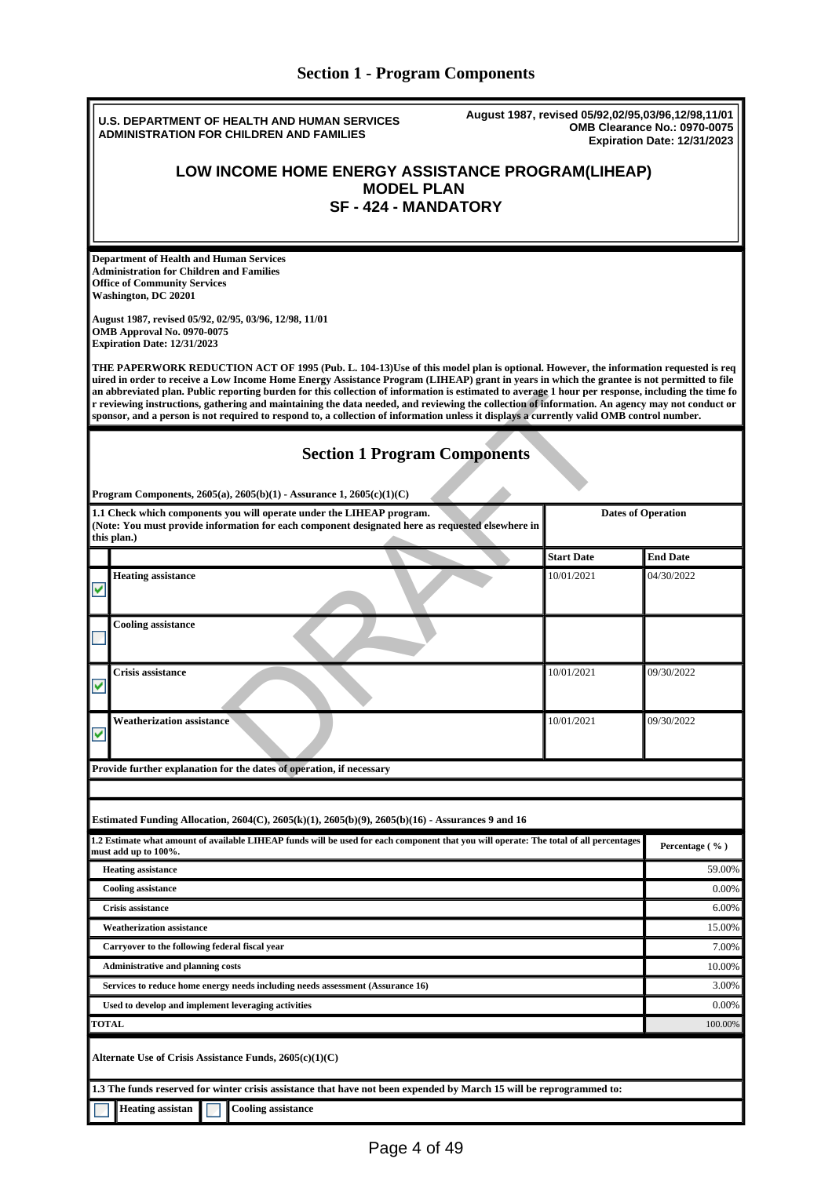# Section 1 - Program Components

**U.S. DEPARTMENT OF HEALTH AND HUMAN SERVICES**
**ADMINISTRATION FOR CHILDREN AND FAMILIES**

**August 1987, revised 05/92,02/95,03/96,12/98,11/01**
**OMB Clearance No.: 0970-0075**
**Expiration Date: 12/31/2023**

## LOW INCOME HOME ENERGY ASSISTANCE PROGRAM(LIHEAP) MODEL PLAN SF - 424 - MANDATORY

**Department of Health and Human Services**
**Administration for Children and Families**
**Office of Community Services**
**Washington, DC 20201**

**August 1987, revised 05/92, 02/95, 03/96, 12/98, 11/01**
**OMB Approval No. 0970-0075**
**Expiration Date: 12/31/2023**

**THE PAPERWORK REDUCTION ACT OF 1995 (Pub. L. 104-13)Use of this model plan is optional. However, the information requested is required in order to receive a Low Income Home Energy Assistance Program (LIHEAP) grant in years in which the grantee is not permitted to file an abbreviated plan. Public reporting burden for this collection of information is estimated to average 1 hour per response, including the time for reviewing instructions, gathering and maintaining the data needed, and reviewing the collection of information. An agency may not conduct or sponsor, and a person is not required to respond to, a collection of information unless it displays a currently valid OMB control number.**

## Section 1 Program Components

**Program Components, 2605(a), 2605(b)(1) - Assurance 1, 2605(c)(1)(C)**

| | 1.1 Check which components you will operate under the LIHEAP program. (Note: You must provide information for each component designated here as requested elsewhere in this plan.) | Dates of Operation | |
|---|---|---|---|
| | | **Start Date** | **End Date** |
| ☑ | **Heating assistance** | 10/01/2021 | 04/30/2022 |
| ☐ | **Cooling assistance** | | |
| ☑ | **Crisis assistance** | 10/01/2021 | 09/30/2022 |
| ☑ | **Weatherization assistance** | 10/01/2021 | 09/30/2022 |

**Provide further explanation for the dates of operation, if necessary**

**Estimated Funding Allocation, 2604(C), 2605(k)(1), 2605(b)(9), 2605(b)(16) - Assurances 9 and 16**

| 1.2 Estimate what amount of available LIHEAP funds will be used for each component that you will operate: The total of all percentages must add up to 100%. | Percentage ( % ) |
|---|---|
| Heating assistance | 59.00% |
| Cooling assistance | 0.00% |
| Crisis assistance | 6.00% |
| Weatherization assistance | 15.00% |
| Carryover to the following federal fiscal year | 7.00% |
| Administrative and planning costs | 10.00% |
| Services to reduce home energy needs including needs assessment (Assurance 16) | 3.00% |
| Used to develop and implement leveraging activities | 0.00% |
| **TOTAL** | 100.00% |

**Alternate Use of Crisis Assistance Funds, 2605(c)(1)(C)**

**1.3 The funds reserved for winter crisis assistance that have not been expended by March 15 will be reprogrammed to:**

☐ **Heating assistan** ☐ **Cooling assistance**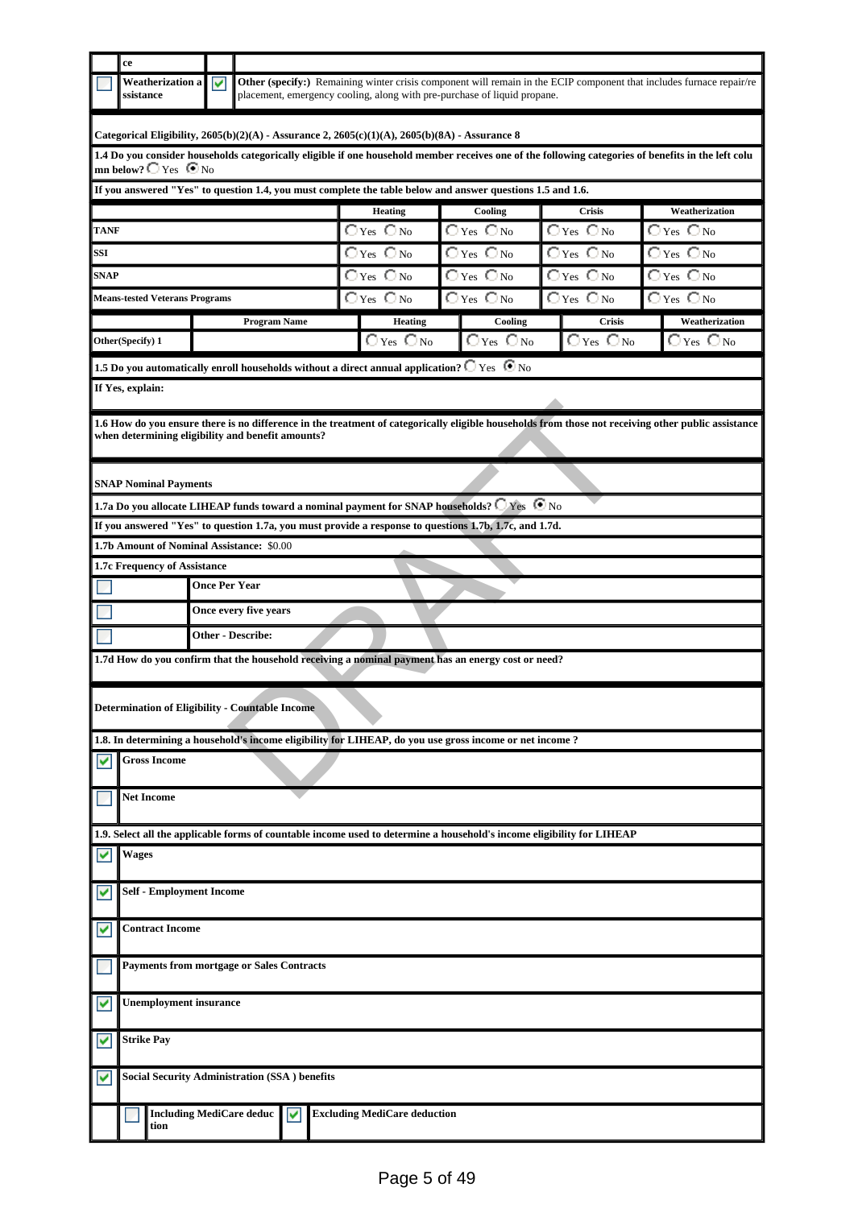| | ce | | |
|---|---|---|---|
| ☐ | Weatherization assistance | ☑ | **Other (specify:)** Remaining winter crisis component will remain in the ECIP component that includes furnace repair/replacement, emergency cooling, along with pre-purchase of liquid propane. |

**Categorical Eligibility, 2605(b)(2)(A) - Assurance 2, 2605(c)(1)(A), 2605(b)(8A) - Assurance 8**

**1.4 Do you consider households categorically eligible if one household member receives one of the following categories of benefits in the left column below?** ○ Yes ◉ No

**If you answered "Yes" to question 1.4, you must complete the table below and answer questions 1.5 and 1.6.**

| | Heating | Cooling | Crisis | Weatherization |
|---|---|---|---|---|
| **TANF** | ○ Yes ○ No | ○ Yes ○ No | ○ Yes ○ No | ○ Yes ○ No |
| **SSI** | ○ Yes ○ No | ○ Yes ○ No | ○ Yes ○ No | ○ Yes ○ No |
| **SNAP** | ○ Yes ○ No | ○ Yes ○ No | ○ Yes ○ No | ○ Yes ○ No |
| **Means-tested Veterans Programs** | ○ Yes ○ No | ○ Yes ○ No | ○ Yes ○ No | ○ Yes ○ No |

| | Program Name | Heating | Cooling | Crisis | Weatherization |
|---|---|---|---|---|---|
| **Other(Specify) 1** | | ○ Yes ○ No | ○ Yes ○ No | ○ Yes ○ No | ○ Yes ○ No |

**1.5 Do you automatically enroll households without a direct annual application?** ○ Yes ◉ No

**If Yes, explain:**

**1.6 How do you ensure there is no difference in the treatment of categorically eligible households from those not receiving other public assistance when determining eligibility and benefit amounts?**

**SNAP Nominal Payments**

**1.7a Do you allocate LIHEAP funds toward a nominal payment for SNAP households?** ○ Yes ◉ No

**If you answered "Yes" to question 1.7a, you must provide a response to questions 1.7b, 1.7c, and 1.7d.**

**1.7b Amount of Nominal Assistance:** $0.00

**1.7c Frequency of Assistance**

- ☐ **Once Per Year**
- ☐ **Once every five years**
- ☐ **Other - Describe:**

**1.7d How do you confirm that the household receiving a nominal payment has an energy cost or need?**

**Determination of Eligibility - Countable Income**

**1.8. In determining a household's income eligibility for LIHEAP, do you use gross income or net income ?**

- ☑ **Gross Income**
- ☐ **Net Income**

**1.9. Select all the applicable forms of countable income used to determine a household's income eligibility for LIHEAP**

- ☑ **Wages**
- ☑ **Self - Employment Income**
- ☑ **Contract Income**
- ☐ **Payments from mortgage or Sales Contracts**
- ☑ **Unemployment insurance**
- ☑ **Strike Pay**
- ☑ **Social Security Administration (SSA ) benefits**
  - ☐ **Including MediCare deduction**
  - ☑ **Excluding MediCare deduction**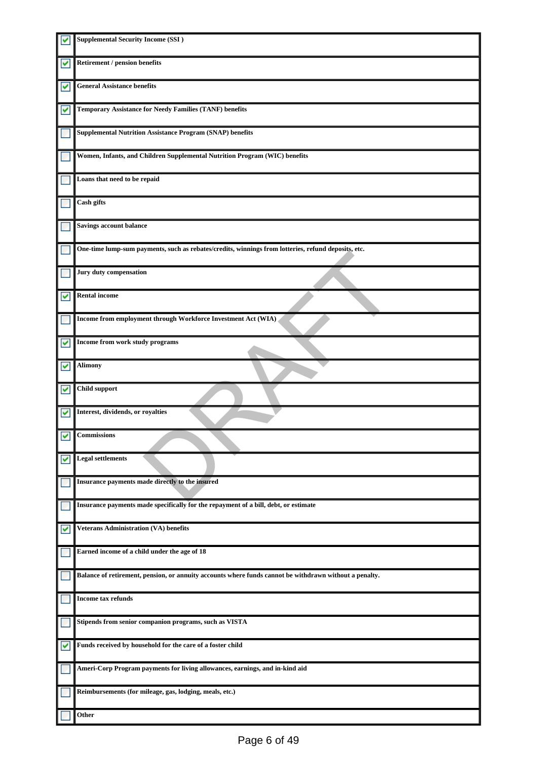| | |
|---|---|
| ☑ | **Supplemental Security Income (SSI )** |
| ☑ | **Retirement / pension benefits** |
| ☑ | **General Assistance benefits** |
| ☑ | **Temporary Assistance for Needy Families (TANF) benefits** |
| ☐ | **Supplemental Nutrition Assistance Program (SNAP) benefits** |
| ☐ | **Women, Infants, and Children Supplemental Nutrition Program (WIC) benefits** |
| ☐ | **Loans that need to be repaid** |
| ☐ | **Cash gifts** |
| ☐ | **Savings account balance** |
| ☐ | **One-time lump-sum payments, such as rebates/credits, winnings from lotteries, refund deposits, etc.** |
| ☐ | **Jury duty compensation** |
| ☑ | **Rental income** |
| ☐ | **Income from employment through Workforce Investment Act (WIA)** |
| ☑ | **Income from work study programs** |
| ☑ | **Alimony** |
| ☑ | **Child support** |
| ☑ | **Interest, dividends, or royalties** |
| ☑ | **Commissions** |
| ☑ | **Legal settlements** |
| ☐ | **Insurance payments made directly to the insured** |
| ☐ | **Insurance payments made specifically for the repayment of a bill, debt, or estimate** |
| ☑ | **Veterans Administration (VA) benefits** |
| ☐ | **Earned income of a child under the age of 18** |
| ☐ | **Balance of retirement, pension, or annuity accounts where funds cannot be withdrawn without a penalty.** |
| ☐ | **Income tax refunds** |
| ☐ | **Stipends from senior companion programs, such as VISTA** |
| ☑ | **Funds received by household for the care of a foster child** |
| ☐ | **Ameri-Corp Program payments for living allowances, earnings, and in-kind aid** |
| ☐ | **Reimbursements (for mileage, gas, lodging, meals, etc.)** |
| ☐ | **Other** |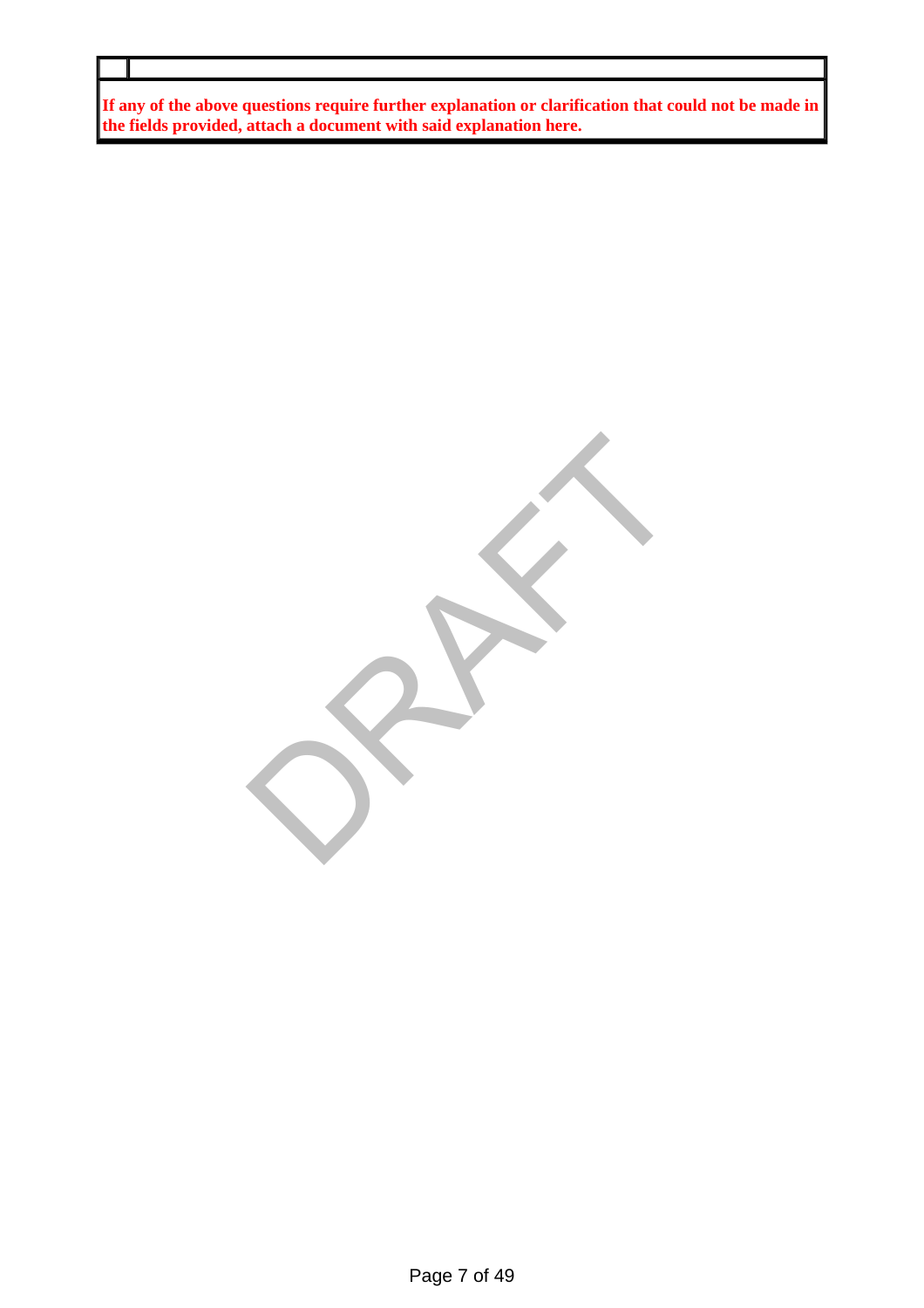| | |
|---|---|
| **If any of the above questions require further explanation or clarification that could not be made in the fields provided, attach a document with said explanation here.** | |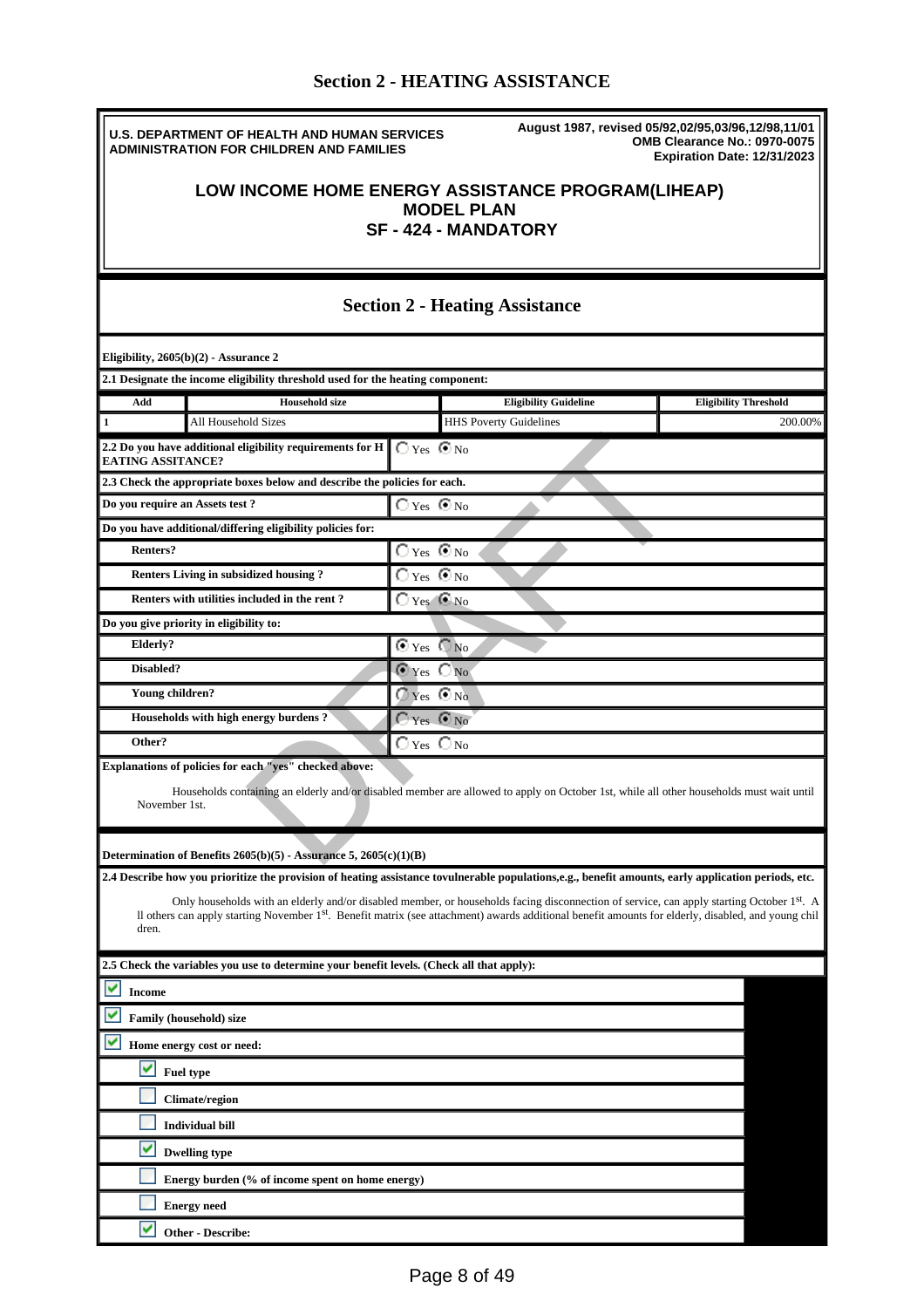## Section 2 - HEATING ASSISTANCE

**U.S. DEPARTMENT OF HEALTH AND HUMAN SERVICES**
**ADMINISTRATION FOR CHILDREN AND FAMILIES**

**August 1987, revised 05/92,02/95,03/96,12/98,11/01**
**OMB Clearance No.: 0970-0075**
**Expiration Date: 12/31/2023**

### LOW INCOME HOME ENERGY ASSISTANCE PROGRAM(LIHEAP) MODEL PLAN SF - 424 - MANDATORY

## Section 2 - Heating Assistance

**Eligibility, 2605(b)(2) - Assurance 2**

**2.1 Designate the income eligibility threshold used for the heating component:**

| Add | Household size | Eligibility Guideline | Eligibility Threshold |
|---|---|---|---|
| 1 | All Household Sizes | HHS Poverty Guidelines | 200.00% |

| | |
|---|---|
| **2.2 Do you have additional eligibility requirements for HEATING ASSITANCE?** | ◯ Yes ◉ No |

**2.3 Check the appropriate boxes below and describe the policies for each.**

| | |
|---|---|
| **Do you require an Assets test ?** | ◯ Yes ◉ No |
| **Do you have additional/differing eligibility policies for:** | |
| **Renters?** | ◯ Yes ◉ No |
| **Renters Living in subsidized housing ?** | ◯ Yes ◉ No |
| **Renters with utilities included in the rent ?** | ◯ Yes ◉ No |
| **Do you give priority in eligibility to:** | |
| **Elderly?** | ◉ Yes ◯ No |
| **Disabled?** | ◉ Yes ◯ No |
| **Young children?** | ◯ Yes ◉ No |
| **Households with high energy burdens ?** | ◯ Yes ◉ No |
| **Other?** | ◯ Yes ◯ No |

**Explanations of policies for each "yes" checked above:**

Households containing an elderly and/or disabled member are allowed to apply on October 1st, while all other households must wait until November 1st.

**Determination of Benefits 2605(b)(5) - Assurance 5, 2605(c)(1)(B)**

**2.4 Describe how you prioritize the provision of heating assistance tovulnerable populations,e.g., benefit amounts, early application periods, etc.**

Only households with an elderly and/or disabled member, or households facing disconnection of service, can apply starting October 1st. All others can apply starting November 1st. Benefit matrix (see attachment) awards additional benefit amounts for elderly, disabled, and young children.

**2.5 Check the variables you use to determine your benefit levels. (Check all that apply):**

- ☑ **Income**
- ☑ **Family (household) size**
- ☑ **Home energy cost or need:**
  - ☑ **Fuel type**
  - ☐ **Climate/region**
  - ☐ **Individual bill**
  - ☑ **Dwelling type**
  - ☐ **Energy burden (% of income spent on home energy)**
  - ☐ **Energy need**
  - ☑ **Other - Describe:**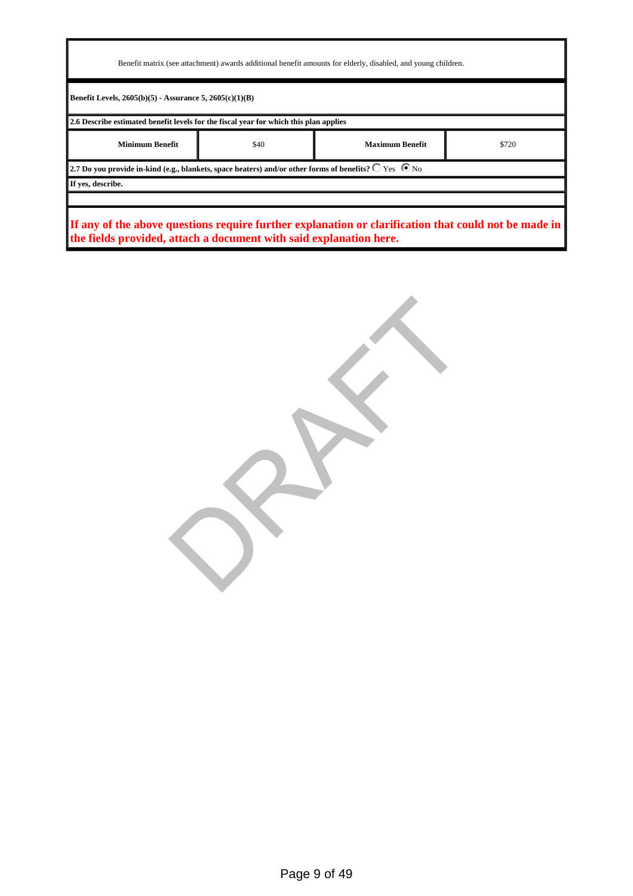Benefit matrix (see attachment) awards additional benefit amounts for elderly, disabled, and young children.

**Benefit Levels, 2605(b)(5) - Assurance 5, 2605(c)(1)(B)**

**2.6 Describe estimated benefit levels for the fiscal year for which this plan applies**

| **Minimum Benefit** | $40 | **Maximum Benefit** | $720 |
|---|---|---|---|

**2.7 Do you provide in-kind (e.g., blankets, space heaters) and/or other forms of benefits?** ○ Yes ● No

**If yes, describe.**

**If any of the above questions require further explanation or clarification that could not be made in the fields provided, attach a document with said explanation here.**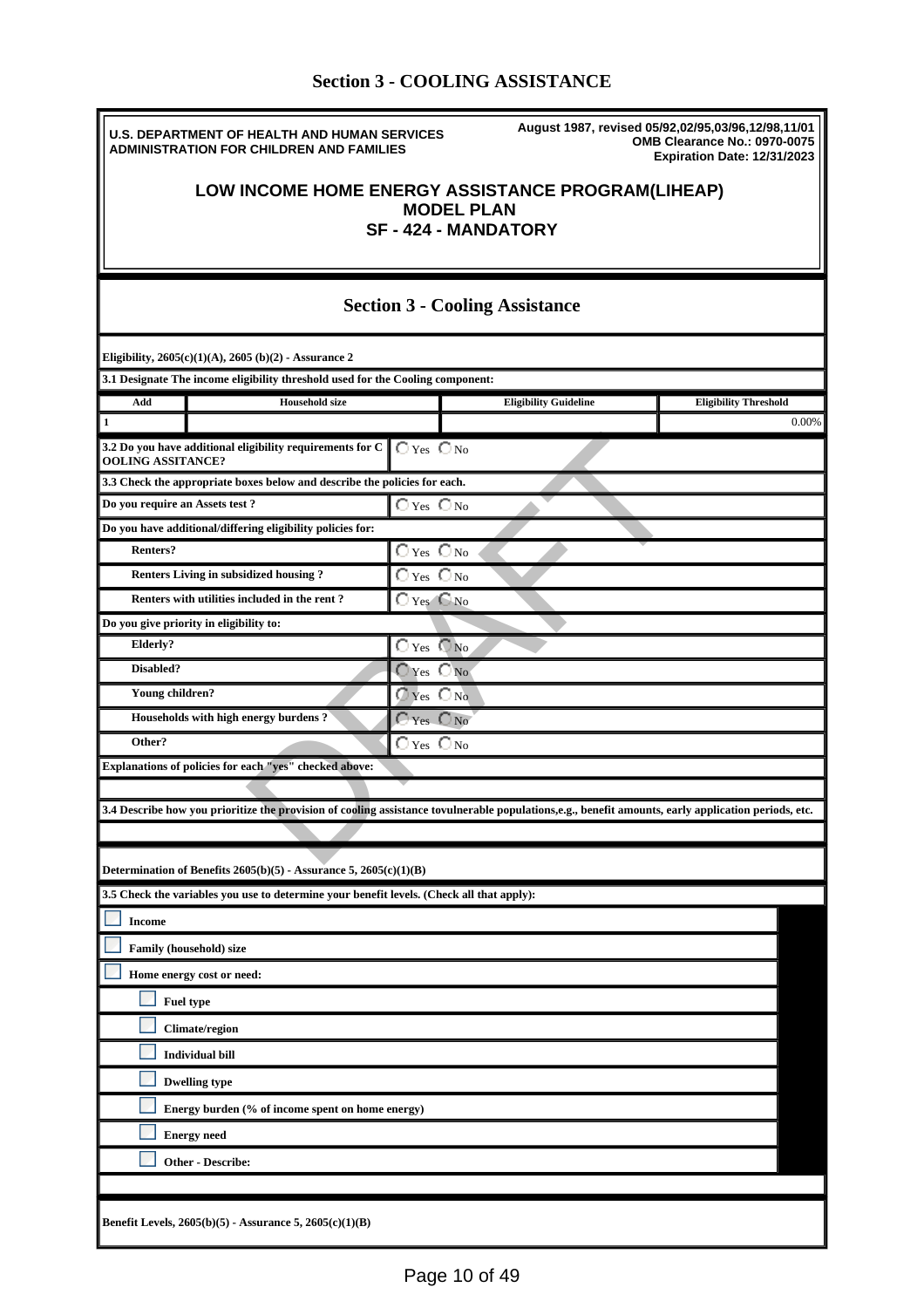# Section 3 - COOLING ASSISTANCE

**U.S. DEPARTMENT OF HEALTH AND HUMAN SERVICES**
**ADMINISTRATION FOR CHILDREN AND FAMILIES**

**August 1987, revised 05/92,02/95,03/96,12/98,11/01**
**OMB Clearance No.: 0970-0075**
**Expiration Date: 12/31/2023**

## LOW INCOME HOME ENERGY ASSISTANCE PROGRAM(LIHEAP)
## MODEL PLAN
## SF - 424 - MANDATORY

## Section 3 - Cooling Assistance

**Eligibility, 2605(c)(1)(A), 2605 (b)(2) - Assurance 2**

**3.1 Designate The income eligibility threshold used for the Cooling component:**

| Add | Household size | Eligibility Guideline | Eligibility Threshold |
|---|---|---|---|
| 1 | | | 0.00% |

| | |
|---|---|
| **3.2 Do you have additional eligibility requirements for COOLING ASSITANCE?** | ○ Yes ○ No |

**3.3 Check the appropriate boxes below and describe the policies for each.**

| | |
|---|---|
| **Do you require an Assets test ?** | ○ Yes ○ No |
| **Do you have additional/differing eligibility policies for:** | |
| **Renters?** | ○ Yes ○ No |
| **Renters Living in subsidized housing ?** | ○ Yes ○ No |
| **Renters with utilities included in the rent ?** | ○ Yes ○ No |
| **Do you give priority in eligibility to:** | |
| **Elderly?** | ○ Yes ○ No |
| **Disabled?** | ○ Yes ○ No |
| **Young children?** | ○ Yes ○ No |
| **Households with high energy burdens ?** | ○ Yes ○ No |
| **Other?** | ○ Yes ○ No |

**Explanations of policies for each "yes" checked above:**

**3.4 Describe how you prioritize the provision of cooling assistance tovulnerable populations,e.g., benefit amounts, early application periods, etc.**

**Determination of Benefits 2605(b)(5) - Assurance 5, 2605(c)(1)(B)**

**3.5 Check the variables you use to determine your benefit levels. (Check all that apply):**

- ☐ **Income**
- ☐ **Family (household) size**
- ☐ **Home energy cost or need:**
  - ☐ **Fuel type**
  - ☐ **Climate/region**
  - ☐ **Individual bill**
  - ☐ **Dwelling type**
  - ☐ **Energy burden (% of income spent on home energy)**
  - ☐ **Energy need**
  - ☐ **Other - Describe:**

**Benefit Levels, 2605(b)(5) - Assurance 5, 2605(c)(1)(B)**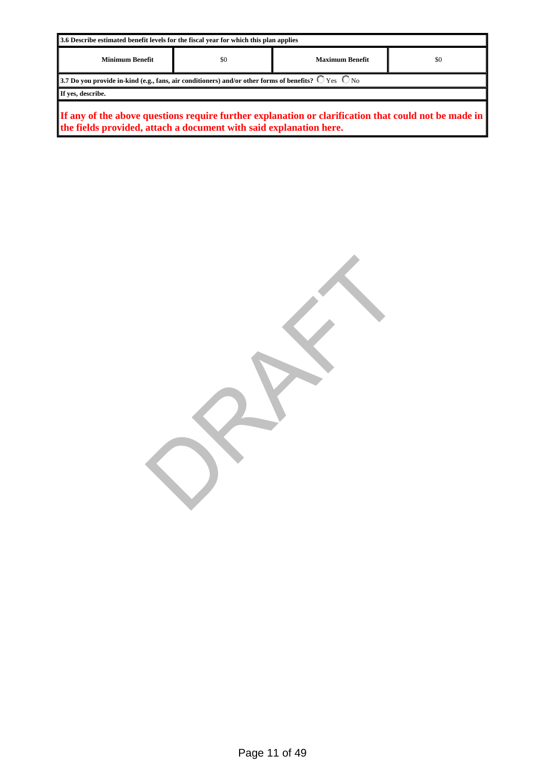| 3.6 Describe estimated benefit levels for the fiscal year for which this plan applies | | | |
| --- | --- | --- | --- |
| **Minimum Benefit** | $0 | **Maximum Benefit** | $0 |

**3.7 Do you provide in-kind (e.g., fans, air conditioners) and/or other forms of benefits?** ○ Yes ○ No

**If yes, describe.**

**If any of the above questions require further explanation or clarification that could not be made in the fields provided, attach a document with said explanation here.**

DRAFT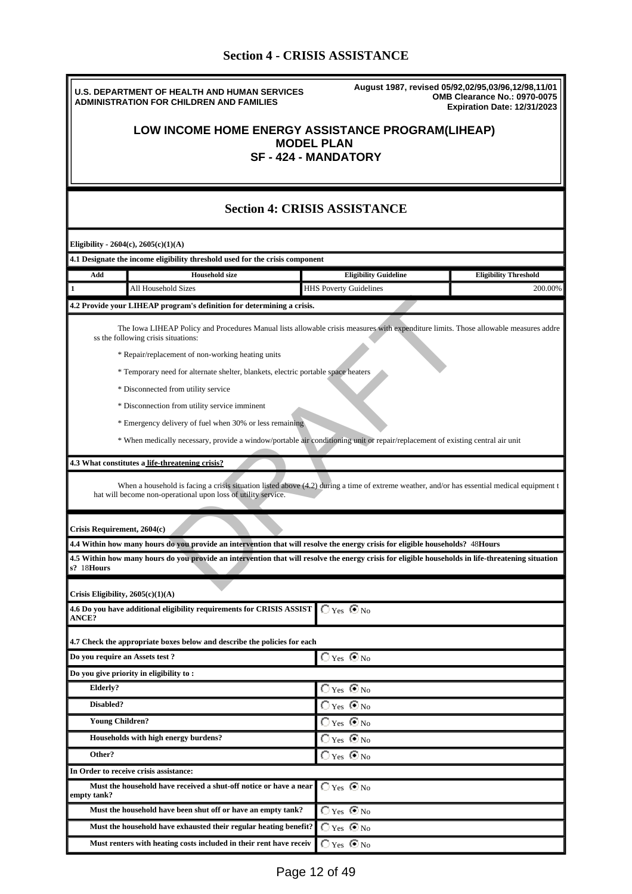## Section 4 - CRISIS ASSISTANCE

**U.S. DEPARTMENT OF HEALTH AND HUMAN SERVICES**
**ADMINISTRATION FOR CHILDREN AND FAMILIES**

**August 1987, revised 05/92,02/95,03/96,12/98,11/01**
**OMB Clearance No.: 0970-0075**
**Expiration Date: 12/31/2023**

# LOW INCOME HOME ENERGY ASSISTANCE PROGRAM(LIHEAP) MODEL PLAN SF - 424 - MANDATORY

## Section 4: CRISIS ASSISTANCE

**Eligibility - 2604(c), 2605(c)(1)(A)**

**4.1 Designate the income eligibility threshold used for the crisis component**

| Add | Household size | Eligibility Guideline | Eligibility Threshold |
|---|---|---|---|
| 1 | All Household Sizes | HHS Poverty Guidelines | 200.00% |

**4.2 Provide your LIHEAP program's definition for determining a crisis.**

The Iowa LIHEAP Policy and Procedures Manual lists allowable crisis measures with expenditure limits. Those allowable measures address the following crisis situations:

* Repair/replacement of non-working heating units
* Temporary need for alternate shelter, blankets, electric portable space heaters
* Disconnected from utility service
* Disconnection from utility service imminent
* Emergency delivery of fuel when 30% or less remaining
* When medically necessary, provide a window/portable air conditioning unit or repair/replacement of existing central air unit

**4.3 What constitutes a life-threatening crisis?**

When a household is facing a crisis situation listed above (4.2) during a time of extreme weather, and/or has essential medical equipment that will become non-operational upon loss of utility service.

**Crisis Requirement, 2604(c)**

**4.4 Within how many hours do you provide an intervention that will resolve the energy crisis for eligible households?** 48**Hours**

**4.5 Within how many hours do you provide an intervention that will resolve the energy crisis for eligible households in life-threatening situations?** 18**Hours**

**Crisis Eligibility, 2605(c)(1)(A)**

| Question | Answer |
|---|---|
| **4.6 Do you have additional eligibility requirements for CRISIS ASSISTANCE?** | No |

**4.7 Check the appropriate boxes below and describe the policies for each**

| Question | Answer |
|---|---|
| **Do you require an Assets test ?** | No |
| **Do you give priority in eligibility to :** | |
| **Elderly?** | No |
| **Disabled?** | No |
| **Young Children?** | No |
| **Households with high energy burdens?** | No |
| **Other?** | No |
| **In Order to receive crisis assistance:** | |
| **Must the household have received a shut-off notice or have a near empty tank?** | No |
| **Must the household have been shut off or have an empty tank?** | No |
| **Must the household have exhausted their regular heating benefit?** | No |
| **Must renters with heating costs included in their rent have receiv** | No |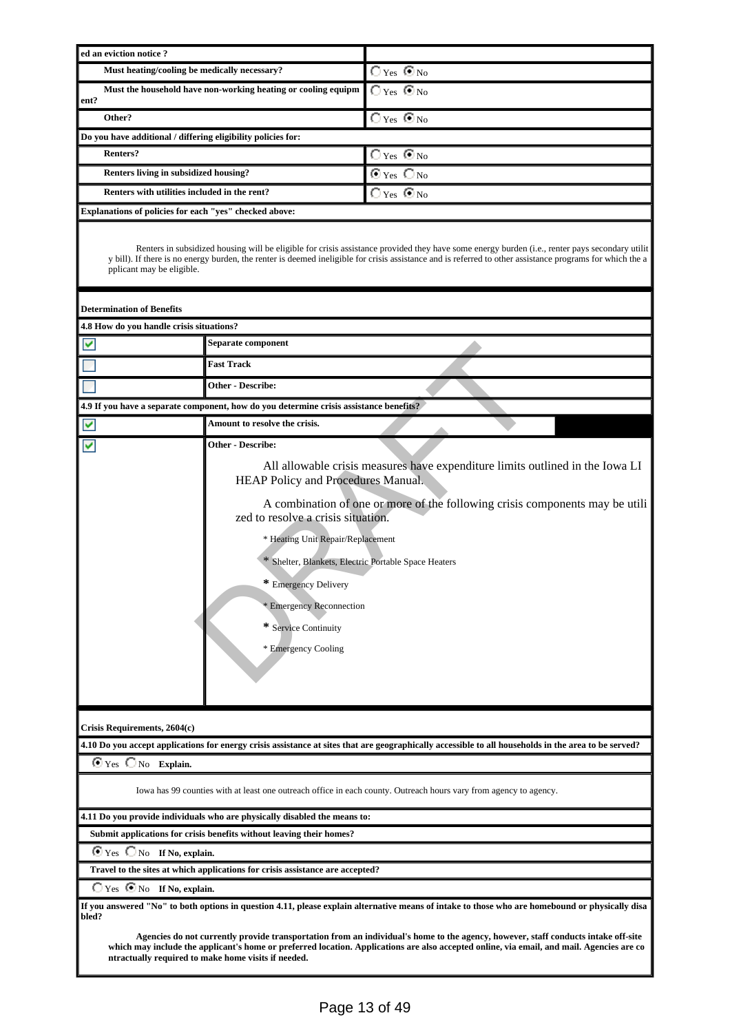| ed an eviction notice ? | |
|---|---|
| Must heating/cooling be medically necessary? | ○ Yes ● No |
| Must the household have non-working heating or cooling equipment? | ○ Yes ● No |
| Other? | ○ Yes ● No |

**Do you have additional / differing eligibility policies for:**

| | |
|---|---|
| Renters? | ○ Yes ● No |
| Renters living in subsidized housing? | ● Yes ○ No |
| Renters with utilities included in the rent? | ○ Yes ● No |

**Explanations of policies for each "yes" checked above:**

Renters in subsidized housing will be eligible for crisis assistance provided they have some energy burden (i.e., renter pays secondary utility bill). If there is no energy burden, the renter is deemed ineligible for crisis assistance and is referred to other assistance programs for which the applicant may be eligible.

**Determination of Benefits**

**4.8 How do you handle crisis situations?**

| | |
|---|---|
| ☑ | **Separate component** |
| ☐ | **Fast Track** |
| ☐ | **Other - Describe:** |

**4.9 If you have a separate component, how do you determine crisis assistance benefits?**

| | |
|---|---|
| ☑ | **Amount to resolve the crisis.** |
| ☑ | **Other - Describe:** |

All allowable crisis measures have expenditure limits outlined in the Iowa LIHEAP Policy and Procedures Manual.

A combination of one or more of the following crisis components may be utilized to resolve a crisis situation.

* Heating Unit Repair/Replacement
* Shelter, Blankets, Electric Portable Space Heaters
* Emergency Delivery
* Emergency Reconnection
* Service Continuity
* Emergency Cooling

**Crisis Requirements, 2604(c)**

**4.10 Do you accept applications for energy crisis assistance at sites that are geographically accessible to all households in the area to be served?**

● Yes ○ No **Explain.**

Iowa has 99 counties with at least one outreach office in each county. Outreach hours vary from agency to agency.

**4.11 Do you provide individuals who are physically disabled the means to:**

**Submit applications for crisis benefits without leaving their homes?**

● Yes ○ No **If No, explain.**

**Travel to the sites at which applications for crisis assistance are accepted?**

○ Yes ● No **If No, explain.**

**If you answered "No" to both options in question 4.11, please explain alternative means of intake to those who are homebound or physically disabled?**

**Agencies do not currently provide transportation from an individual's home to the agency, however, staff conducts intake off-site which may include the applicant's home or preferred location. Applications are also accepted online, via email, and mail. Agencies are contractually required to make home visits if needed.**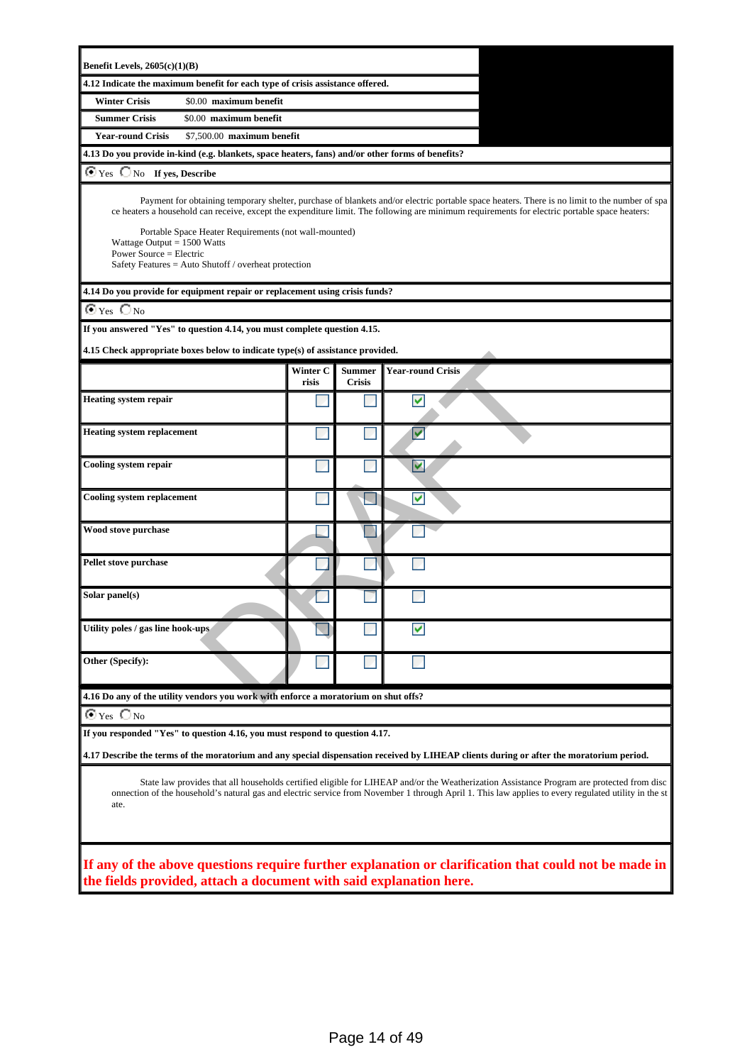**Benefit Levels, 2605(c)(1)(B)**

**4.12 Indicate the maximum benefit for each type of crisis assistance offered.**

| | |
|---|---|
| **Winter Crisis** | $0.00 **maximum benefit** |
| **Summer Crisis** | $0.00 **maximum benefit** |
| **Year-round Crisis** | $7,500.00 **maximum benefit** |

**4.13 Do you provide in-kind (e.g. blankets, space heaters, fans) and/or other forms of benefits?**

(●) Yes ( ) No **If yes, Describe**

Payment for obtaining temporary shelter, purchase of blankets and/or electric portable space heaters. There is no limit to the number of space heaters a household can receive, except the expenditure limit. The following are minimum requirements for electric portable space heaters:

Portable Space Heater Requirements (not wall-mounted)
Wattage Output = 1500 Watts
Power Source = Electric
Safety Features = Auto Shutoff / overheat protection

**4.14 Do you provide for equipment repair or replacement using crisis funds?**

(●) Yes ( ) No

**If you answered "Yes" to question 4.14, you must complete question 4.15.**

**4.15 Check appropriate boxes below to indicate type(s) of assistance provided.**

| | Winter Crisis | Summer Crisis | Year-round Crisis |
|---|---|---|---|
| **Heating system repair** | ☐ | ☐ | ☑ |
| **Heating system replacement** | ☐ | ☐ | ☑ |
| **Cooling system repair** | ☐ | ☐ | ☑ |
| **Cooling system replacement** | ☐ | ☐ | ☑ |
| **Wood stove purchase** | ☐ | ☐ | ☐ |
| **Pellet stove purchase** | ☐ | ☐ | ☐ |
| **Solar panel(s)** | ☐ | ☐ | ☐ |
| **Utility poles / gas line hook-ups** | ☐ | ☐ | ☑ |
| **Other (Specify):** | ☐ | ☐ | ☐ |

**4.16 Do any of the utility vendors you work with enforce a moratorium on shut offs?**

(●) Yes ( ) No

**If you responded "Yes" to question 4.16, you must respond to question 4.17.**

**4.17 Describe the terms of the moratorium and any special dispensation received by LIHEAP clients during or after the moratorium period.**

State law provides that all households certified eligible for LIHEAP and/or the Weatherization Assistance Program are protected from disconnection of the household's natural gas and electric service from November 1 through April 1. This law applies to every regulated utility in the state.

**If any of the above questions require further explanation or clarification that could not be made in the fields provided, attach a document with said explanation here.**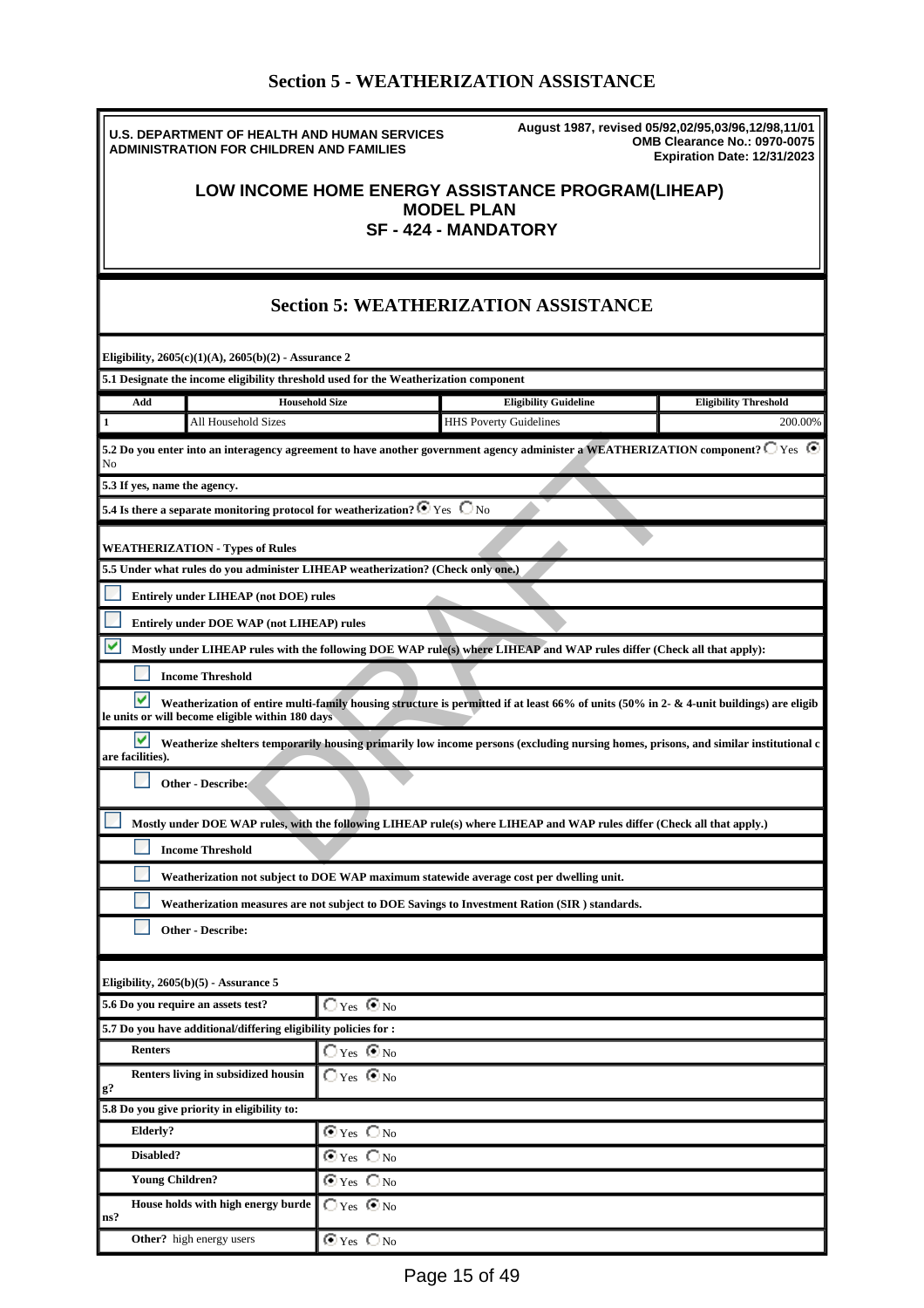## Section 5 - WEATHERIZATION ASSISTANCE

**U.S. DEPARTMENT OF HEALTH AND HUMAN SERVICES**
**ADMINISTRATION FOR CHILDREN AND FAMILIES**

**August 1987, revised 05/92,02/95,03/96,12/98,11/01**
**OMB Clearance No.: 0970-0075**
**Expiration Date: 12/31/2023**

# LOW INCOME HOME ENERGY ASSISTANCE PROGRAM(LIHEAP)
# MODEL PLAN
# SF - 424 - MANDATORY

## Section 5: WEATHERIZATION ASSISTANCE

**Eligibility, 2605(c)(1)(A), 2605(b)(2) - Assurance 2**

**5.1 Designate the income eligibility threshold used for the Weatherization component**

| Add | Household Size | Eligibility Guideline | Eligibility Threshold |
|---|---|---|---|
| 1 | All Household Sizes | HHS Poverty Guidelines | 200.00% |

**5.2 Do you enter into an interagency agreement to have another government agency administer a WEATHERIZATION component?** ○ Yes ◉ No

**5.3 If yes, name the agency.**

**5.4 Is there a separate monitoring protocol for weatherization?** ◉ Yes ○ No

**WEATHERIZATION - Types of Rules**

**5.5 Under what rules do you administer LIHEAP weatherization? (Check only one.)**

- ☐ **Entirely under LIHEAP (not DOE) rules**
- ☐ **Entirely under DOE WAP (not LIHEAP) rules**
- ☑ **Mostly under LIHEAP rules with the following DOE WAP rule(s) where LIHEAP and WAP rules differ (Check all that apply):**
  - ☐ **Income Threshold**
  - ☑ **Weatherization of entire multi-family housing structure is permitted if at least 66% of units (50% in 2- & 4-unit buildings) are eligible units or will become eligible within 180 days**
  - ☑ **Weatherize shelters temporarily housing primarily low income persons (excluding nursing homes, prisons, and similar institutional care facilities).**
  - ☐ **Other - Describe:**
- ☐ **Mostly under DOE WAP rules, with the following LIHEAP rule(s) where LIHEAP and WAP rules differ (Check all that apply.)**
  - ☐ **Income Threshold**
  - ☐ **Weatherization not subject to DOE WAP maximum statewide average cost per dwelling unit.**
  - ☐ **Weatherization measures are not subject to DOE Savings to Investment Ration (SIR ) standards.**
  - ☐ **Other - Describe:**

**Eligibility, 2605(b)(5) - Assurance 5**

| | |
|---|---|
| **5.6 Do you require an assets test?** | ○ Yes ◉ No |
| **5.7 Do you have additional/differing eligibility policies for :** | |
| **Renters** | ○ Yes ◉ No |
| **Renters living in subsidized housing?** | ○ Yes ◉ No |
| **5.8 Do you give priority in eligibility to:** | |
| **Elderly?** | ◉ Yes ○ No |
| **Disabled?** | ◉ Yes ○ No |
| **Young Children?** | ◉ Yes ○ No |
| **House holds with high energy burdens?** | ○ Yes ◉ No |
| **Other?** high energy users | ◉ Yes ○ No |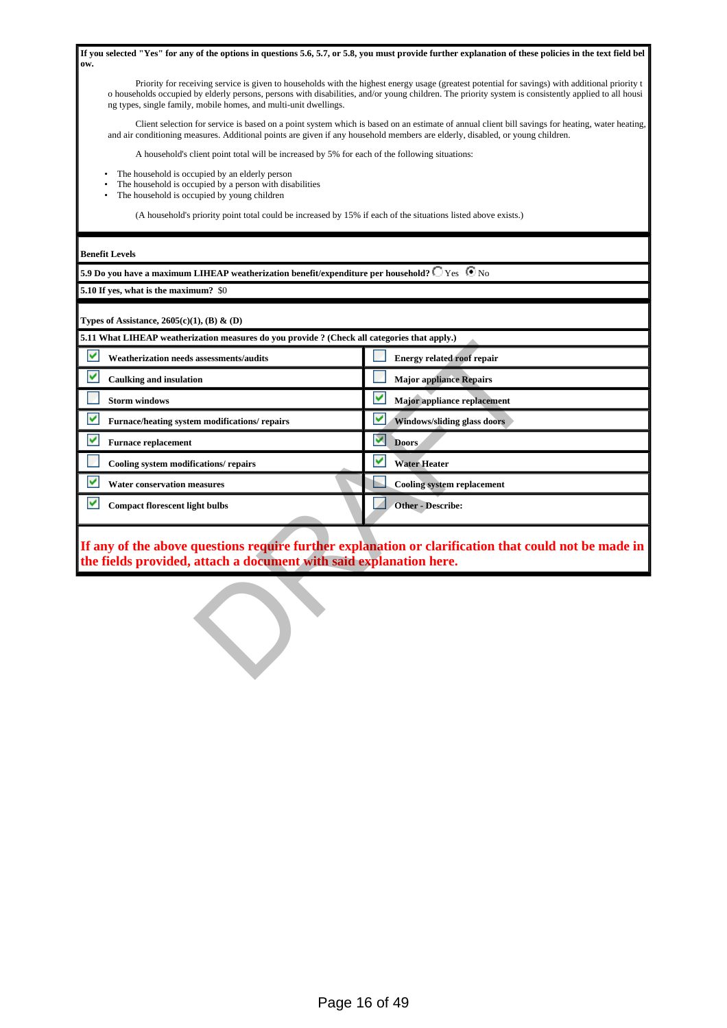**If you selected "Yes" for any of the options in questions 5.6, 5.7, or 5.8, you must provide further explanation of these policies in the text field below.**

Priority for receiving service is given to households with the highest energy usage (greatest potential for savings) with additional priority to households occupied by elderly persons, persons with disabilities, and/or young children. The priority system is consistently applied to all housing types, single family, mobile homes, and multi-unit dwellings.

Client selection for service is based on a point system which is based on an estimate of annual client bill savings for heating, water heating, and air conditioning measures. Additional points are given if any household members are elderly, disabled, or young children.

A household's client point total will be increased by 5% for each of the following situations:

- The household is occupied by an elderly person
- The household is occupied by a person with disabilities
- The household is occupied by young children

(A household's priority point total could be increased by 15% if each of the situations listed above exists.)

**Benefit Levels**

**5.9 Do you have a maximum LIHEAP weatherization benefit/expenditure per household?** ☐ Yes ☒ No

**5.10 If yes, what is the maximum?** $0

**Types of Assistance, 2605(c)(1), (B) & (D)**

**5.11 What LIHEAP weatherization measures do you provide ? (Check all categories that apply.)**

| | |
|---|---|
| ☑ **Weatherization needs assessments/audits** | ☐ **Energy related roof repair** |
| ☑ **Caulking and insulation** | ☐ **Major appliance Repairs** |
| ☐ **Storm windows** | ☑ **Major appliance replacement** |
| ☑ **Furnace/heating system modifications/ repairs** | ☑ **Windows/sliding glass doors** |
| ☑ **Furnace replacement** | ☑ **Doors** |
| ☐ **Cooling system modifications/ repairs** | ☑ **Water Heater** |
| ☑ **Water conservation measures** | ☐ **Cooling system replacement** |
| ☑ **Compact florescent light bulbs** | ☐ **Other - Describe:** |

**If any of the above questions require further explanation or clarification that could not be made in the fields provided, attach a document with said explanation here.**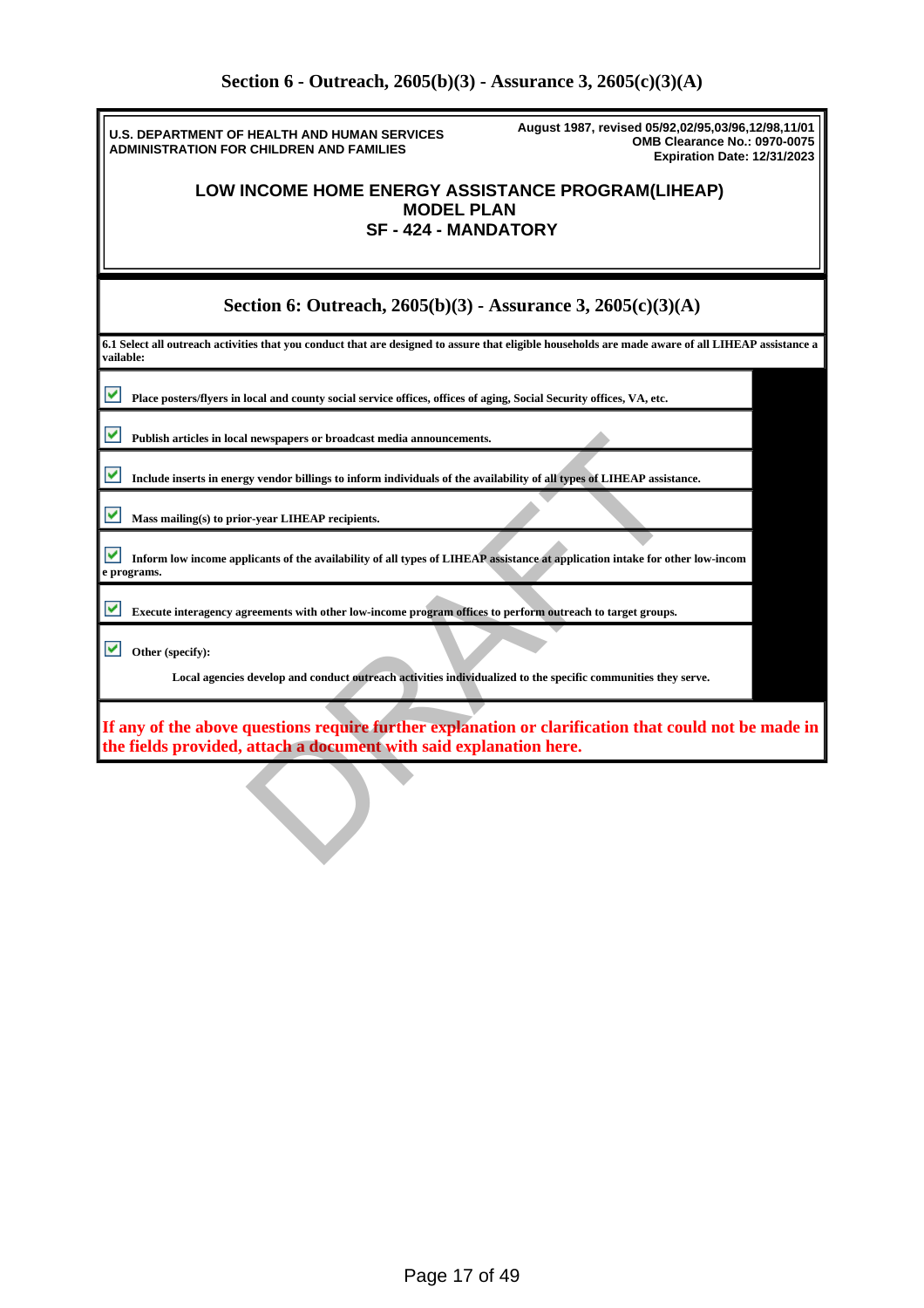## Section 6 - Outreach, 2605(b)(3) - Assurance 3, 2605(c)(3)(A)

U.S. DEPARTMENT OF HEALTH AND HUMAN SERVICES
ADMINISTRATION FOR CHILDREN AND FAMILIES

August 1987, revised 05/92,02/95,03/96,12/98,11/01
OMB Clearance No.: 0970-0075
Expiration Date: 12/31/2023

**LOW INCOME HOME ENERGY ASSISTANCE PROGRAM(LIHEAP)**
**MODEL PLAN**
**SF - 424 - MANDATORY**

### Section 6: Outreach, 2605(b)(3) - Assurance 3, 2605(c)(3)(A)

**6.1 Select all outreach activities that you conduct that are designed to assure that eligible households are made aware of all LIHEAP assistance available:**

- [x] Place posters/flyers in local and county social service offices, offices of aging, Social Security offices, VA, etc.
- [x] Publish articles in local newspapers or broadcast media announcements.
- [x] Include inserts in energy vendor billings to inform individuals of the availability of all types of LIHEAP assistance.
- [x] Mass mailing(s) to prior-year LIHEAP recipients.
- [x] Inform low income applicants of the availability of all types of LIHEAP assistance at application intake for other low-income programs.
- [x] Execute interagency agreements with other low-income program offices to perform outreach to target groups.
- [x] Other (specify):

  Local agencies develop and conduct outreach activities individualized to the specific communities they serve.

**If any of the above questions require further explanation or clarification that could not be made in the fields provided, attach a document with said explanation here.**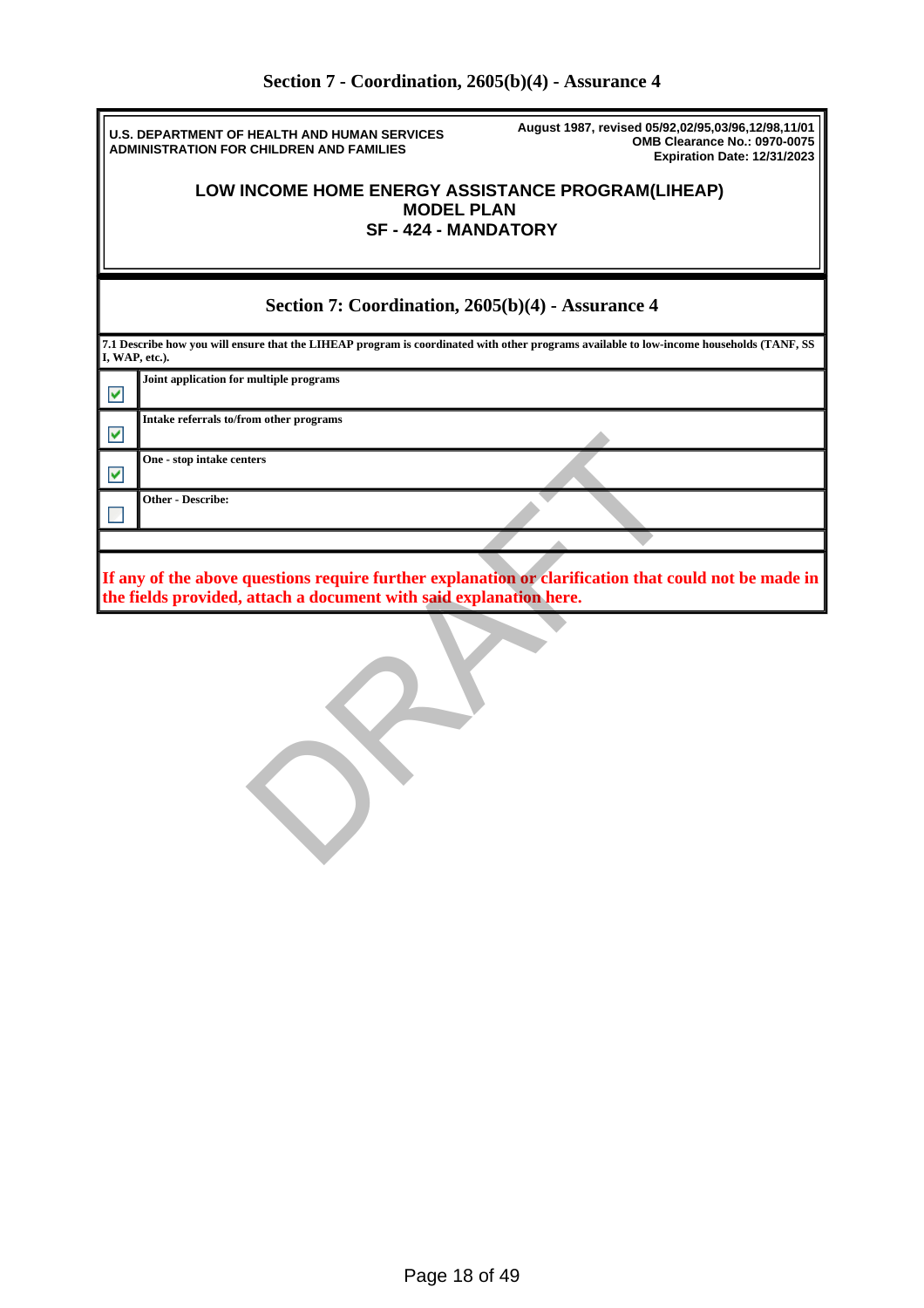# Section 7 - Coordination, 2605(b)(4) - Assurance 4

U.S. DEPARTMENT OF HEALTH AND HUMAN SERVICES
ADMINISTRATION FOR CHILDREN AND FAMILIES

August 1987, revised 05/92,02/95,03/96,12/98,11/01
OMB Clearance No.: 0970-0075
Expiration Date: 12/31/2023

**LOW INCOME HOME ENERGY ASSISTANCE PROGRAM(LIHEAP)**
**MODEL PLAN**
**SF - 424 - MANDATORY**

## Section 7: Coordination, 2605(b)(4) - Assurance 4

**7.1 Describe how you will ensure that the LIHEAP program is coordinated with other programs available to low-income households (TANF, SSI, WAP, etc.).**

| | |
|---|---|
| ☑ | **Joint application for multiple programs** |
| ☑ | **Intake referrals to/from other programs** |
| ☑ | **One - stop intake centers** |
| ☐ | **Other - Describe:** |

**If any of the above questions require further explanation or clarification that could not be made in the fields provided, attach a document with said explanation here.**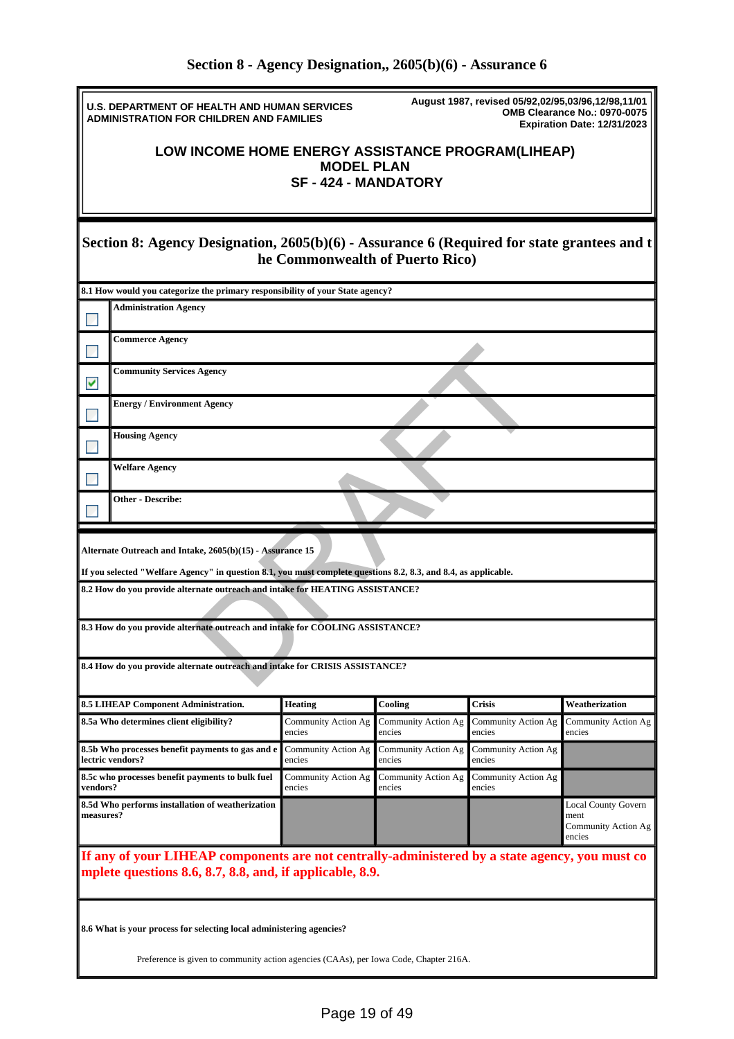## Section 8 - Agency Designation,, 2605(b)(6) - Assurance 6

U.S. DEPARTMENT OF HEALTH AND HUMAN SERVICES
ADMINISTRATION FOR CHILDREN AND FAMILIES

August 1987, revised 05/92,02/95,03/96,12/98,11/01
OMB Clearance No.: 0970-0075
Expiration Date: 12/31/2023

**LOW INCOME HOME ENERGY ASSISTANCE PROGRAM(LIHEAP)**
**MODEL PLAN**
**SF - 424 - MANDATORY**

### Section 8: Agency Designation, 2605(b)(6) - Assurance 6 (Required for state grantees and the Commonwealth of Puerto Rico)

**8.1 How would you categorize the primary responsibility of your State agency?**

- ☐ **Administration Agency**
- ☐ **Commerce Agency**
- ☑ **Community Services Agency**
- ☐ **Energy / Environment Agency**
- ☐ **Housing Agency**
- ☐ **Welfare Agency**
- ☐ **Other - Describe:**

**Alternate Outreach and Intake, 2605(b)(15) - Assurance 15**

**If you selected "Welfare Agency" in question 8.1, you must complete questions 8.2, 8.3, and 8.4, as applicable.**

**8.2 How do you provide alternate outreach and intake for HEATING ASSISTANCE?**

**8.3 How do you provide alternate outreach and intake for COOLING ASSISTANCE?**

**8.4 How do you provide alternate outreach and intake for CRISIS ASSISTANCE?**

| 8.5 LIHEAP Component Administration. | Heating | Cooling | Crisis | Weatherization |
|---|---|---|---|---|
| 8.5a Who determines client eligibility? | Community Action Agencies | Community Action Agencies | Community Action Agencies | Community Action Agencies |
| 8.5b Who processes benefit payments to gas and electric vendors? | Community Action Agencies | Community Action Agencies | Community Action Agencies | |
| 8.5c who processes benefit payments to bulk fuel vendors? | Community Action Agencies | Community Action Agencies | Community Action Agencies | |
| 8.5d Who performs installation of weatherization measures? | | | | Local County Government<br>Community Action Agencies |

**If any of your LIHEAP components are not centrally-administered by a state agency, you must complete questions 8.6, 8.7, 8.8, and, if applicable, 8.9.**

**8.6 What is your process for selecting local administering agencies?**

Preference is given to community action agencies (CAAs), per Iowa Code, Chapter 216A.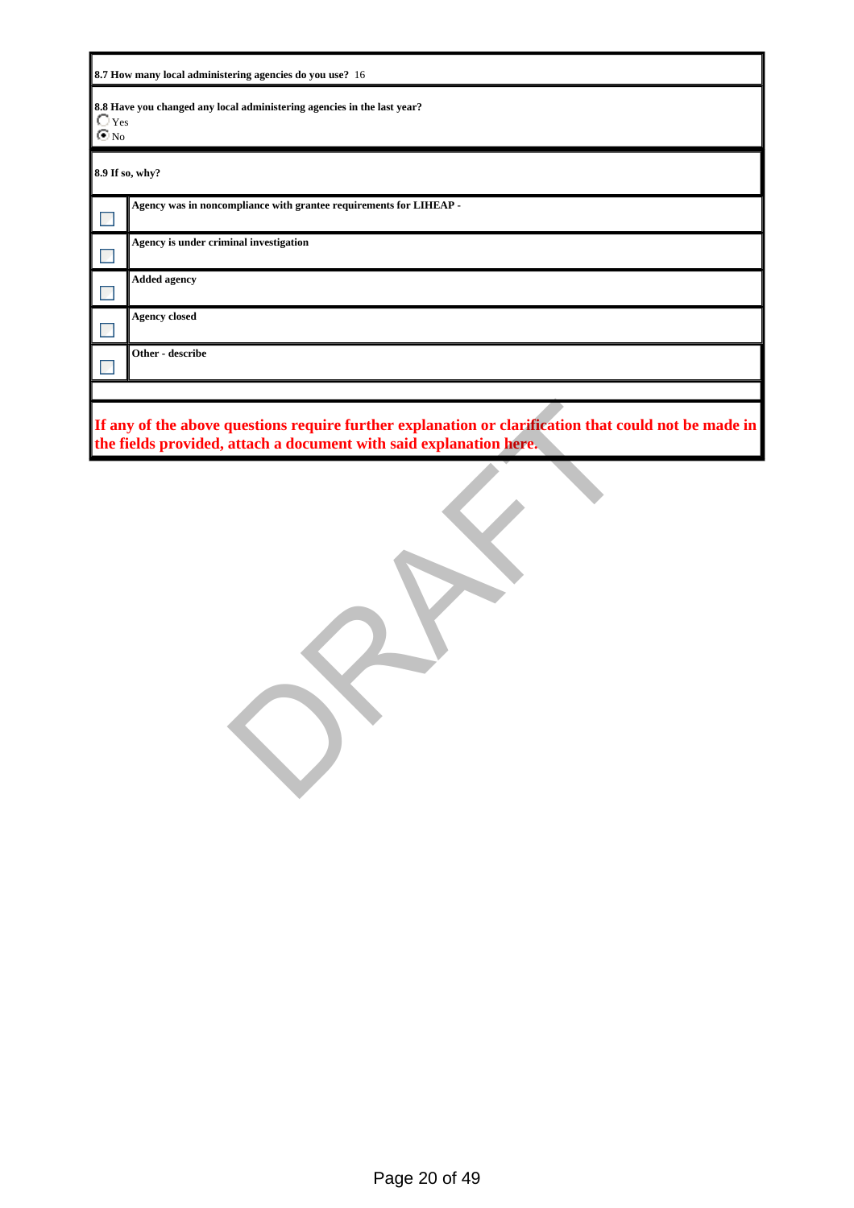**8.7 How many local administering agencies do you use?** 16

**8.8 Have you changed any local administering agencies in the last year?**

- ○ Yes
- ◉ No

**8.9 If so, why?**

| | |
|---|---|
| ☐ | **Agency was in noncompliance with grantee requirements for LIHEAP -** |
| ☐ | **Agency is under criminal investigation** |
| ☐ | **Added agency** |
| ☐ | **Agency closed** |
| ☐ | **Other - describe** |

**If any of the above questions require further explanation or clarification that could not be made in the fields provided, attach a document with said explanation here.**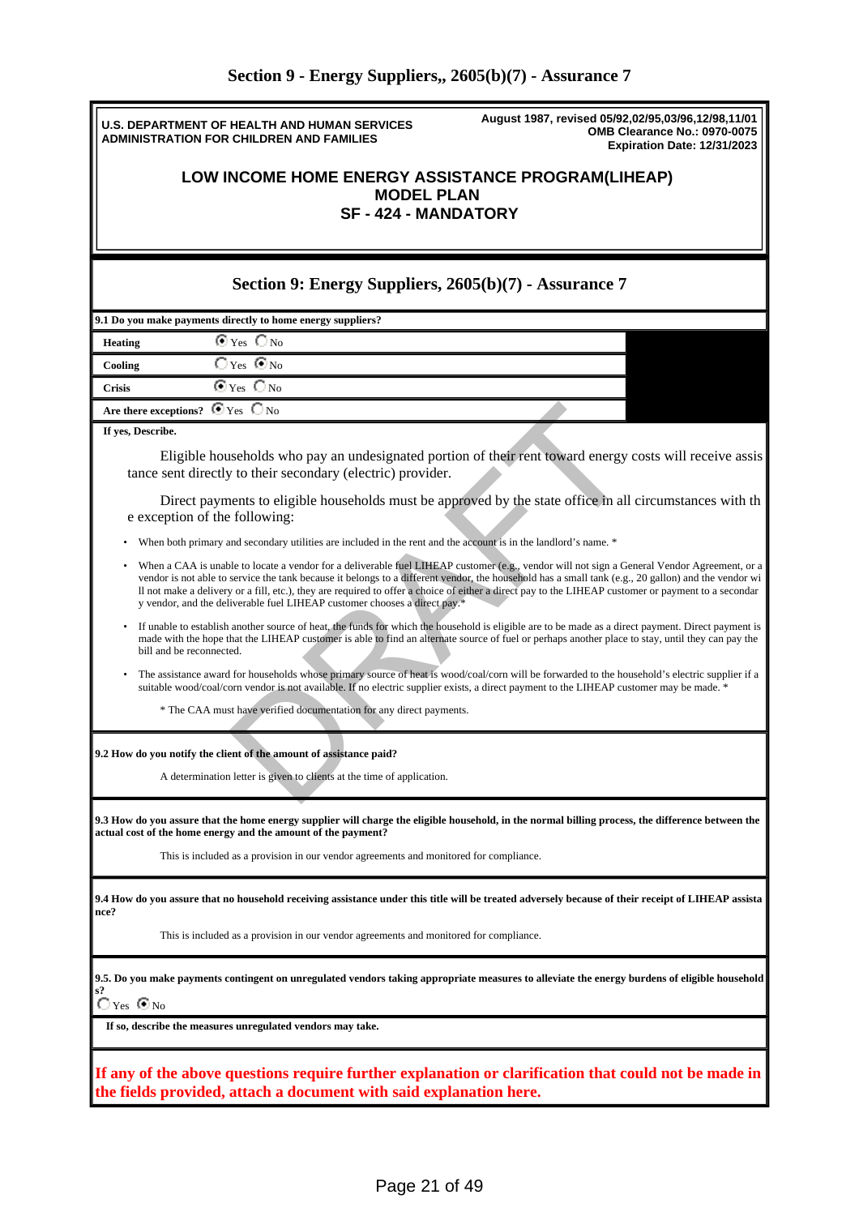# Section 9 - Energy Suppliers,, 2605(b)(7) - Assurance 7

**U.S. DEPARTMENT OF HEALTH AND HUMAN SERVICES**
**ADMINISTRATION FOR CHILDREN AND FAMILIES**

**August 1987, revised 05/92,02/95,03/96,12/98,11/01**
**OMB Clearance No.: 0970-0075**
**Expiration Date: 12/31/2023**

## LOW INCOME HOME ENERGY ASSISTANCE PROGRAM(LIHEAP)
## MODEL PLAN
## SF - 424 - MANDATORY

## Section 9: Energy Suppliers, 2605(b)(7) - Assurance 7

**9.1 Do you make payments directly to home energy suppliers?**

| | |
|---|---|
| **Heating** | ◉ Yes ○ No |
| **Cooling** | ○ Yes ◉ No |
| **Crisis** | ◉ Yes ○ No |
| **Are there exceptions?** | ◉ Yes ○ No |

**If yes, Describe.**

Eligible households who pay an undesignated portion of their rent toward energy costs will receive assistance sent directly to their secondary (electric) provider.

Direct payments to eligible households must be approved by the state office in all circumstances with the exception of the following:

- When both primary and secondary utilities are included in the rent and the account is in the landlord's name. *
- When a CAA is unable to locate a vendor for a deliverable fuel LIHEAP customer (e.g., vendor will not sign a General Vendor Agreement, or a vendor is not able to service the tank because it belongs to a different vendor, the household has a small tank (e.g., 20 gallon) and the vendor will not make a delivery or a fill, etc.), they are required to offer a choice of either a direct pay to the LIHEAP customer or payment to a secondary vendor, and the deliverable fuel LIHEAP customer chooses a direct pay.*
- If unable to establish another source of heat, the funds for which the household is eligible are to be made as a direct payment. Direct payment is made with the hope that the LIHEAP customer is able to find an alternate source of fuel or perhaps another place to stay, until they can pay the bill and be reconnected.
- The assistance award for households whose primary source of heat is wood/coal/corn will be forwarded to the household's electric supplier if a suitable wood/coal/corn vendor is not available. If no electric supplier exists, a direct payment to the LIHEAP customer may be made. *

\* The CAA must have verified documentation for any direct payments.

**9.2 How do you notify the client of the amount of assistance paid?**

A determination letter is given to clients at the time of application.

**9.3 How do you assure that the home energy supplier will charge the eligible household, in the normal billing process, the difference between the actual cost of the home energy and the amount of the payment?**

This is included as a provision in our vendor agreements and monitored for compliance.

**9.4 How do you assure that no household receiving assistance under this title will be treated adversely because of their receipt of LIHEAP assistance?**

This is included as a provision in our vendor agreements and monitored for compliance.

**9.5. Do you make payments contingent on unregulated vendors taking appropriate measures to alleviate the energy burdens of eligible households?**

○ Yes ◉ No

**If so, describe the measures unregulated vendors may take.**

**If any of the above questions require further explanation or clarification that could not be made in the fields provided, attach a document with said explanation here.**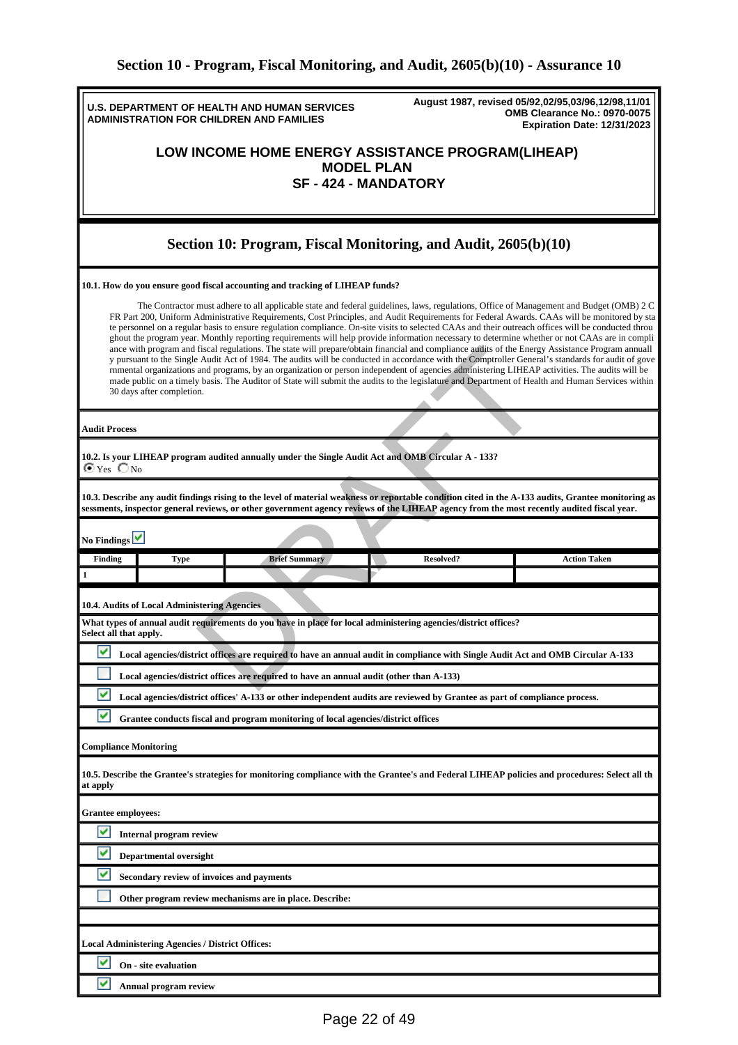## Section 10 - Program, Fiscal Monitoring, and Audit, 2605(b)(10) - Assurance 10

**U.S. DEPARTMENT OF HEALTH AND HUMAN SERVICES**
**ADMINISTRATION FOR CHILDREN AND FAMILIES**

**August 1987, revised 05/92,02/95,03/96,12/98,11/01**
**OMB Clearance No.: 0970-0075**
**Expiration Date: 12/31/2023**

### LOW INCOME HOME ENERGY ASSISTANCE PROGRAM(LIHEAP)
### MODEL PLAN
### SF - 424 - MANDATORY

## Section 10: Program, Fiscal Monitoring, and Audit, 2605(b)(10)

**10.1. How do you ensure good fiscal accounting and tracking of LIHEAP funds?**

The Contractor must adhere to all applicable state and federal guidelines, laws, regulations, Office of Management and Budget (OMB) 2 CFR Part 200, Uniform Administrative Requirements, Cost Principles, and Audit Requirements for Federal Awards. CAAs will be monitored by state personnel on a regular basis to ensure regulation compliance. On-site visits to selected CAAs and their outreach offices will be conducted throughout the program year. Monthly reporting requirements will help provide information necessary to determine whether or not CAAs are in compliance with program and fiscal regulations. The state will prepare/obtain financial and compliance audits of the Energy Assistance Program annually pursuant to the Single Audit Act of 1984. The audits will be conducted in accordance with the Comptroller General's standards for audit of governmental organizations and programs, by an organization or person independent of agencies administering LIHEAP activities. The audits will be made public on a timely basis. The Auditor of State will submit the audits to the legislature and Department of Health and Human Services within 30 days after completion.

**Audit Process**

**10.2. Is your LIHEAP program audited annually under the Single Audit Act and OMB Circular A - 133?**

(•) Yes ( ) No

**10.3. Describe any audit findings rising to the level of material weakness or reportable condition cited in the A-133 audits, Grantee monitoring assessments, inspector general reviews, or other government agency reviews of the LIHEAP agency from the most recently audited fiscal year.**

**No Findings** [x]

| Finding | Type | Brief Summary | Resolved? | Action Taken |
|---|---|---|---|---|
| 1 | | | | |

**10.4. Audits of Local Administering Agencies**

**What types of annual audit requirements do you have in place for local administering agencies/district offices? Select all that apply.**

- [x] **Local agencies/district offices are required to have an annual audit in compliance with Single Audit Act and OMB Circular A-133**
- [ ] **Local agencies/district offices are required to have an annual audit (other than A-133)**
- [x] **Local agencies/district offices' A-133 or other independent audits are reviewed by Grantee as part of compliance process.**
- [x] **Grantee conducts fiscal and program monitoring of local agencies/district offices**

**Compliance Monitoring**

**10.5. Describe the Grantee's strategies for monitoring compliance with the Grantee's and Federal LIHEAP policies and procedures: Select all that apply**

**Grantee employees:**

- [x] **Internal program review**
- [x] **Departmental oversight**
- [x] **Secondary review of invoices and payments**
- [ ] **Other program review mechanisms are in place. Describe:**

**Local Administering Agencies / District Offices:**

- [x] **On - site evaluation**
- [x] **Annual program review**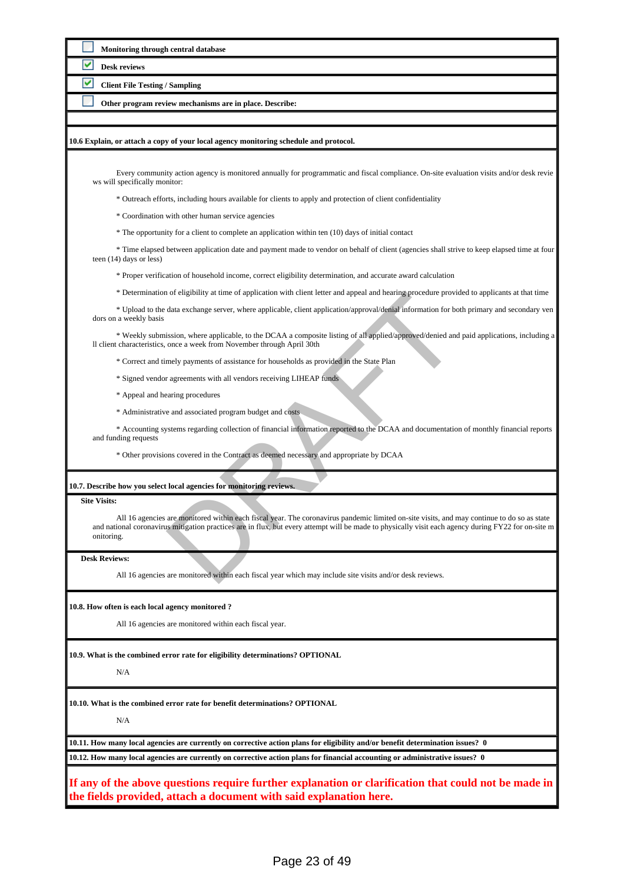- [ ] **Monitoring through central database**
- [x] **Desk reviews**
- [x] **Client File Testing / Sampling**
- [ ] **Other program review mechanisms are in place. Describe:**

**10.6 Explain, or attach a copy of your local agency monitoring schedule and protocol.**

Every community action agency is monitored annually for programmatic and fiscal compliance. On-site evaluation visits and/or desk reviews will specifically monitor:

* Outreach efforts, including hours available for clients to apply and protection of client confidentiality

* Coordination with other human service agencies

* The opportunity for a client to complete an application within ten (10) days of initial contact

* Time elapsed between application date and payment made to vendor on behalf of client (agencies shall strive to keep elapsed time at fourteen (14) days or less)

* Proper verification of household income, correct eligibility determination, and accurate award calculation

* Determination of eligibility at time of application with client letter and appeal and hearing procedure provided to applicants at that time

* Upload to the data exchange server, where applicable, client application/approval/denial information for both primary and secondary vendors on a weekly basis

* Weekly submission, where applicable, to the DCAA a composite listing of all applied/approved/denied and paid applications, including all client characteristics, once a week from November through April 30th

* Correct and timely payments of assistance for households as provided in the State Plan

* Signed vendor agreements with all vendors receiving LIHEAP funds

* Appeal and hearing procedures

* Administrative and associated program budget and costs

* Accounting systems regarding collection of financial information reported to the DCAA and documentation of monthly financial reports and funding requests

* Other provisions covered in the Contract as deemed necessary and appropriate by DCAA

**10.7. Describe how you select local agencies for monitoring reviews.**

**Site Visits:**

All 16 agencies are monitored within each fiscal year. The coronavirus pandemic limited on-site visits, and may continue to do so as state and national coronavirus mitigation practices are in flux, but every attempt will be made to physically visit each agency during FY22 for on-site monitoring.

**Desk Reviews:**

All 16 agencies are monitored within each fiscal year which may include site visits and/or desk reviews.

**10.8. How often is each local agency monitored ?**

All 16 agencies are monitored within each fiscal year.

**10.9. What is the combined error rate for eligibility determinations? OPTIONAL**

N/A

**10.10. What is the combined error rate for benefit determinations? OPTIONAL**

N/A

**10.11. How many local agencies are currently on corrective action plans for eligibility and/or benefit determination issues? 0**

**10.12. How many local agencies are currently on corrective action plans for financial accounting or administrative issues? 0**

**If any of the above questions require further explanation or clarification that could not be made in the fields provided, attach a document with said explanation here.**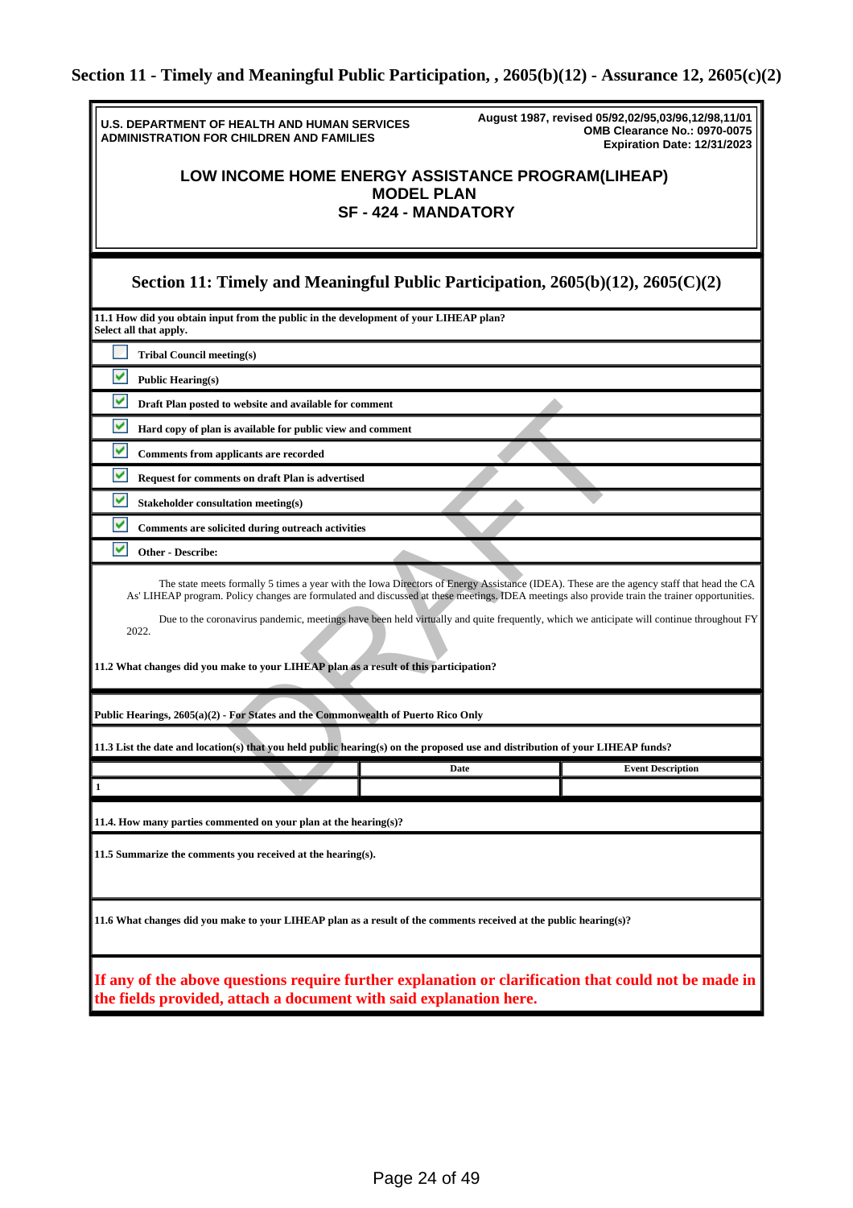## Section 11 - Timely and Meaningful Public Participation, , 2605(b)(12) - Assurance 12, 2605(c)(2)

**U.S. DEPARTMENT OF HEALTH AND HUMAN SERVICES**
**ADMINISTRATION FOR CHILDREN AND FAMILIES**

**August 1987, revised 05/92,02/95,03/96,12/98,11/01**
**OMB Clearance No.: 0970-0075**
**Expiration Date: 12/31/2023**

**LOW INCOME HOME ENERGY ASSISTANCE PROGRAM(LIHEAP)**
**MODEL PLAN**
**SF - 424 - MANDATORY**

### Section 11: Timely and Meaningful Public Participation, 2605(b)(12), 2605(C)(2)

**11.1 How did you obtain input from the public in the development of your LIHEAP plan?**
**Select all that apply.**

- [ ] **Tribal Council meeting(s)**
- [x] **Public Hearing(s)**
- [x] **Draft Plan posted to website and available for comment**
- [x] **Hard copy of plan is available for public view and comment**
- [x] **Comments from applicants are recorded**
- [x] **Request for comments on draft Plan is advertised**
- [x] **Stakeholder consultation meeting(s)**
- [x] **Comments are solicited during outreach activities**
- [x] **Other - Describe:**

The state meets formally 5 times a year with the Iowa Directors of Energy Assistance (IDEA). These are the agency staff that head the CA As' LIHEAP program. Policy changes are formulated and discussed at these meetings. IDEA meetings also provide train the trainer opportunities.

Due to the coronavirus pandemic, meetings have been held virtually and quite frequently, which we anticipate will continue throughout FY 2022.

**11.2 What changes did you make to your LIHEAP plan as a result of this participation?**

**Public Hearings, 2605(a)(2) - For States and the Commonwealth of Puerto Rico Only**

**11.3 List the date and location(s) that you held public hearing(s) on the proposed use and distribution of your LIHEAP funds?**

| | Date | Event Description |
|---|---|---|
| 1 | | |

**11.4. How many parties commented on your plan at the hearing(s)?**

**11.5 Summarize the comments you received at the hearing(s).**

**11.6 What changes did you make to your LIHEAP plan as a result of the comments received at the public hearing(s)?**

**If any of the above questions require further explanation or clarification that could not be made in the fields provided, attach a document with said explanation here.**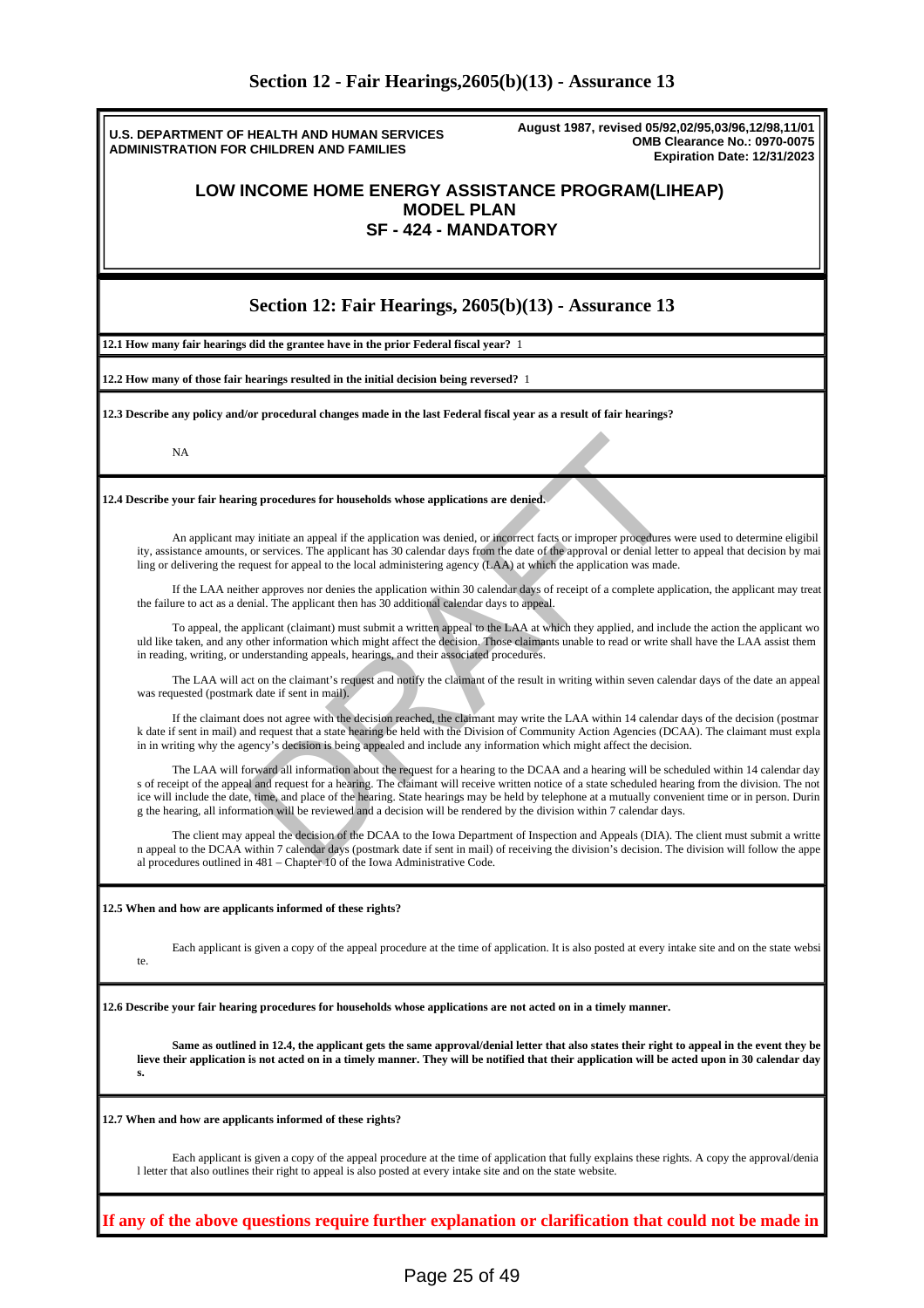## Section 12 - Fair Hearings,2605(b)(13) - Assurance 13

**U.S. DEPARTMENT OF HEALTH AND HUMAN SERVICES**
**ADMINISTRATION FOR CHILDREN AND FAMILIES**

**August 1987, revised 05/92,02/95,03/96,12/98,11/01**
**OMB Clearance No.: 0970-0075**
**Expiration Date: 12/31/2023**

# LOW INCOME HOME ENERGY ASSISTANCE PROGRAM(LIHEAP) MODEL PLAN SF - 424 - MANDATORY

## Section 12: Fair Hearings, 2605(b)(13) - Assurance 13

**12.1 How many fair hearings did the grantee have in the prior Federal fiscal year?** 1

**12.2 How many of those fair hearings resulted in the initial decision being reversed?** 1

**12.3 Describe any policy and/or procedural changes made in the last Federal fiscal year as a result of fair hearings?**

NA

**12.4 Describe your fair hearing procedures for households whose applications are denied.**

An applicant may initiate an appeal if the application was denied, or incorrect facts or improper procedures were used to determine eligibility, assistance amounts, or services. The applicant has 30 calendar days from the date of the approval or denial letter to appeal that decision by mailing or delivering the request for appeal to the local administering agency (LAA) at which the application was made.

If the LAA neither approves nor denies the application within 30 calendar days of receipt of a complete application, the applicant may treat the failure to act as a denial. The applicant then has 30 additional calendar days to appeal.

To appeal, the applicant (claimant) must submit a written appeal to the LAA at which they applied, and include the action the applicant would like taken, and any other information which might affect the decision. Those claimants unable to read or write shall have the LAA assist them in reading, writing, or understanding appeals, hearings, and their associated procedures.

The LAA will act on the claimant's request and notify the claimant of the result in writing within seven calendar days of the date an appeal was requested (postmark date if sent in mail).

If the claimant does not agree with the decision reached, the claimant may write the LAA within 14 calendar days of the decision (postmark date if sent in mail) and request that a state hearing be held with the Division of Community Action Agencies (DCAA). The claimant must explain in writing why the agency's decision is being appealed and include any information which might affect the decision.

The LAA will forward all information about the request for a hearing to the DCAA and a hearing will be scheduled within 14 calendar days of receipt of the appeal and request for a hearing. The claimant will receive written notice of a state scheduled hearing from the division. The notice will include the date, time, and place of the hearing. State hearings may be held by telephone at a mutually convenient time or in person. During the hearing, all information will be reviewed and a decision will be rendered by the division within 7 calendar days.

The client may appeal the decision of the DCAA to the Iowa Department of Inspection and Appeals (DIA). The client must submit a written appeal to the DCAA within 7 calendar days (postmark date if sent in mail) of receiving the division's decision. The division will follow the appeal procedures outlined in 481 – Chapter 10 of the Iowa Administrative Code.

**12.5 When and how are applicants informed of these rights?**

Each applicant is given a copy of the appeal procedure at the time of application. It is also posted at every intake site and on the state website.

**12.6 Describe your fair hearing procedures for households whose applications are not acted on in a timely manner.**

**Same as outlined in 12.4, the applicant gets the same approval/denial letter that also states their right to appeal in the event they believe their application is not acted on in a timely manner. They will be notified that their application will be acted upon in 30 calendar days.**

**12.7 When and how are applicants informed of these rights?**

Each applicant is given a copy of the appeal procedure at the time of application that fully explains these rights. A copy the approval/denial letter that also outlines their right to appeal is also posted at every intake site and on the state website.

**If any of the above questions require further explanation or clarification that could not be made in**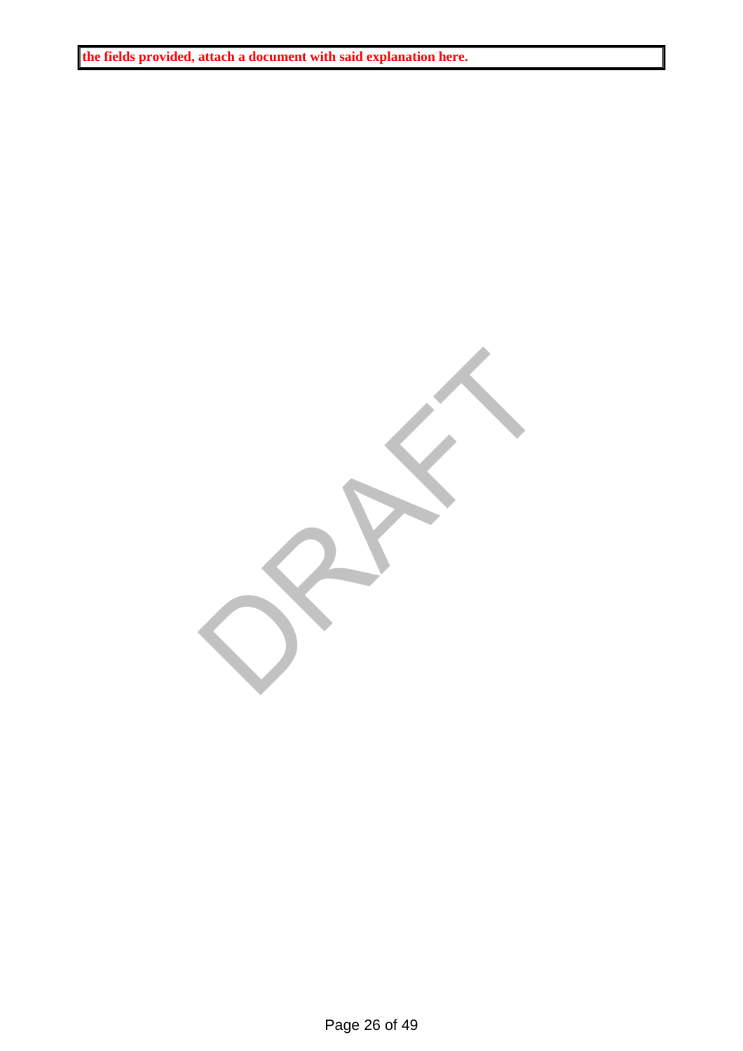| **the fields provided, attach a document with said explanation here.** |
| --- |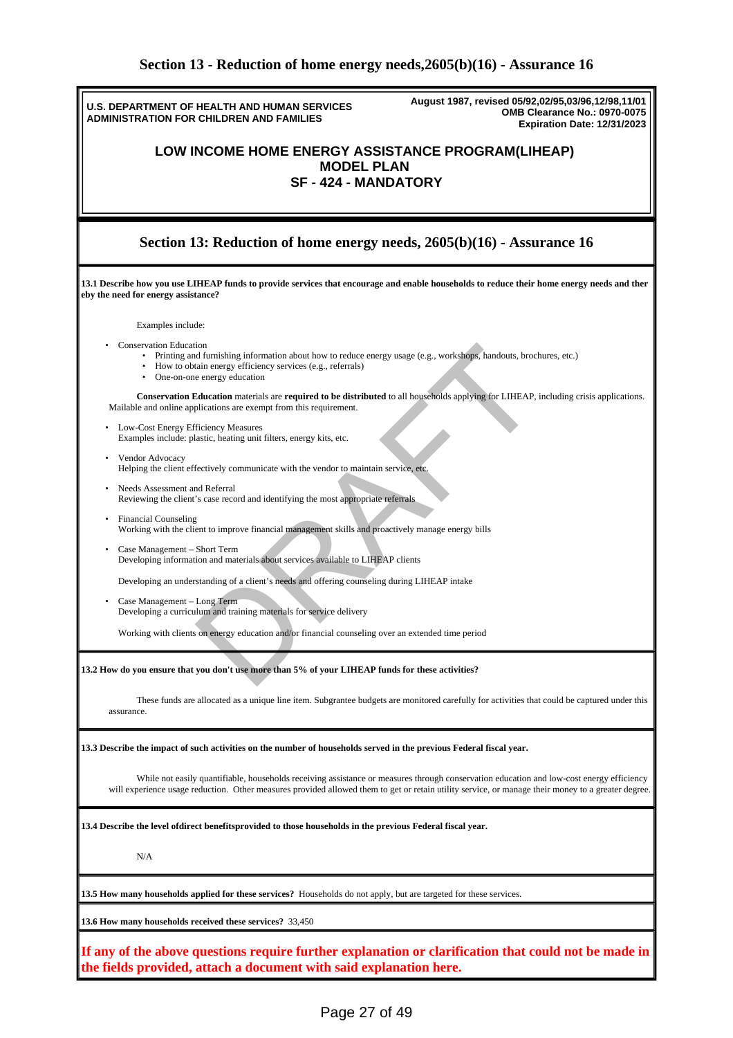## Section 13 - Reduction of home energy needs,2605(b)(16) - Assurance 16

**U.S. DEPARTMENT OF HEALTH AND HUMAN SERVICES**
**ADMINISTRATION FOR CHILDREN AND FAMILIES**

**August 1987, revised 05/92,02/95,03/96,12/98,11/01**
**OMB Clearance No.: 0970-0075**
**Expiration Date: 12/31/2023**

**LOW INCOME HOME ENERGY ASSISTANCE PROGRAM(LIHEAP)**
**MODEL PLAN**
**SF - 424 - MANDATORY**

## Section 13: Reduction of home energy needs, 2605(b)(16) - Assurance 16

**13.1 Describe how you use LIHEAP funds to provide services that encourage and enable households to reduce their home energy needs and ther eby the need for energy assistance?**

Examples include:

- Conservation Education
  - Printing and furnishing information about how to reduce energy usage (e.g., workshops, handouts, brochures, etc.)
  - How to obtain energy efficiency services (e.g., referrals)
  - One-on-one energy education

**Conservation Education** materials are **required to be distributed** to all households applying for LIHEAP, including crisis applications. Mailable and online applications are exempt from this requirement.

- Low-Cost Energy Efficiency Measures
  Examples include: plastic, heating unit filters, energy kits, etc.
- Vendor Advocacy
  Helping the client effectively communicate with the vendor to maintain service, etc.
- Needs Assessment and Referral
  Reviewing the client's case record and identifying the most appropriate referrals
- Financial Counseling
  Working with the client to improve financial management skills and proactively manage energy bills
- Case Management – Short Term
  Developing information and materials about services available to LIHEAP clients

  Developing an understanding of a client's needs and offering counseling during LIHEAP intake
- Case Management – Long Term
  Developing a curriculum and training materials for service delivery

  Working with clients on energy education and/or financial counseling over an extended time period

**13.2 How do you ensure that you don't use more than 5% of your LIHEAP funds for these activities?**

These funds are allocated as a unique line item. Subgrantee budgets are monitored carefully for activities that could be captured under this assurance.

**13.3 Describe the impact of such activities on the number of households served in the previous Federal fiscal year.**

While not easily quantifiable, households receiving assistance or measures through conservation education and low-cost energy efficiency will experience usage reduction. Other measures provided allowed them to get or retain utility service, or manage their money to a greater degree.

**13.4 Describe the level ofdirect benefitsprovided to those households in the previous Federal fiscal year.**

N/A

**13.5 How many households applied for these services?** Households do not apply, but are targeted for these services.

**13.6 How many households received these services?** 33,450

**If any of the above questions require further explanation or clarification that could not be made in the fields provided, attach a document with said explanation here.**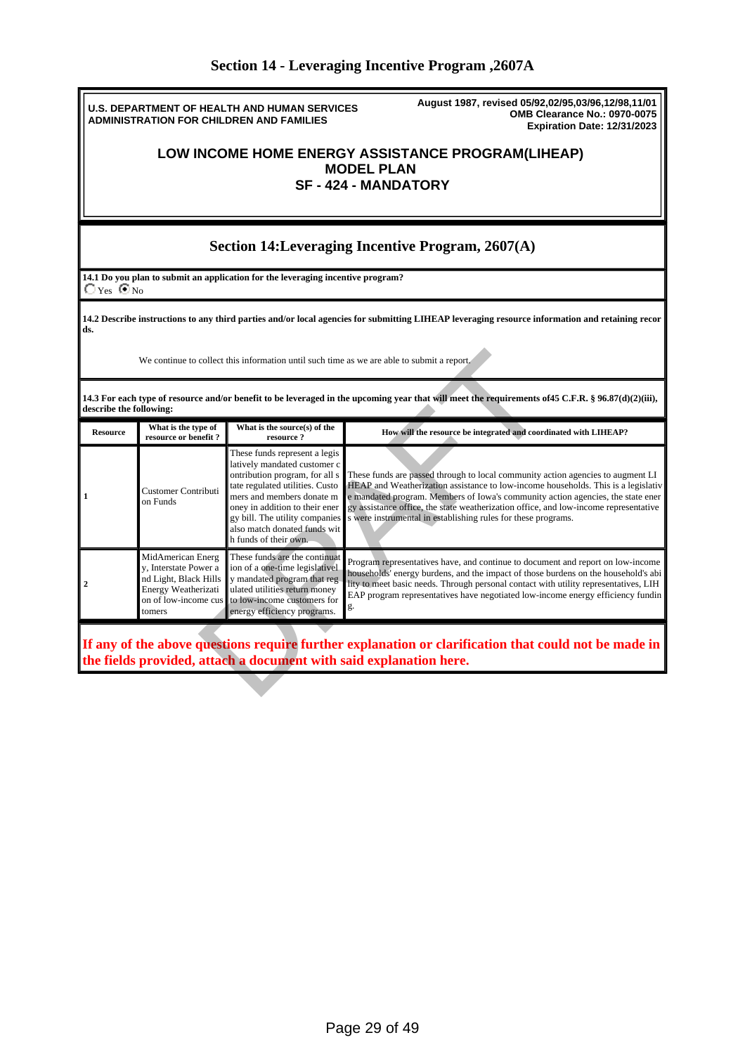# Section 14 - Leveraging Incentive Program ,2607A

**U.S. DEPARTMENT OF HEALTH AND HUMAN SERVICES**
**ADMINISTRATION FOR CHILDREN AND FAMILIES**

**August 1987, revised 05/92,02/95,03/96,12/98,11/01**
**OMB Clearance No.: 0970-0075**
**Expiration Date: 12/31/2023**

## LOW INCOME HOME ENERGY ASSISTANCE PROGRAM(LIHEAP)
## MODEL PLAN
## SF - 424 - MANDATORY

## Section 14:Leveraging Incentive Program, 2607(A)

**14.1 Do you plan to submit an application for the leveraging incentive program?**

○ Yes ◉ No

**14.2 Describe instructions to any third parties and/or local agencies for submitting LIHEAP leveraging resource information and retaining records.**

We continue to collect this information until such time as we are able to submit a report.

**14.3 For each type of resource and/or benefit to be leveraged in the upcoming year that will meet the requirements of45 C.F.R. § 96.87(d)(2)(iii), describe the following:**

| Resource | What is the type of resource or benefit ? | What is the source(s) of the resource ? | How will the resource be integrated and coordinated with LIHEAP? |
|---|---|---|---|
| 1 | Customer Contribution Funds | These funds represent a legislatively mandated customer contribution program, for all state regulated utilities. Customers and members donate money in addition to their energy bill. The utility companies also match donated funds with funds of their own. | These funds are passed through to local community action agencies to augment LIHEAP and Weatherization assistance to low-income households. This is a legislative mandated program. Members of Iowa's community action agencies, the state energy assistance office, the state weatherization office, and low-income representatives were instrumental in establishing rules for these programs. |
| 2 | MidAmerican Energy, Interstate Power and Light, Black Hills Energy Weatherization of low-income customers | These funds are the continuation of a one-time legislatively mandated program that regulated utilities return money to low-income customers for energy efficiency programs. | Program representatives have, and continue to document and report on low-income households' energy burdens, and the impact of those burdens on the household's ability to meet basic needs. Through personal contact with utility representatives, LIHEAP program representatives have negotiated low-income energy efficiency funding. |

**If any of the above questions require further explanation or clarification that could not be made in the fields provided, attach a document with said explanation here.**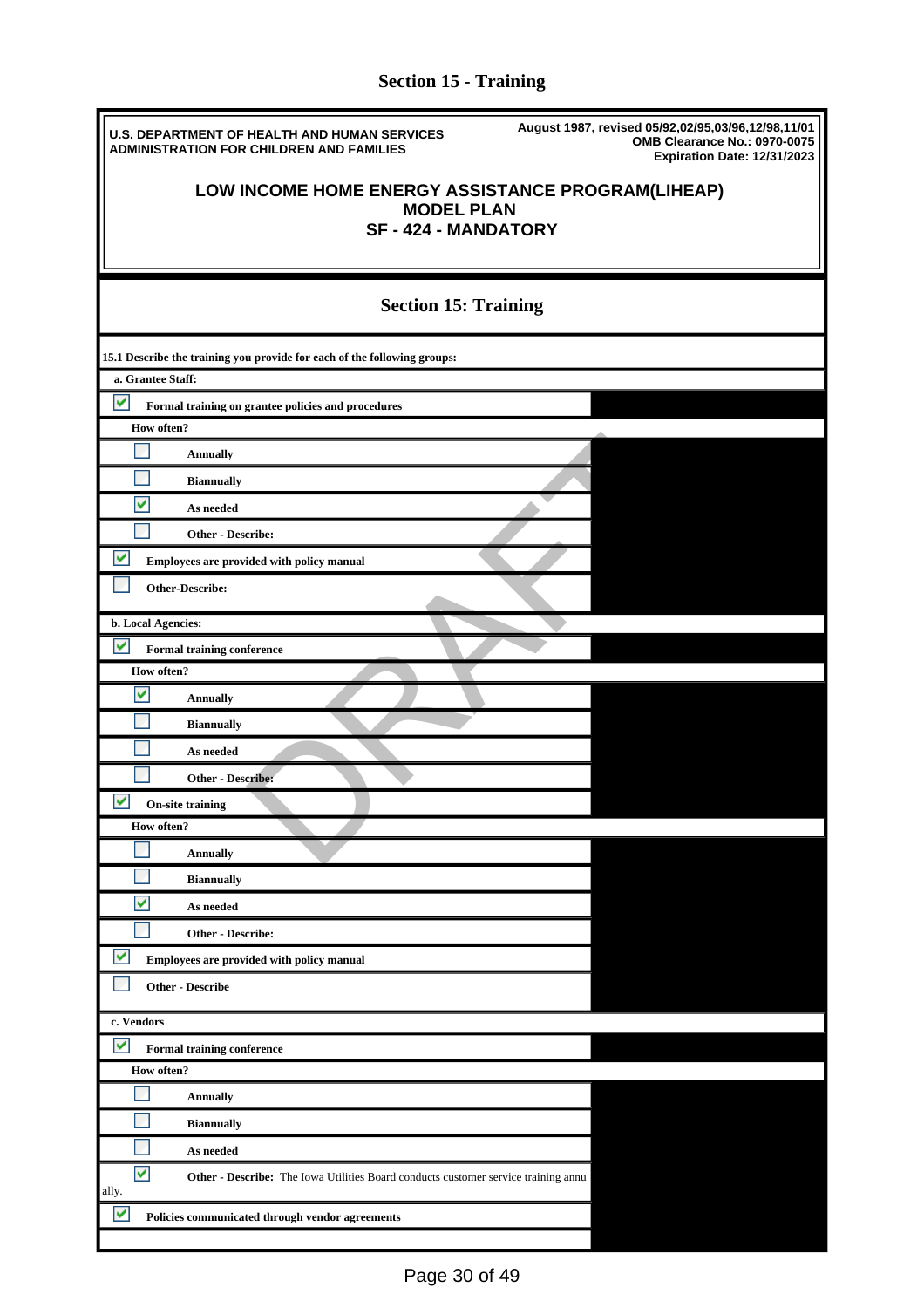# Section 15 - Training

**U.S. DEPARTMENT OF HEALTH AND HUMAN SERVICES**
**ADMINISTRATION FOR CHILDREN AND FAMILIES**

**August 1987, revised 05/92,02/95,03/96,12/98,11/01**
**OMB Clearance No.: 0970-0075**
**Expiration Date: 12/31/2023**

## LOW INCOME HOME ENERGY ASSISTANCE PROGRAM(LIHEAP)
## MODEL PLAN
## SF - 424 - MANDATORY

## Section 15: Training

**15.1 Describe the training you provide for each of the following groups:**

**a. Grantee Staff:**

- [x] **Formal training on grantee policies and procedures**
  - **How often?**
    - [ ] **Annually**
    - [ ] **Biannually**
    - [x] **As needed**
    - [ ] **Other - Describe:**
- [x] **Employees are provided with policy manual**
- [ ] **Other-Describe:**

**b. Local Agencies:**

- [x] **Formal training conference**
  - **How often?**
    - [x] **Annually**
    - [ ] **Biannually**
    - [ ] **As needed**
    - [ ] **Other - Describe:**
- [x] **On-site training**
  - **How often?**
    - [ ] **Annually**
    - [ ] **Biannually**
    - [x] **As needed**
    - [ ] **Other - Describe:**
- [x] **Employees are provided with policy manual**
- [ ] **Other - Describe**

**c. Vendors**

- [x] **Formal training conference**
  - **How often?**
    - [ ] **Annually**
    - [ ] **Biannually**
    - [ ] **As needed**
    - [x] **Other - Describe:** The Iowa Utilities Board conducts customer service training annually.
- [x] **Policies communicated through vendor agreements**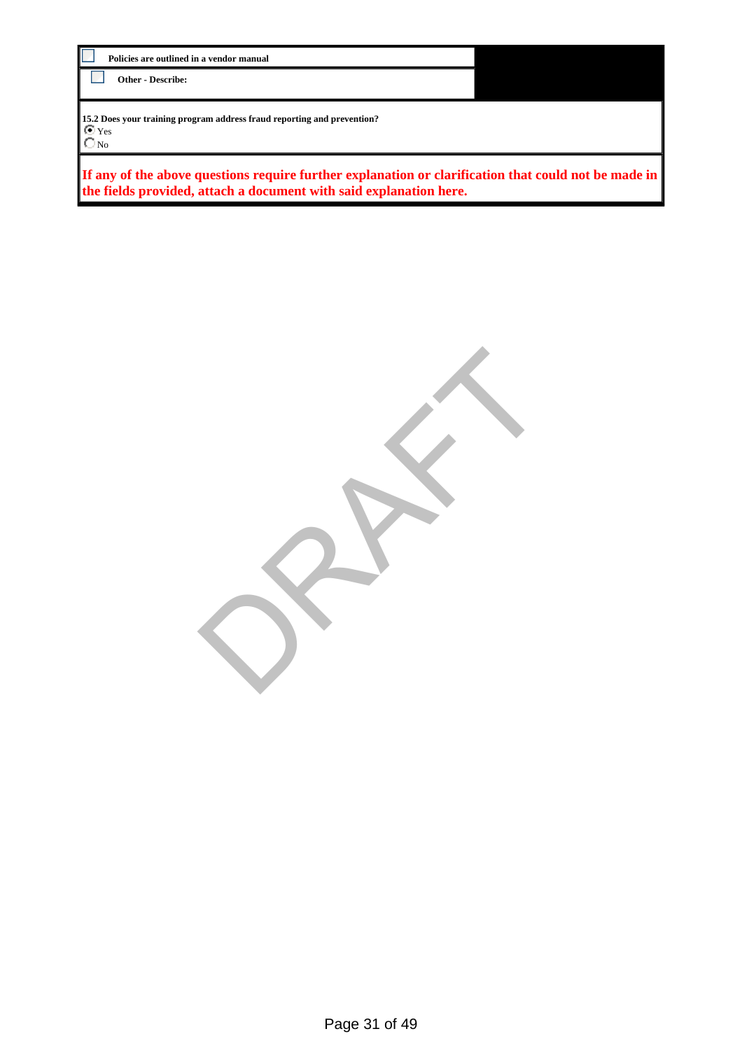- [ ] **Policies are outlined in a vendor manual**
- [ ] **Other - Describe:**

**15.2 Does your training program address fraud reporting and prevention?**

- (●) Yes
- ( ) No

**If any of the above questions require further explanation or clarification that could not be made in the fields provided, attach a document with said explanation here.**

DRAFT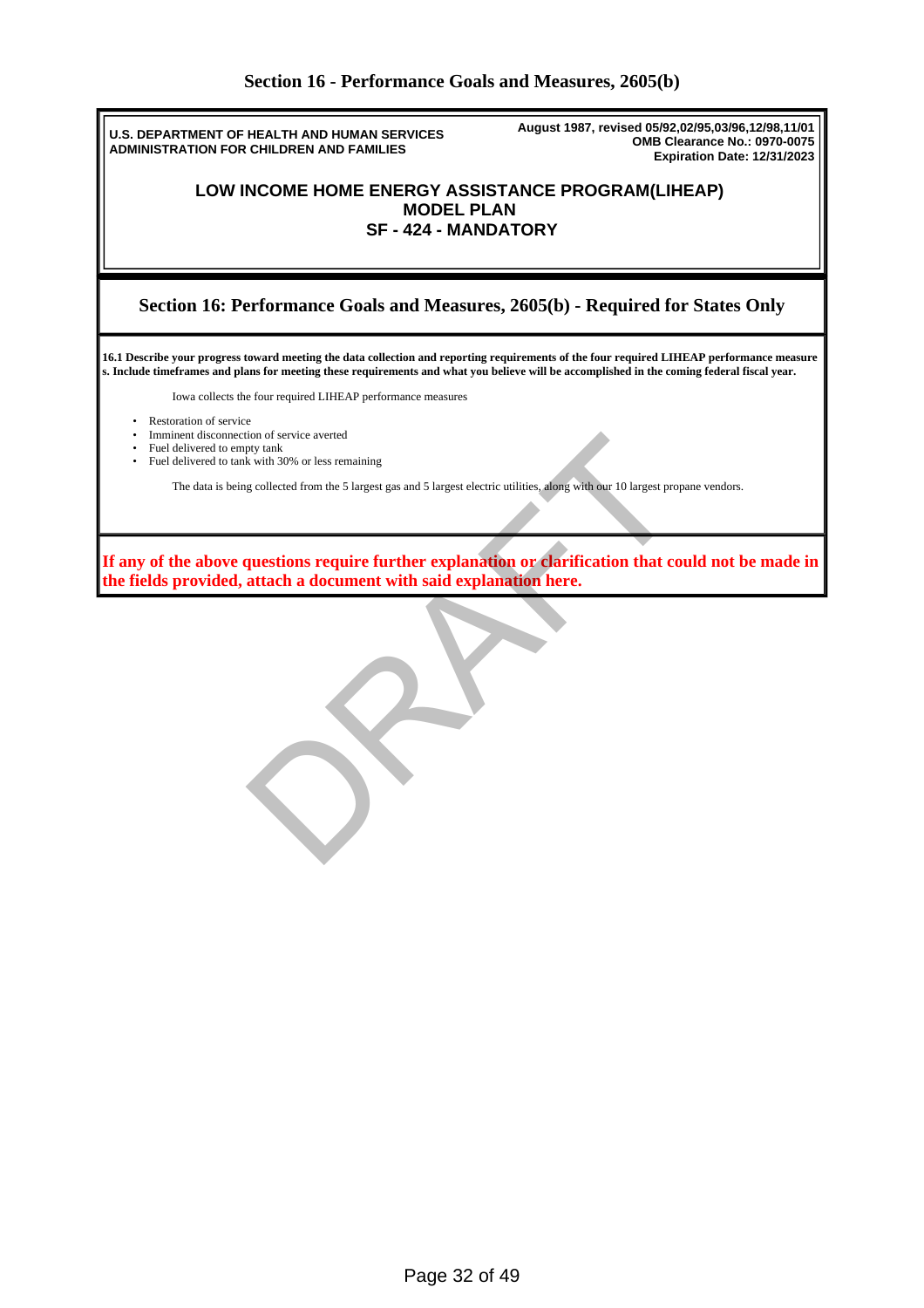## Section 16 - Performance Goals and Measures, 2605(b)

**U.S. DEPARTMENT OF HEALTH AND HUMAN SERVICES**
**ADMINISTRATION FOR CHILDREN AND FAMILIES**

**August 1987, revised 05/92,02/95,03/96,12/98,11/01**
**OMB Clearance No.: 0970-0075**
**Expiration Date: 12/31/2023**

**LOW INCOME HOME ENERGY ASSISTANCE PROGRAM(LIHEAP)**
**MODEL PLAN**
**SF - 424 - MANDATORY**

### Section 16: Performance Goals and Measures, 2605(b) - Required for States Only

**16.1 Describe your progress toward meeting the data collection and reporting requirements of the four required LIHEAP performance measures. Include timeframes and plans for meeting these requirements and what you believe will be accomplished in the coming federal fiscal year.**

Iowa collects the four required LIHEAP performance measures

- Restoration of service
- Imminent disconnection of service averted
- Fuel delivered to empty tank
- Fuel delivered to tank with 30% or less remaining

The data is being collected from the 5 largest gas and 5 largest electric utilities, along with our 10 largest propane vendors.

**If any of the above questions require further explanation or clarification that could not be made in the fields provided, attach a document with said explanation here.**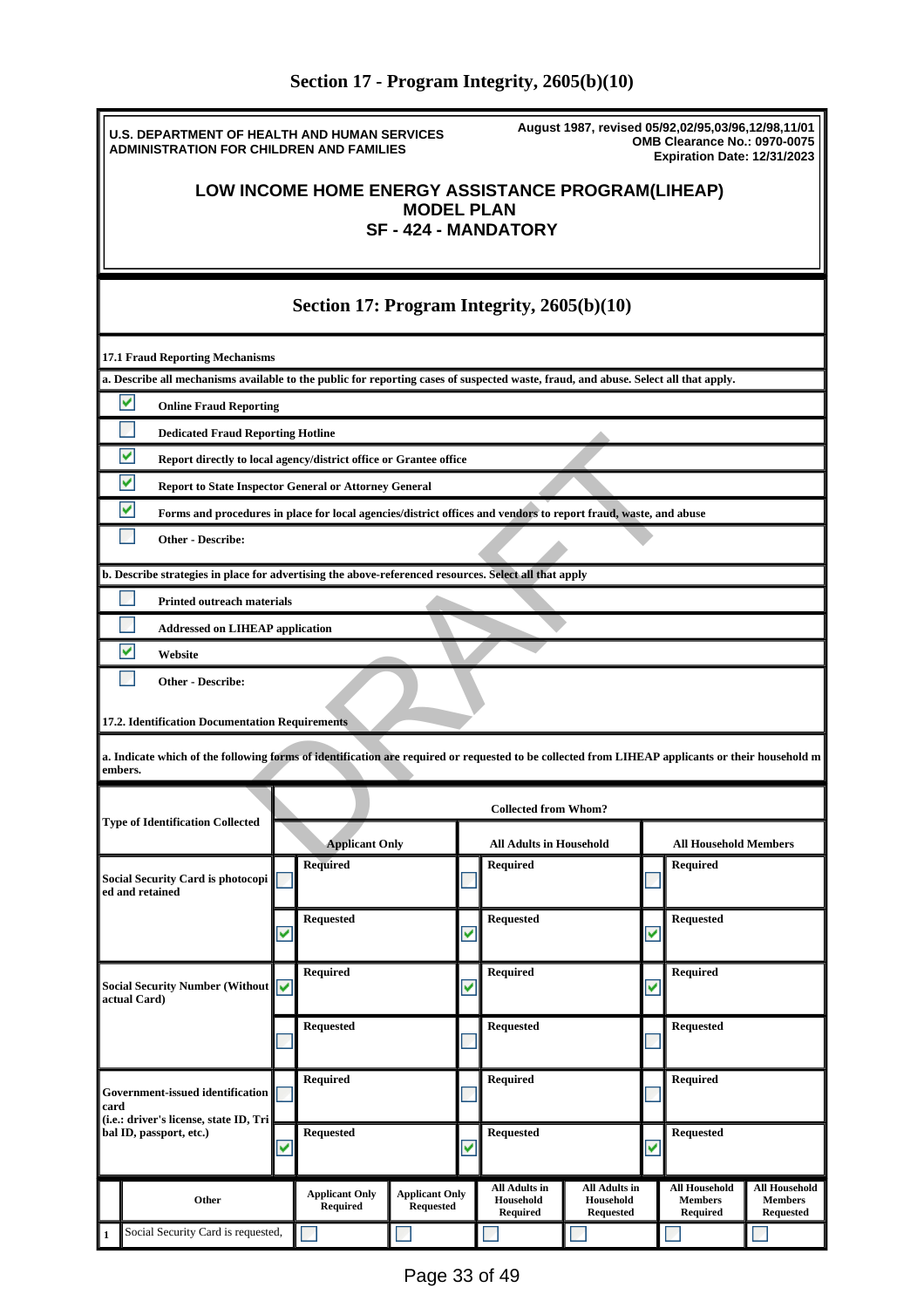# Section 17 - Program Integrity, 2605(b)(10)

**U.S. DEPARTMENT OF HEALTH AND HUMAN SERVICES**
**ADMINISTRATION FOR CHILDREN AND FAMILIES**

**August 1987, revised 05/92,02/95,03/96,12/98,11/01**
**OMB Clearance No.: 0970-0075**
**Expiration Date: 12/31/2023**

## LOW INCOME HOME ENERGY ASSISTANCE PROGRAM(LIHEAP) MODEL PLAN SF - 424 - MANDATORY

## Section 17: Program Integrity, 2605(b)(10)

**17.1 Fraud Reporting Mechanisms**

**a. Describe all mechanisms available to the public for reporting cases of suspected waste, fraud, and abuse. Select all that apply.**

- [x] **Online Fraud Reporting**
- [ ] **Dedicated Fraud Reporting Hotline**
- [x] **Report directly to local agency/district office or Grantee office**
- [x] **Report to State Inspector General or Attorney General**
- [x] **Forms and procedures in place for local agencies/district offices and vendors to report fraud, waste, and abuse**
- [ ] **Other - Describe:**

**b. Describe strategies in place for advertising the above-referenced resources. Select all that apply**

- [ ] **Printed outreach materials**
- [ ] **Addressed on LIHEAP application**
- [x] **Website**
- [ ] **Other - Describe:**

**17.2. Identification Documentation Requirements**

**a. Indicate which of the following forms of identification are required or requested to be collected from LIHEAP applicants or their household members.**

| Type of Identification Collected | Collected from Whom? | | |
|---|---|---|---|
| | Applicant Only | All Adults in Household | All Household Members |
| Social Security Card is photocopied and retained | [ ] Required | [ ] Required | [ ] Required |
| | [x] Requested | [x] Requested | [x] Requested |
| Social Security Number (Without actual Card) | [x] Required | [x] Required | [x] Required |
| | [ ] Requested | [ ] Requested | [ ] Requested |
| Government-issued identification card (i.e.: driver's license, state ID, Tribal ID, passport, etc.) | [ ] Required | [ ] Required | [ ] Required |
| | [x] Requested | [x] Requested | [x] Requested |

| | Other | Applicant Only Required | Applicant Only Requested | All Adults in Household Required | All Adults in Household Requested | All Household Members Required | All Household Members Requested |
|---|---|---|---|---|---|---|---|
| 1 | Social Security Card is requested, | [ ] | [ ] | [ ] | [ ] | [ ] | [ ] |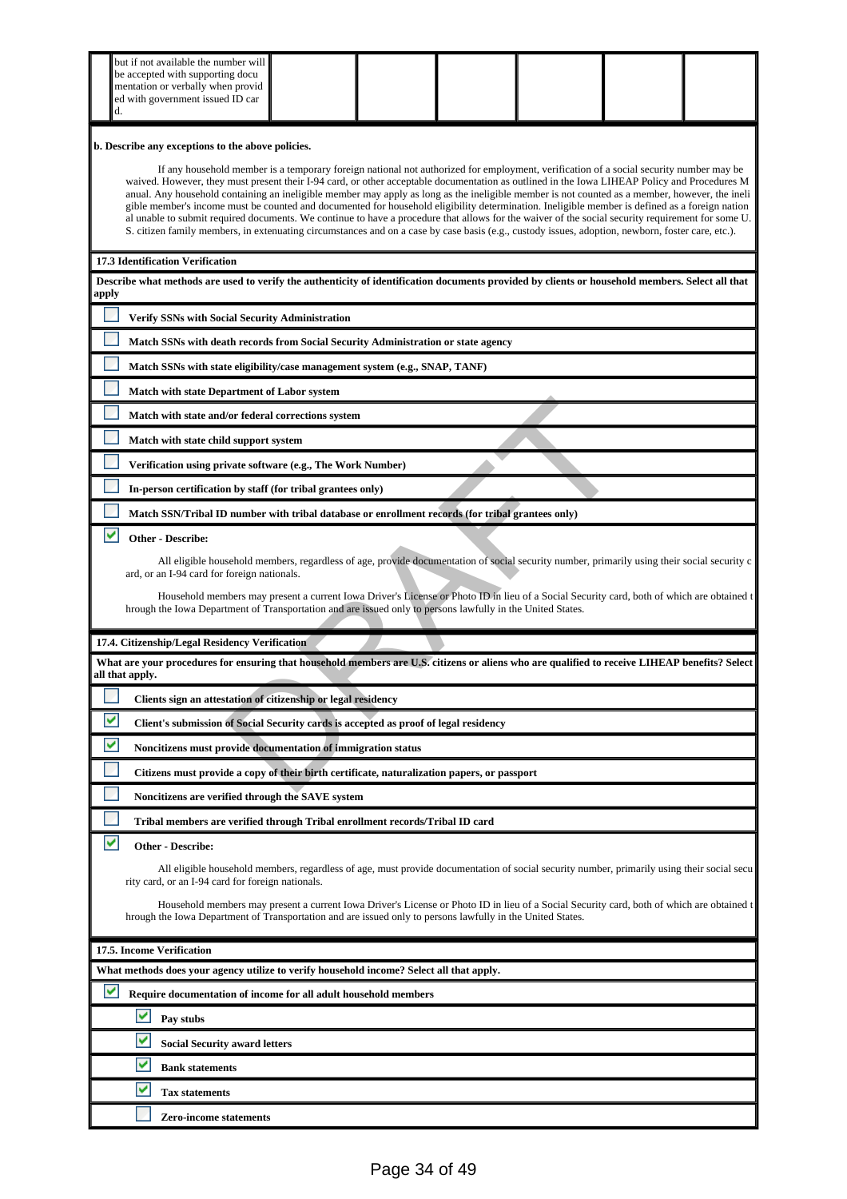| | but if not available the number will be accepted with supporting documentation or verbally when provided with government issued ID card. | | | | | | |
|---|---|---|---|---|---|---|---|

**b. Describe any exceptions to the above policies.**

If any household member is a temporary foreign national not authorized for employment, verification of a social security number may be waived. However, they must present their I-94 card, or other acceptable documentation as outlined in the Iowa LIHEAP Policy and Procedures Manual. Any household containing an ineligible member may apply as long as the ineligible member is not counted as a member, however, the ineligible member's income must be counted and documented for household eligibility determination. Ineligible member is defined as a foreign national unable to submit required documents. We continue to have a procedure that allows for the waiver of the social security requirement for some U.S. citizen family members, in extenuating circumstances and on a case by case basis (e.g., custody issues, adoption, newborn, foster care, etc.).

**17.3 Identification Verification**

**Describe what methods are used to verify the authenticity of identification documents provided by clients or household members. Select all that apply**

- [ ] **Verify SSNs with Social Security Administration**
- [ ] **Match SSNs with death records from Social Security Administration or state agency**
- [ ] **Match SSNs with state eligibility/case management system (e.g., SNAP, TANF)**
- [ ] **Match with state Department of Labor system**
- [ ] **Match with state and/or federal corrections system**
- [ ] **Match with state child support system**
- [ ] **Verification using private software (e.g., The Work Number)**
- [ ] **In-person certification by staff (for tribal grantees only)**
- [ ] **Match SSN/Tribal ID number with tribal database or enrollment records (for tribal grantees only)**
- [x] **Other - Describe:**

All eligible household members, regardless of age, provide documentation of social security number, primarily using their social security card, or an I-94 card for foreign nationals.

Household members may present a current Iowa Driver's License or Photo ID in lieu of a Social Security card, both of which are obtained through the Iowa Department of Transportation and are issued only to persons lawfully in the United States.

**17.4. Citizenship/Legal Residency Verification**

**What are your procedures for ensuring that household members are U.S. citizens or aliens who are qualified to receive LIHEAP benefits? Select all that apply.**

- [ ] **Clients sign an attestation of citizenship or legal residency**
- [x] **Client's submission of Social Security cards is accepted as proof of legal residency**
- [x] **Noncitizens must provide documentation of immigration status**
- [ ] **Citizens must provide a copy of their birth certificate, naturalization papers, or passport**
- [ ] **Noncitizens are verified through the SAVE system**
- [ ] **Tribal members are verified through Tribal enrollment records/Tribal ID card**
- [x] **Other - Describe:**

All eligible household members, regardless of age, must provide documentation of social security number, primarily using their social security card, or an I-94 card for foreign nationals.

Household members may present a current Iowa Driver's License or Photo ID in lieu of a Social Security card, both of which are obtained through the Iowa Department of Transportation and are issued only to persons lawfully in the United States.

**17.5. Income Verification**

**What methods does your agency utilize to verify household income? Select all that apply.**

- [x] **Require documentation of income for all adult household members**
  - [x] **Pay stubs**
  - [x] **Social Security award letters**
  - [x] **Bank statements**
  - [x] **Tax statements**
  - [ ] **Zero-income statements**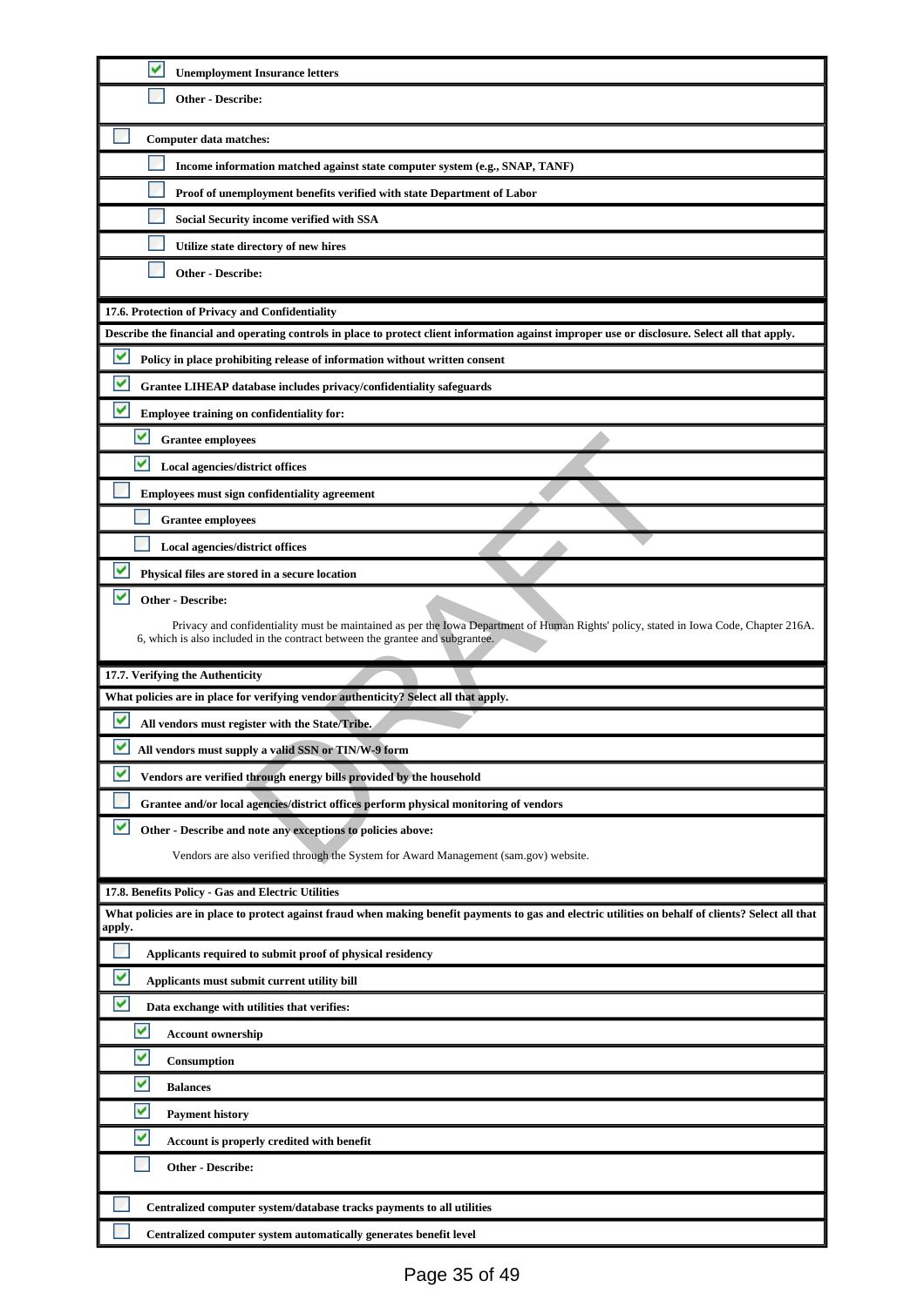- [x] **Unemployment Insurance letters**
- [ ] **Other - Describe:**

- [ ] **Computer data matches:**
  - [ ] **Income information matched against state computer system (e.g., SNAP, TANF)**
  - [ ] **Proof of unemployment benefits verified with state Department of Labor**
  - [ ] **Social Security income verified with SSA**
  - [ ] **Utilize state directory of new hires**
  - [ ] **Other - Describe:**

**17.6. Protection of Privacy and Confidentiality**

**Describe the financial and operating controls in place to protect client information against improper use or disclosure. Select all that apply.**

- [x] **Policy in place prohibiting release of information without written consent**
- [x] **Grantee LIHEAP database includes privacy/confidentiality safeguards**
- [x] **Employee training on confidentiality for:**
  - [x] **Grantee employees**
  - [x] **Local agencies/district offices**
- [ ] **Employees must sign confidentiality agreement**
  - [ ] **Grantee employees**
  - [ ] **Local agencies/district offices**
- [x] **Physical files are stored in a secure location**
- [x] **Other - Describe:**

Privacy and confidentiality must be maintained as per the Iowa Department of Human Rights' policy, stated in Iowa Code, Chapter 216A.6, which is also included in the contract between the grantee and subgrantee.

**17.7. Verifying the Authenticity**

**What policies are in place for verifying vendor authenticity? Select all that apply.**

- [x] **All vendors must register with the State/Tribe.**
- [x] **All vendors must supply a valid SSN or TIN/W-9 form**
- [x] **Vendors are verified through energy bills provided by the household**
- [ ] **Grantee and/or local agencies/district offices perform physical monitoring of vendors**
- [x] **Other - Describe and note any exceptions to policies above:**

Vendors are also verified through the System for Award Management (sam.gov) website.

**17.8. Benefits Policy - Gas and Electric Utilities**

**What policies are in place to protect against fraud when making benefit payments to gas and electric utilities on behalf of clients? Select all that apply.**

- [ ] **Applicants required to submit proof of physical residency**
- [x] **Applicants must submit current utility bill**
- [x] **Data exchange with utilities that verifies:**
  - [x] **Account ownership**
  - [x] **Consumption**
  - [x] **Balances**
  - [x] **Payment history**
  - [x] **Account is properly credited with benefit**
  - [ ] **Other - Describe:**
- [ ] **Centralized computer system/database tracks payments to all utilities**
- [ ] **Centralized computer system automatically generates benefit level**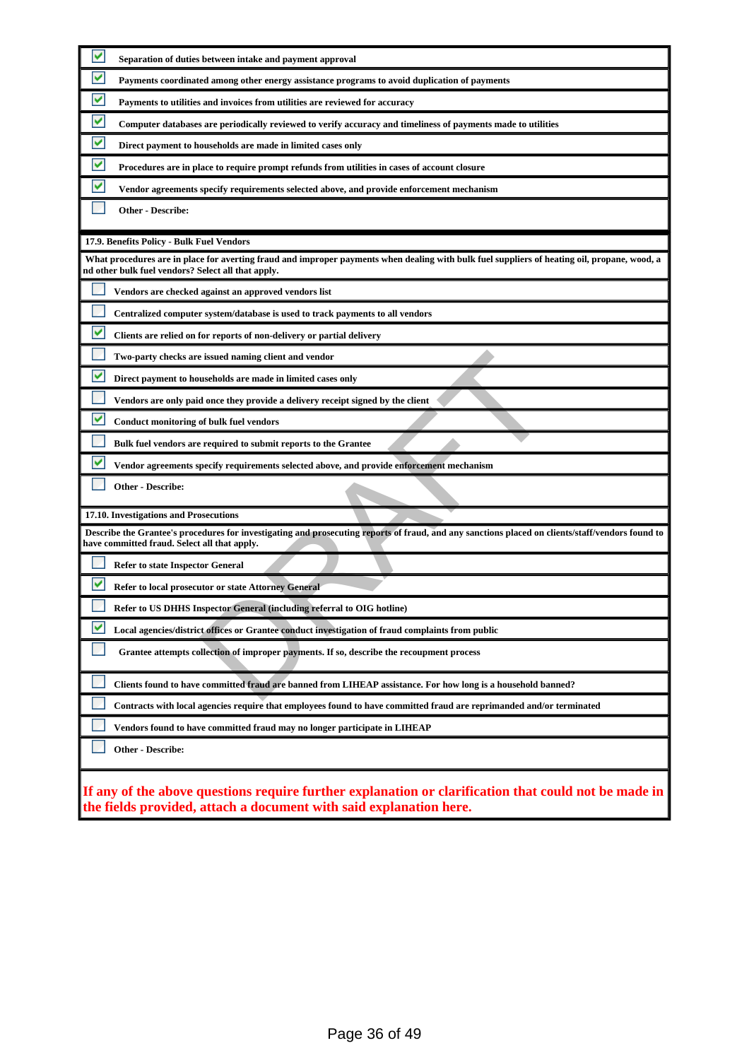- [x] Separation of duties between intake and payment approval
- [x] Payments coordinated among other energy assistance programs to avoid duplication of payments
- [x] Payments to utilities and invoices from utilities are reviewed for accuracy
- [x] Computer databases are periodically reviewed to verify accuracy and timeliness of payments made to utilities
- [x] Direct payment to households are made in limited cases only
- [x] Procedures are in place to require prompt refunds from utilities in cases of account closure
- [x] Vendor agreements specify requirements selected above, and provide enforcement mechanism
- [ ] Other - Describe:

**17.9. Benefits Policy - Bulk Fuel Vendors**

What procedures are in place for averting fraud and improper payments when dealing with bulk fuel suppliers of heating oil, propane, wood, and other bulk fuel vendors? Select all that apply.

- [ ] Vendors are checked against an approved vendors list
- [ ] Centralized computer system/database is used to track payments to all vendors
- [x] Clients are relied on for reports of non-delivery or partial delivery
- [ ] Two-party checks are issued naming client and vendor
- [x] Direct payment to households are made in limited cases only
- [ ] Vendors are only paid once they provide a delivery receipt signed by the client
- [x] Conduct monitoring of bulk fuel vendors
- [ ] Bulk fuel vendors are required to submit reports to the Grantee
- [x] Vendor agreements specify requirements selected above, and provide enforcement mechanism
- [ ] Other - Describe:

**17.10. Investigations and Prosecutions**

Describe the Grantee's procedures for investigating and prosecuting reports of fraud, and any sanctions placed on clients/staff/vendors found to have committed fraud. Select all that apply.

- [ ] Refer to state Inspector General
- [x] Refer to local prosecutor or state Attorney General
- [ ] Refer to US DHHS Inspector General (including referral to OIG hotline)
- [x] Local agencies/district offices or Grantee conduct investigation of fraud complaints from public
- [ ] Grantee attempts collection of improper payments. If so, describe the recoupment process
- [ ] Clients found to have committed fraud are banned from LIHEAP assistance. For how long is a household banned?
- [ ] Contracts with local agencies require that employees found to have committed fraud are reprimanded and/or terminated
- [ ] Vendors found to have committed fraud may no longer participate in LIHEAP
- [ ] Other - Describe:

**If any of the above questions require further explanation or clarification that could not be made in the fields provided, attach a document with said explanation here.**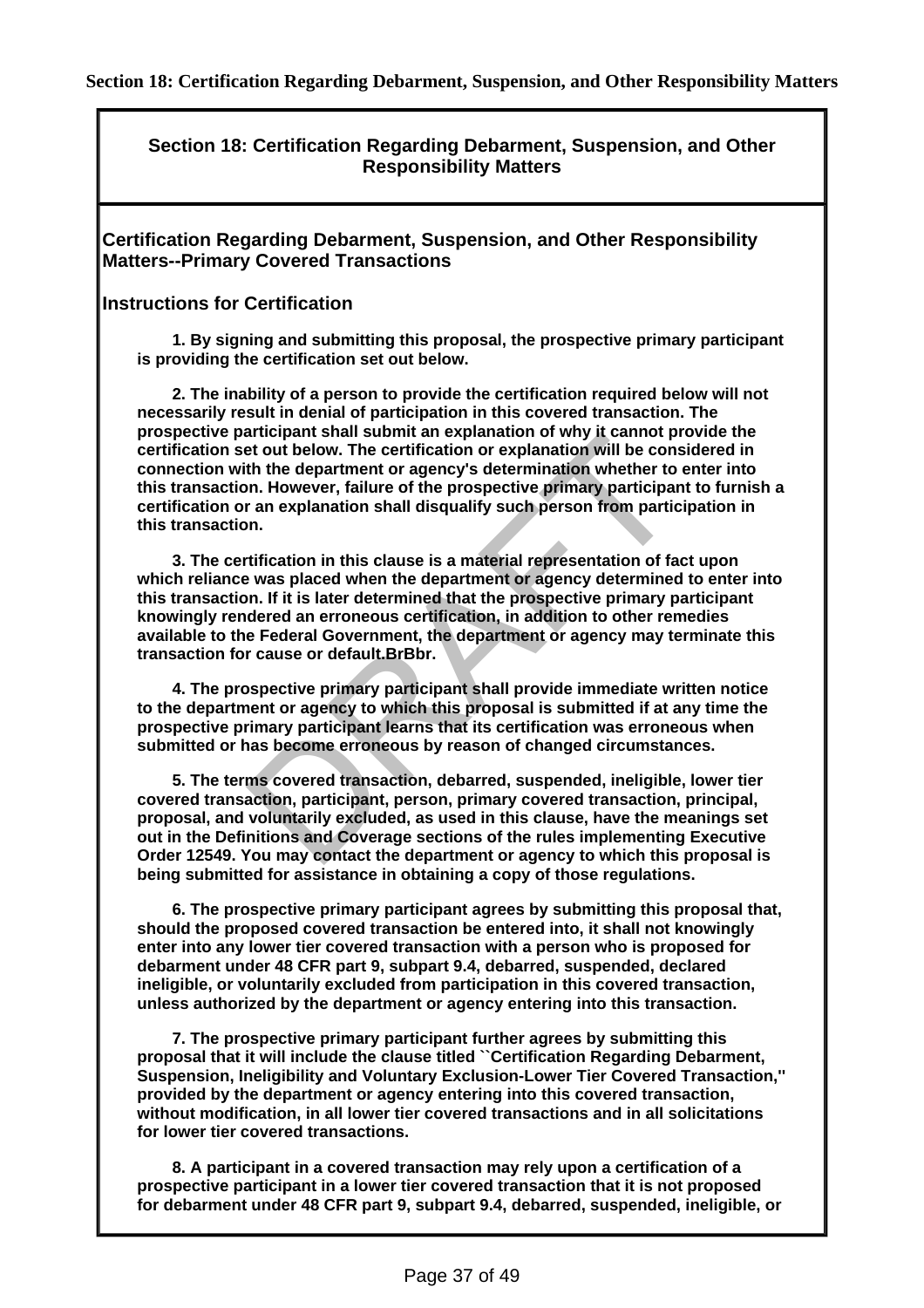# Section 18: Certification Regarding Debarment, Suspension, and Other Responsibility Matters

## Section 18: Certification Regarding Debarment, Suspension, and Other Responsibility Matters

### Certification Regarding Debarment, Suspension, and Other Responsibility Matters--Primary Covered Transactions

### Instructions for Certification

**1. By signing and submitting this proposal, the prospective primary participant is providing the certification set out below.**

**2. The inability of a person to provide the certification required below will not necessarily result in denial of participation in this covered transaction. The prospective participant shall submit an explanation of why it cannot provide the certification set out below. The certification or explanation will be considered in connection with the department or agency's determination whether to enter into this transaction. However, failure of the prospective primary participant to furnish a certification or an explanation shall disqualify such person from participation in this transaction.**

**3. The certification in this clause is a material representation of fact upon which reliance was placed when the department or agency determined to enter into this transaction. If it is later determined that the prospective primary participant knowingly rendered an erroneous certification, in addition to other remedies available to the Federal Government, the department or agency may terminate this transaction for cause or default.BrBbr.**

**4. The prospective primary participant shall provide immediate written notice to the department or agency to which this proposal is submitted if at any time the prospective primary participant learns that its certification was erroneous when submitted or has become erroneous by reason of changed circumstances.**

**5. The terms covered transaction, debarred, suspended, ineligible, lower tier covered transaction, participant, person, primary covered transaction, principal, proposal, and voluntarily excluded, as used in this clause, have the meanings set out in the Definitions and Coverage sections of the rules implementing Executive Order 12549. You may contact the department or agency to which this proposal is being submitted for assistance in obtaining a copy of those regulations.**

**6. The prospective primary participant agrees by submitting this proposal that, should the proposed covered transaction be entered into, it shall not knowingly enter into any lower tier covered transaction with a person who is proposed for debarment under 48 CFR part 9, subpart 9.4, debarred, suspended, declared ineligible, or voluntarily excluded from participation in this covered transaction, unless authorized by the department or agency entering into this transaction.**

**7. The prospective primary participant further agrees by submitting this proposal that it will include the clause titled ``Certification Regarding Debarment, Suspension, Ineligibility and Voluntary Exclusion-Lower Tier Covered Transaction,'' provided by the department or agency entering into this covered transaction, without modification, in all lower tier covered transactions and in all solicitations for lower tier covered transactions.**

**8. A participant in a covered transaction may rely upon a certification of a prospective participant in a lower tier covered transaction that it is not proposed for debarment under 48 CFR part 9, subpart 9.4, debarred, suspended, ineligible, or**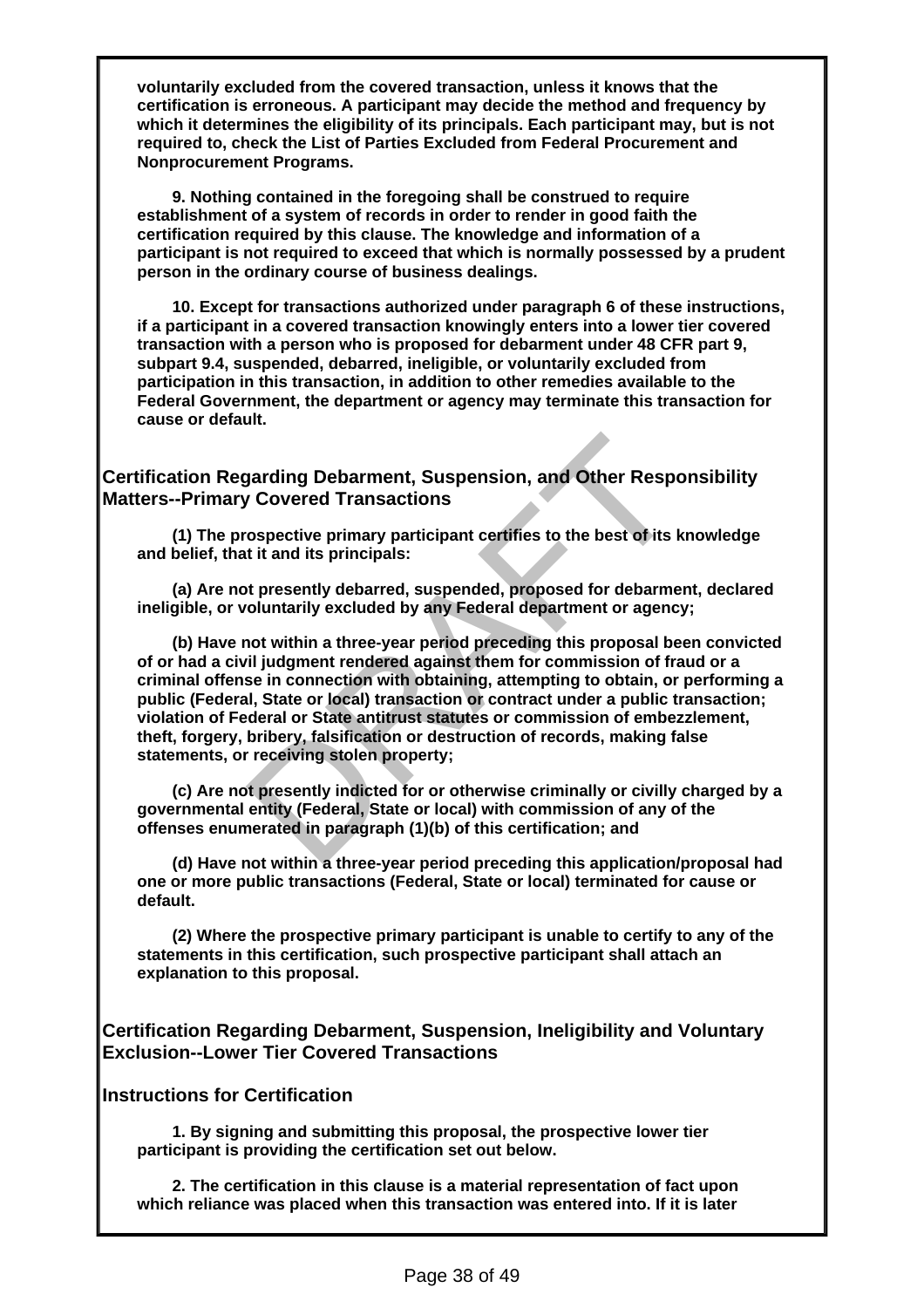**voluntarily excluded from the covered transaction, unless it knows that the certification is erroneous. A participant may decide the method and frequency by which it determines the eligibility of its principals. Each participant may, but is not required to, check the List of Parties Excluded from Federal Procurement and Nonprocurement Programs.**

**9. Nothing contained in the foregoing shall be construed to require establishment of a system of records in order to render in good faith the certification required by this clause. The knowledge and information of a participant is not required to exceed that which is normally possessed by a prudent person in the ordinary course of business dealings.**

**10. Except for transactions authorized under paragraph 6 of these instructions, if a participant in a covered transaction knowingly enters into a lower tier covered transaction with a person who is proposed for debarment under 48 CFR part 9, subpart 9.4, suspended, debarred, ineligible, or voluntarily excluded from participation in this transaction, in addition to other remedies available to the Federal Government, the department or agency may terminate this transaction for cause or default.**

## Certification Regarding Debarment, Suspension, and Other Responsibility Matters--Primary Covered Transactions

**(1) The prospective primary participant certifies to the best of its knowledge and belief, that it and its principals:**

**(a) Are not presently debarred, suspended, proposed for debarment, declared ineligible, or voluntarily excluded by any Federal department or agency;**

**(b) Have not within a three-year period preceding this proposal been convicted of or had a civil judgment rendered against them for commission of fraud or a criminal offense in connection with obtaining, attempting to obtain, or performing a public (Federal, State or local) transaction or contract under a public transaction; violation of Federal or State antitrust statutes or commission of embezzlement, theft, forgery, bribery, falsification or destruction of records, making false statements, or receiving stolen property;**

**(c) Are not presently indicted for or otherwise criminally or civilly charged by a governmental entity (Federal, State or local) with commission of any of the offenses enumerated in paragraph (1)(b) of this certification; and**

**(d) Have not within a three-year period preceding this application/proposal had one or more public transactions (Federal, State or local) terminated for cause or default.**

**(2) Where the prospective primary participant is unable to certify to any of the statements in this certification, such prospective participant shall attach an explanation to this proposal.**

## Certification Regarding Debarment, Suspension, Ineligibility and Voluntary Exclusion--Lower Tier Covered Transactions

### Instructions for Certification

**1. By signing and submitting this proposal, the prospective lower tier participant is providing the certification set out below.**

**2. The certification in this clause is a material representation of fact upon which reliance was placed when this transaction was entered into. If it is later**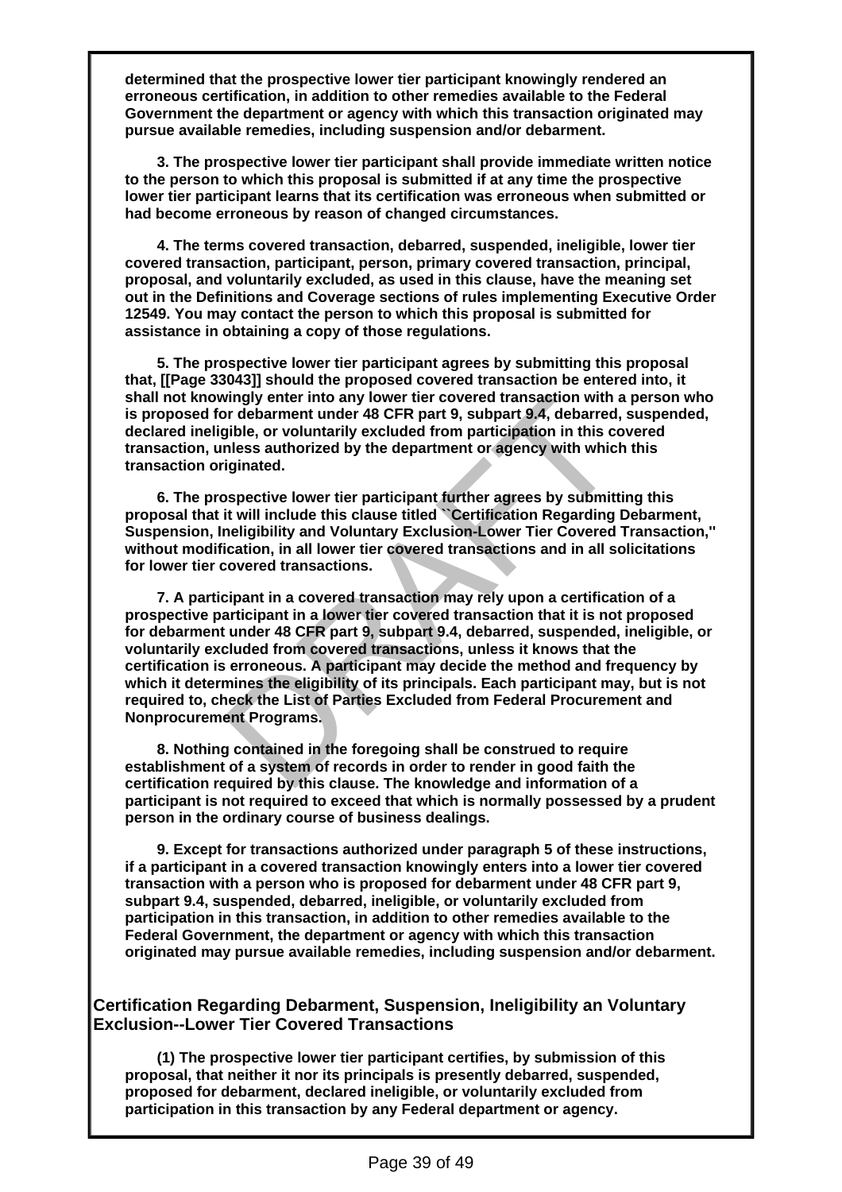**determined that the prospective lower tier participant knowingly rendered an erroneous certification, in addition to other remedies available to the Federal Government the department or agency with which this transaction originated may pursue available remedies, including suspension and/or debarment.**

**3. The prospective lower tier participant shall provide immediate written notice to the person to which this proposal is submitted if at any time the prospective lower tier participant learns that its certification was erroneous when submitted or had become erroneous by reason of changed circumstances.**

**4. The terms covered transaction, debarred, suspended, ineligible, lower tier covered transaction, participant, person, primary covered transaction, principal, proposal, and voluntarily excluded, as used in this clause, have the meaning set out in the Definitions and Coverage sections of rules implementing Executive Order 12549. You may contact the person to which this proposal is submitted for assistance in obtaining a copy of those regulations.**

**5. The prospective lower tier participant agrees by submitting this proposal that, [[Page 33043]] should the proposed covered transaction be entered into, it shall not knowingly enter into any lower tier covered transaction with a person who is proposed for debarment under 48 CFR part 9, subpart 9.4, debarred, suspended, declared ineligible, or voluntarily excluded from participation in this covered transaction, unless authorized by the department or agency with which this transaction originated.**

**6. The prospective lower tier participant further agrees by submitting this proposal that it will include this clause titled ``Certification Regarding Debarment, Suspension, Ineligibility and Voluntary Exclusion-Lower Tier Covered Transaction,'' without modification, in all lower tier covered transactions and in all solicitations for lower tier covered transactions.**

**7. A participant in a covered transaction may rely upon a certification of a prospective participant in a lower tier covered transaction that it is not proposed for debarment under 48 CFR part 9, subpart 9.4, debarred, suspended, ineligible, or voluntarily excluded from covered transactions, unless it knows that the certification is erroneous. A participant may decide the method and frequency by which it determines the eligibility of its principals. Each participant may, but is not required to, check the List of Parties Excluded from Federal Procurement and Nonprocurement Programs.**

**8. Nothing contained in the foregoing shall be construed to require establishment of a system of records in order to render in good faith the certification required by this clause. The knowledge and information of a participant is not required to exceed that which is normally possessed by a prudent person in the ordinary course of business dealings.**

**9. Except for transactions authorized under paragraph 5 of these instructions, if a participant in a covered transaction knowingly enters into a lower tier covered transaction with a person who is proposed for debarment under 48 CFR part 9, subpart 9.4, suspended, debarred, ineligible, or voluntarily excluded from participation in this transaction, in addition to other remedies available to the Federal Government, the department or agency with which this transaction originated may pursue available remedies, including suspension and/or debarment.**

### Certification Regarding Debarment, Suspension, Ineligibility an Voluntary Exclusion--Lower Tier Covered Transactions

**(1) The prospective lower tier participant certifies, by submission of this proposal, that neither it nor its principals is presently debarred, suspended, proposed for debarment, declared ineligible, or voluntarily excluded from participation in this transaction by any Federal department or agency.**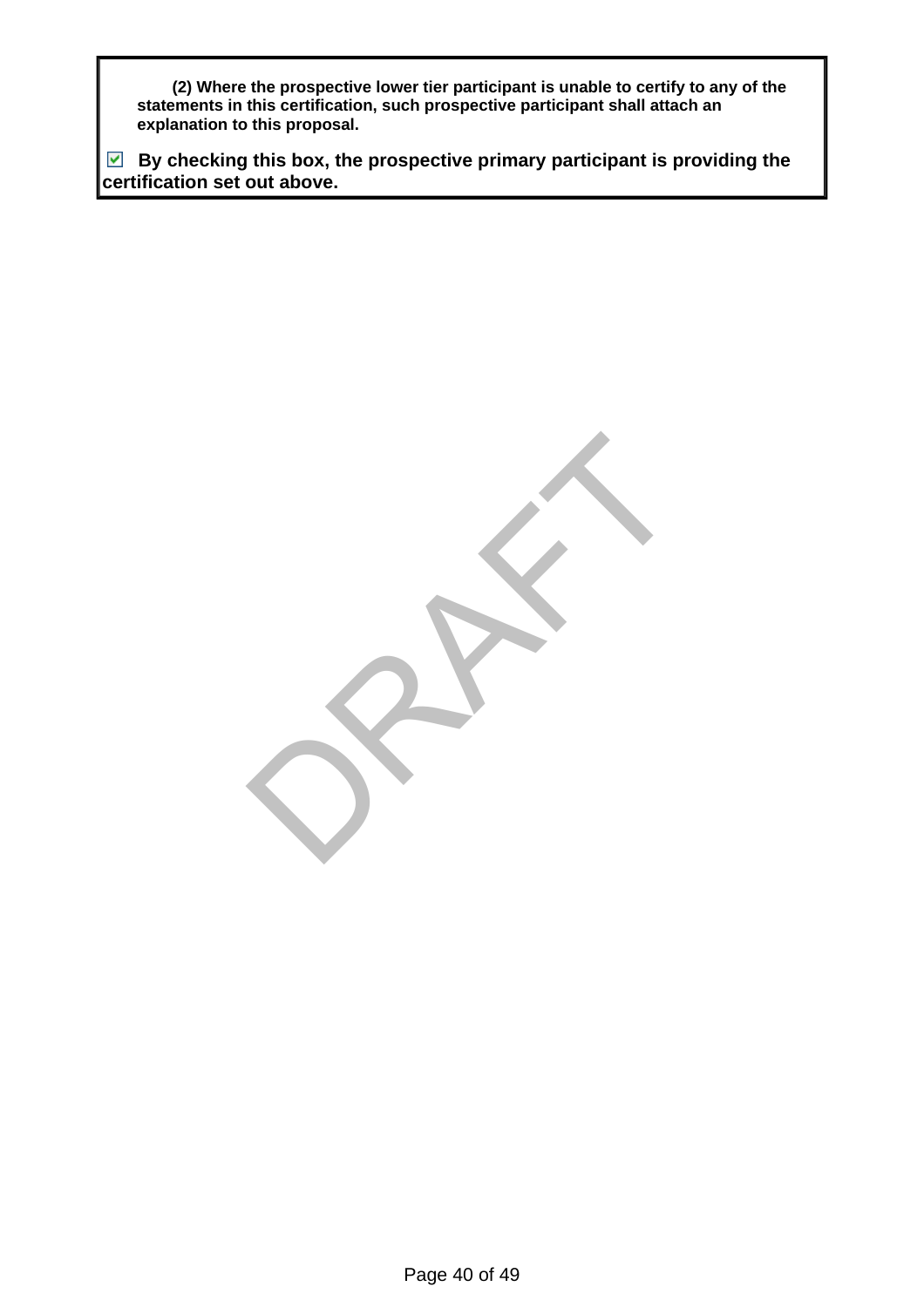**(2) Where the prospective lower tier participant is unable to certify to any of the statements in this certification, such prospective participant shall attach an explanation to this proposal.**

☑ **By checking this box, the prospective primary participant is providing the certification set out above.**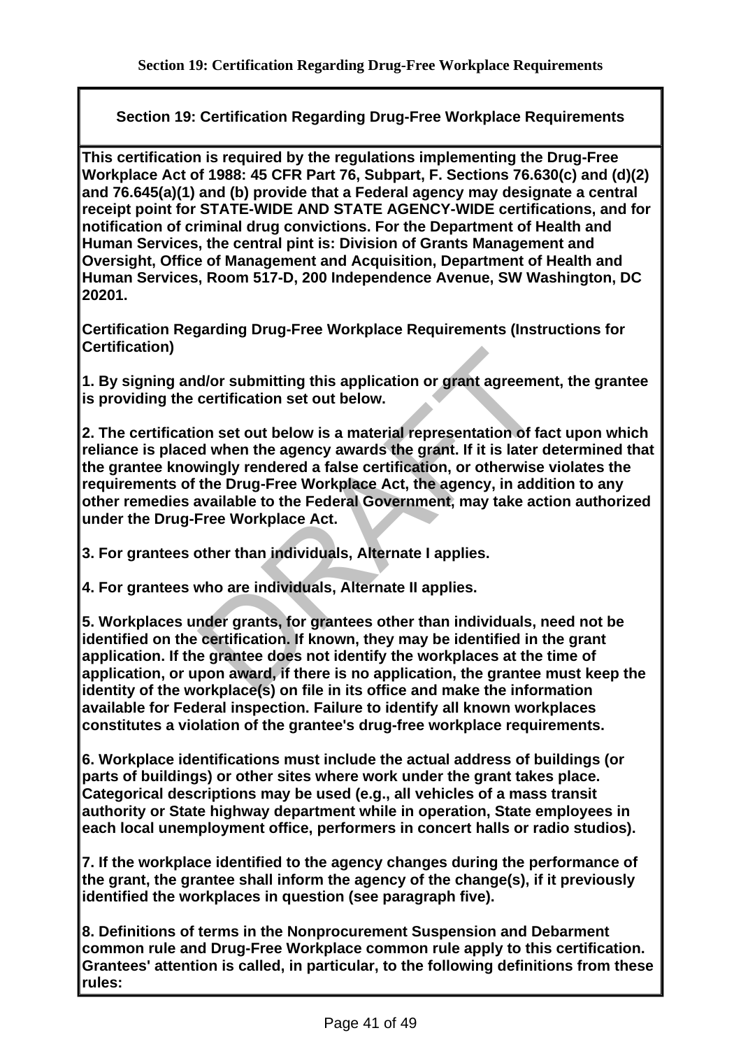# Section 19: Certification Regarding Drug-Free Workplace Requirements

**Section 19: Certification Regarding Drug-Free Workplace Requirements**

**This certification is required by the regulations implementing the Drug-Free Workplace Act of 1988: 45 CFR Part 76, Subpart, F. Sections 76.630(c) and (d)(2) and 76.645(a)(1) and (b) provide that a Federal agency may designate a central receipt point for STATE-WIDE AND STATE AGENCY-WIDE certifications, and for notification of criminal drug convictions. For the Department of Health and Human Services, the central pint is: Division of Grants Management and Oversight, Office of Management and Acquisition, Department of Health and Human Services, Room 517-D, 200 Independence Avenue, SW Washington, DC 20201.**

**Certification Regarding Drug-Free Workplace Requirements (Instructions for Certification)**

**1. By signing and/or submitting this application or grant agreement, the grantee is providing the certification set out below.**

**2. The certification set out below is a material representation of fact upon which reliance is placed when the agency awards the grant. If it is later determined that the grantee knowingly rendered a false certification, or otherwise violates the requirements of the Drug-Free Workplace Act, the agency, in addition to any other remedies available to the Federal Government, may take action authorized under the Drug-Free Workplace Act.**

**3. For grantees other than individuals, Alternate I applies.**

**4. For grantees who are individuals, Alternate II applies.**

**5. Workplaces under grants, for grantees other than individuals, need not be identified on the certification. If known, they may be identified in the grant application. If the grantee does not identify the workplaces at the time of application, or upon award, if there is no application, the grantee must keep the identity of the workplace(s) on file in its office and make the information available for Federal inspection. Failure to identify all known workplaces constitutes a violation of the grantee's drug-free workplace requirements.**

**6. Workplace identifications must include the actual address of buildings (or parts of buildings) or other sites where work under the grant takes place. Categorical descriptions may be used (e.g., all vehicles of a mass transit authority or State highway department while in operation, State employees in each local unemployment office, performers in concert halls or radio studios).**

**7. If the workplace identified to the agency changes during the performance of the grant, the grantee shall inform the agency of the change(s), if it previously identified the workplaces in question (see paragraph five).**

**8. Definitions of terms in the Nonprocurement Suspension and Debarment common rule and Drug-Free Workplace common rule apply to this certification. Grantees' attention is called, in particular, to the following definitions from these rules:**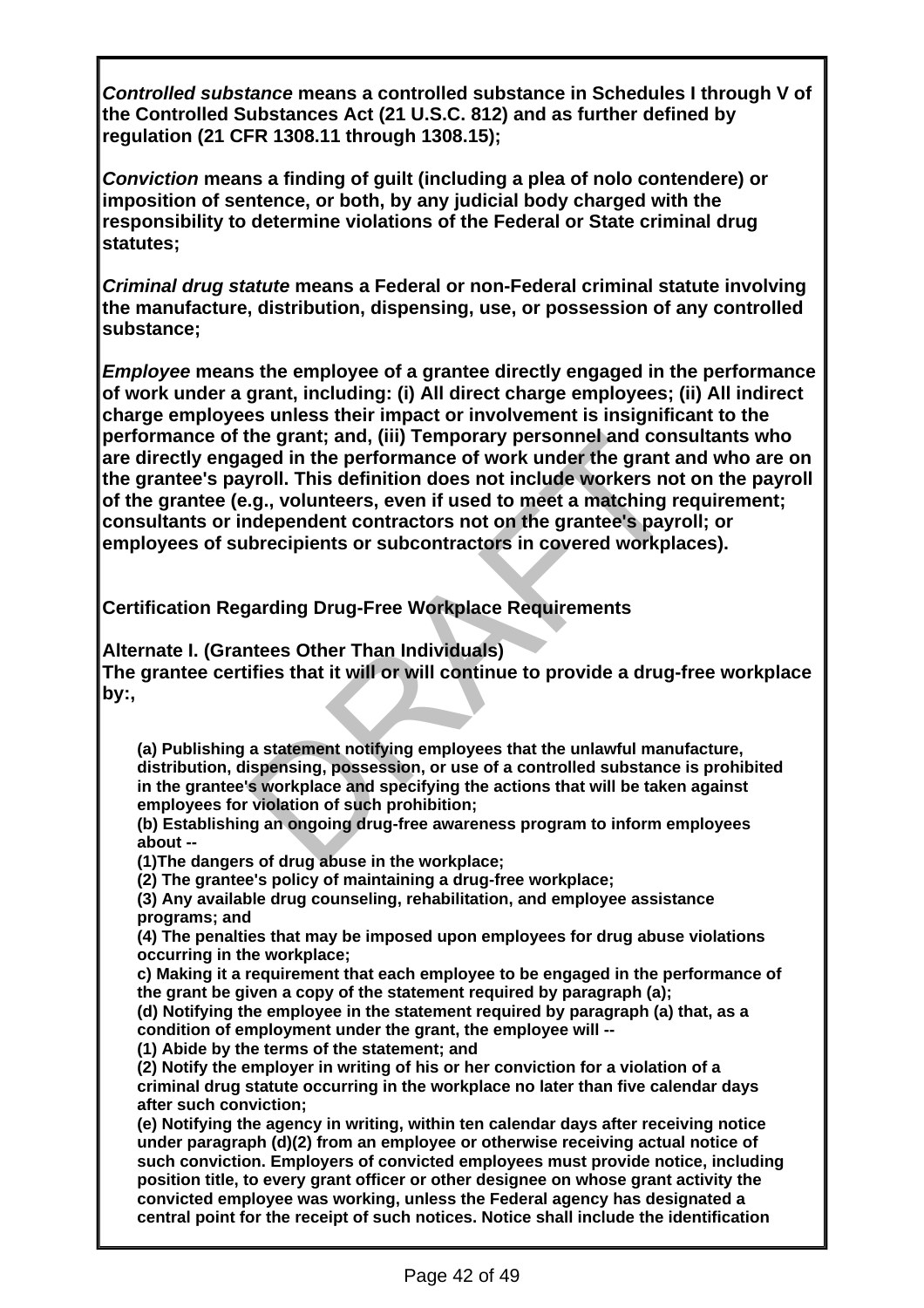***Controlled substance*** **means a controlled substance in Schedules I through V of the Controlled Substances Act (21 U.S.C. 812) and as further defined by regulation (21 CFR 1308.11 through 1308.15);**

***Conviction*** **means a finding of guilt (including a plea of nolo contendere) or imposition of sentence, or both, by any judicial body charged with the responsibility to determine violations of the Federal or State criminal drug statutes;**

***Criminal drug statute*** **means a Federal or non-Federal criminal statute involving the manufacture, distribution, dispensing, use, or possession of any controlled substance;**

***Employee*** **means the employee of a grantee directly engaged in the performance of work under a grant, including: (i) All direct charge employees; (ii) All indirect charge employees unless their impact or involvement is insignificant to the performance of the grant; and, (iii) Temporary personnel and consultants who are directly engaged in the performance of work under the grant and who are on the grantee's payroll. This definition does not include workers not on the payroll of the grantee (e.g., volunteers, even if used to meet a matching requirement; consultants or independent contractors not on the grantee's payroll; or employees of subrecipients or subcontractors in covered workplaces).**

**Certification Regarding Drug-Free Workplace Requirements**

**Alternate I. (Grantees Other Than Individuals)**
**The grantee certifies that it will or will continue to provide a drug-free workplace by:,**

**(a) Publishing a statement notifying employees that the unlawful manufacture, distribution, dispensing, possession, or use of a controlled substance is prohibited in the grantee's workplace and specifying the actions that will be taken against employees for violation of such prohibition;**
**(b) Establishing an ongoing drug-free awareness program to inform employees about --**
**(1)The dangers of drug abuse in the workplace;**
**(2) The grantee's policy of maintaining a drug-free workplace;**
**(3) Any available drug counseling, rehabilitation, and employee assistance programs; and**
**(4) The penalties that may be imposed upon employees for drug abuse violations occurring in the workplace;**
**c) Making it a requirement that each employee to be engaged in the performance of the grant be given a copy of the statement required by paragraph (a);**
**(d) Notifying the employee in the statement required by paragraph (a) that, as a condition of employment under the grant, the employee will --**
**(1) Abide by the terms of the statement; and**
**(2) Notify the employer in writing of his or her conviction for a violation of a criminal drug statute occurring in the workplace no later than five calendar days after such conviction;**
**(e) Notifying the agency in writing, within ten calendar days after receiving notice under paragraph (d)(2) from an employee or otherwise receiving actual notice of such conviction. Employers of convicted employees must provide notice, including position title, to every grant officer or other designee on whose grant activity the convicted employee was working, unless the Federal agency has designated a central point for the receipt of such notices. Notice shall include the identification**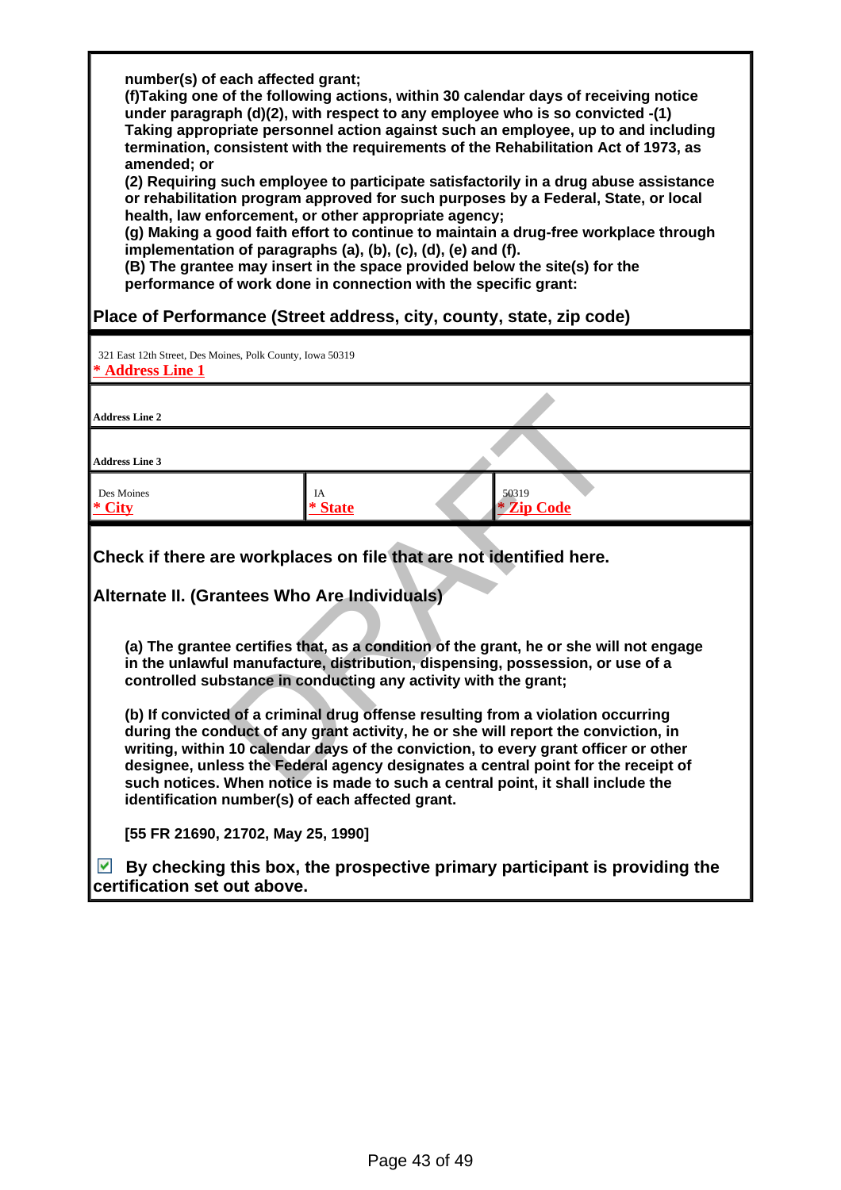**number(s) of each affected grant;**
**(f)Taking one of the following actions, within 30 calendar days of receiving notice under paragraph (d)(2), with respect to any employee who is so convicted -(1) Taking appropriate personnel action against such an employee, up to and including termination, consistent with the requirements of the Rehabilitation Act of 1973, as amended; or**
**(2) Requiring such employee to participate satisfactorily in a drug abuse assistance or rehabilitation program approved for such purposes by a Federal, State, or local health, law enforcement, or other appropriate agency;**
**(g) Making a good faith effort to continue to maintain a drug-free workplace through implementation of paragraphs (a), (b), (c), (d), (e) and (f).**
**(B) The grantee may insert in the space provided below the site(s) for the performance of work done in connection with the specific grant:**

**Place of Performance (Street address, city, county, state, zip code)**

| 321 East 12th Street, Des Moines, Polk County, Iowa 50319<br>* Address Line 1 | | |
|---|---|---|
| Address Line 2 | | |
| Address Line 3 | | |
| Des Moines<br>* City | IA<br>* State | 50319<br>* Zip Code |

**Check if there are workplaces on file that are not identified here.**

**Alternate II. (Grantees Who Are Individuals)**

**(a) The grantee certifies that, as a condition of the grant, he or she will not engage in the unlawful manufacture, distribution, dispensing, possession, or use of a controlled substance in conducting any activity with the grant;**

**(b) If convicted of a criminal drug offense resulting from a violation occurring during the conduct of any grant activity, he or she will report the conviction, in writing, within 10 calendar days of the conviction, to every grant officer or other designee, unless the Federal agency designates a central point for the receipt of such notices. When notice is made to such a central point, it shall include the identification number(s) of each affected grant.**

**[55 FR 21690, 21702, May 25, 1990]**

☑ **By checking this box, the prospective primary participant is providing the certification set out above.**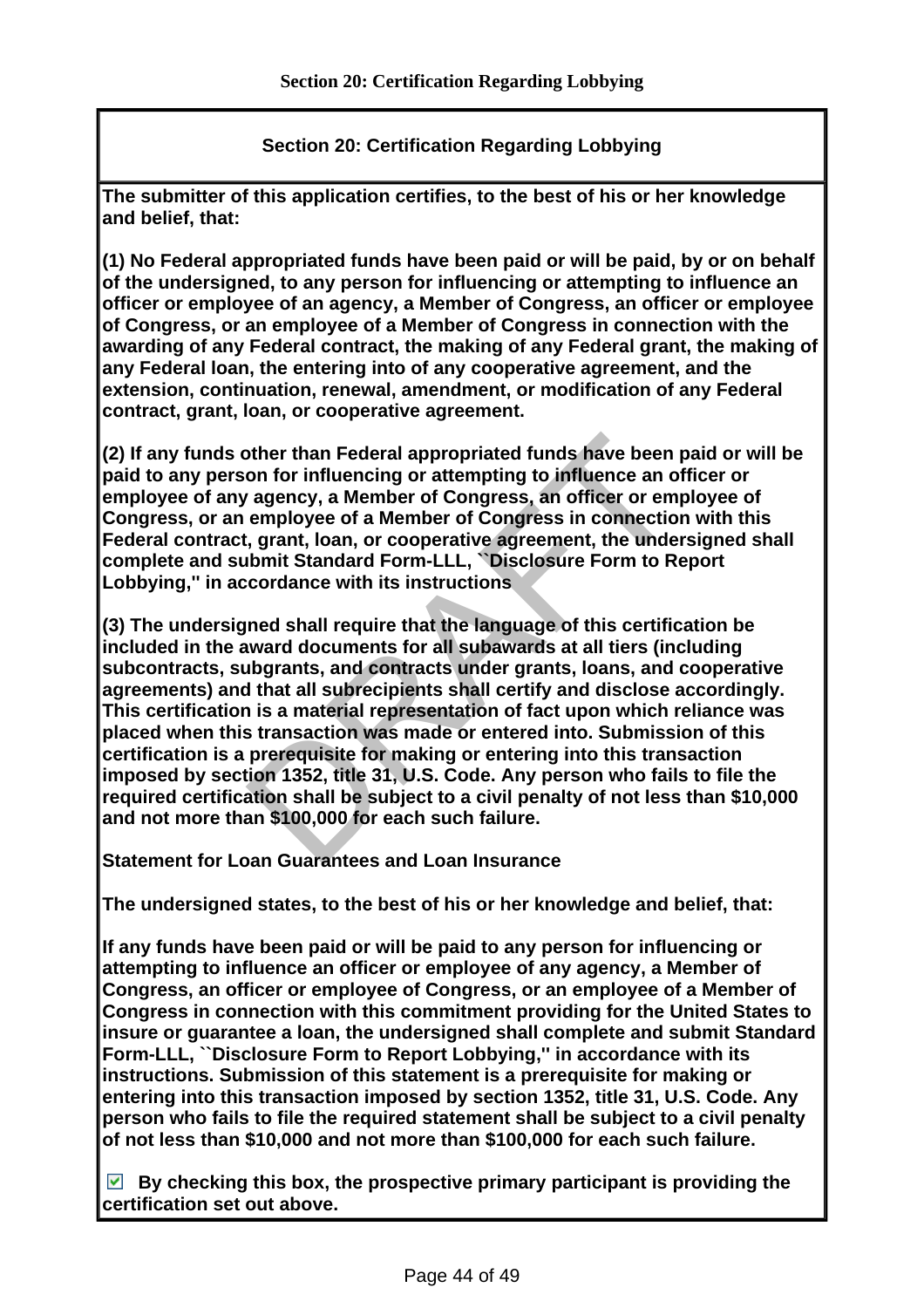# Section 20: Certification Regarding Lobbying

| **Section 20: Certification Regarding Lobbying** |
| --- |

**The submitter of this application certifies, to the best of his or her knowledge and belief, that:**

**(1) No Federal appropriated funds have been paid or will be paid, by or on behalf of the undersigned, to any person for influencing or attempting to influence an officer or employee of an agency, a Member of Congress, an officer or employee of Congress, or an employee of a Member of Congress in connection with the awarding of any Federal contract, the making of any Federal grant, the making of any Federal loan, the entering into of any cooperative agreement, and the extension, continuation, renewal, amendment, or modification of any Federal contract, grant, loan, or cooperative agreement.**

**(2) If any funds other than Federal appropriated funds have been paid or will be paid to any person for influencing or attempting to influence an officer or employee of any agency, a Member of Congress, an officer or employee of Congress, or an employee of a Member of Congress in connection with this Federal contract, grant, loan, or cooperative agreement, the undersigned shall complete and submit Standard Form-LLL, ``Disclosure Form to Report Lobbying,'' in accordance with its instructions**

**(3) The undersigned shall require that the language of this certification be included in the award documents for all subawards at all tiers (including subcontracts, subgrants, and contracts under grants, loans, and cooperative agreements) and that all subrecipients shall certify and disclose accordingly. This certification is a material representation of fact upon which reliance was placed when this transaction was made or entered into. Submission of this certification is a prerequisite for making or entering into this transaction imposed by section 1352, title 31, U.S. Code. Any person who fails to file the required certification shall be subject to a civil penalty of not less than $10,000 and not more than $100,000 for each such failure.**

**Statement for Loan Guarantees and Loan Insurance**

**The undersigned states, to the best of his or her knowledge and belief, that:**

**If any funds have been paid or will be paid to any person for influencing or attempting to influence an officer or employee of any agency, a Member of Congress, an officer or employee of Congress, or an employee of a Member of Congress in connection with this commitment providing for the United States to insure or guarantee a loan, the undersigned shall complete and submit Standard Form-LLL, ``Disclosure Form to Report Lobbying,'' in accordance with its instructions. Submission of this statement is a prerequisite for making or entering into this transaction imposed by section 1352, title 31, U.S. Code. Any person who fails to file the required statement shall be subject to a civil penalty of not less than $10,000 and not more than $100,000 for each such failure.**

☑ **By checking this box, the prospective primary participant is providing the certification set out above.**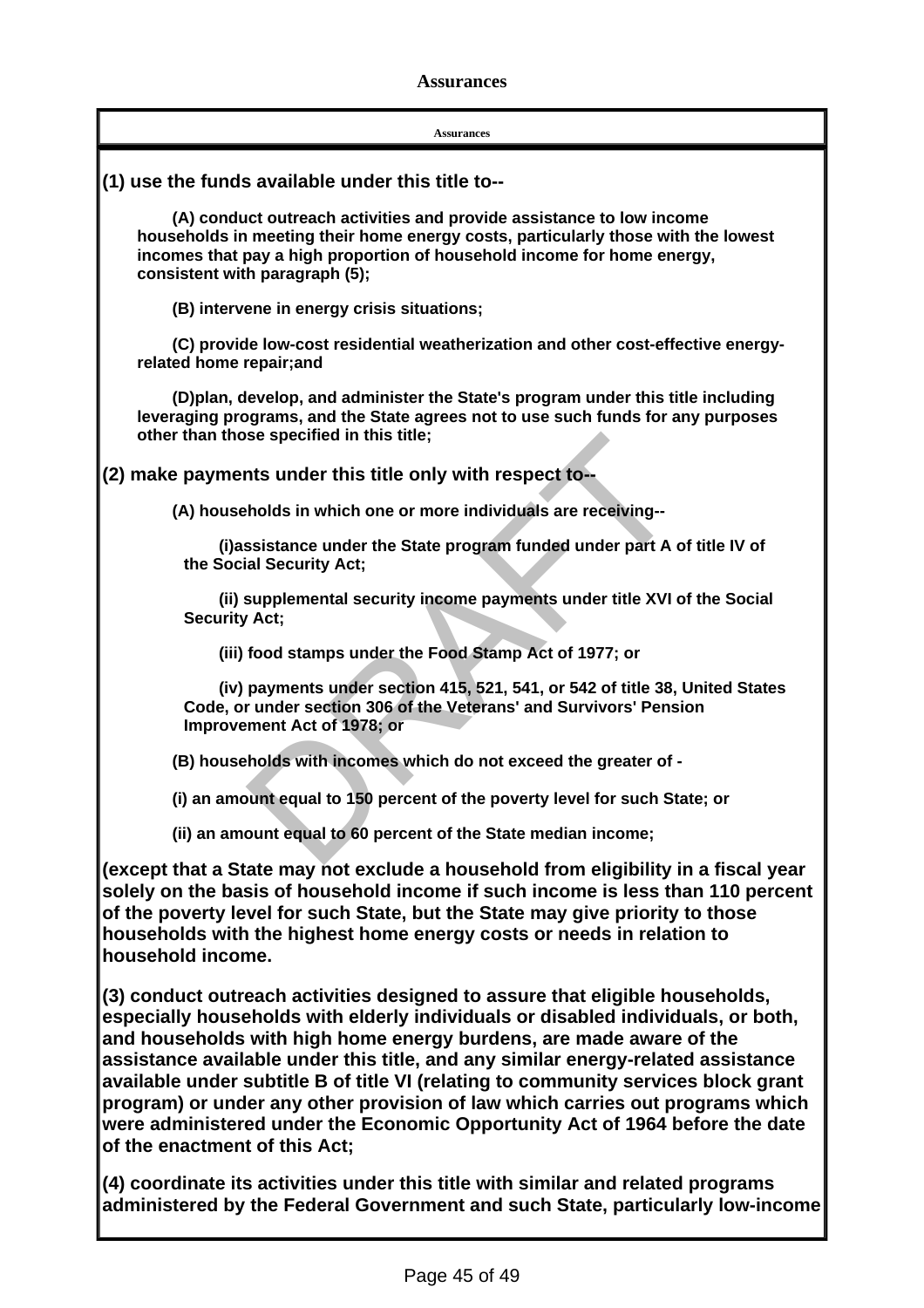# Assurances

**Assurances**

**(1) use the funds available under this title to--**

**(A) conduct outreach activities and provide assistance to low income households in meeting their home energy costs, particularly those with the lowest incomes that pay a high proportion of household income for home energy, consistent with paragraph (5);**

**(B) intervene in energy crisis situations;**

**(C) provide low-cost residential weatherization and other cost-effective energy-related home repair;and**

**(D)plan, develop, and administer the State's program under this title including leveraging programs, and the State agrees not to use such funds for any purposes other than those specified in this title;**

**(2) make payments under this title only with respect to--**

**(A) households in which one or more individuals are receiving--**

**(i)assistance under the State program funded under part A of title IV of the Social Security Act;**

**(ii) supplemental security income payments under title XVI of the Social Security Act;**

**(iii) food stamps under the Food Stamp Act of 1977; or**

**(iv) payments under section 415, 521, 541, or 542 of title 38, United States Code, or under section 306 of the Veterans' and Survivors' Pension Improvement Act of 1978; or**

**(B) households with incomes which do not exceed the greater of -**

**(i) an amount equal to 150 percent of the poverty level for such State; or**

**(ii) an amount equal to 60 percent of the State median income;**

**(except that a State may not exclude a household from eligibility in a fiscal year solely on the basis of household income if such income is less than 110 percent of the poverty level for such State, but the State may give priority to those households with the highest home energy costs or needs in relation to household income.**

**(3) conduct outreach activities designed to assure that eligible households, especially households with elderly individuals or disabled individuals, or both, and households with high home energy burdens, are made aware of the assistance available under this title, and any similar energy-related assistance available under subtitle B of title VI (relating to community services block grant program) or under any other provision of law which carries out programs which were administered under the Economic Opportunity Act of 1964 before the date of the enactment of this Act;**

**(4) coordinate its activities under this title with similar and related programs administered by the Federal Government and such State, particularly low-income**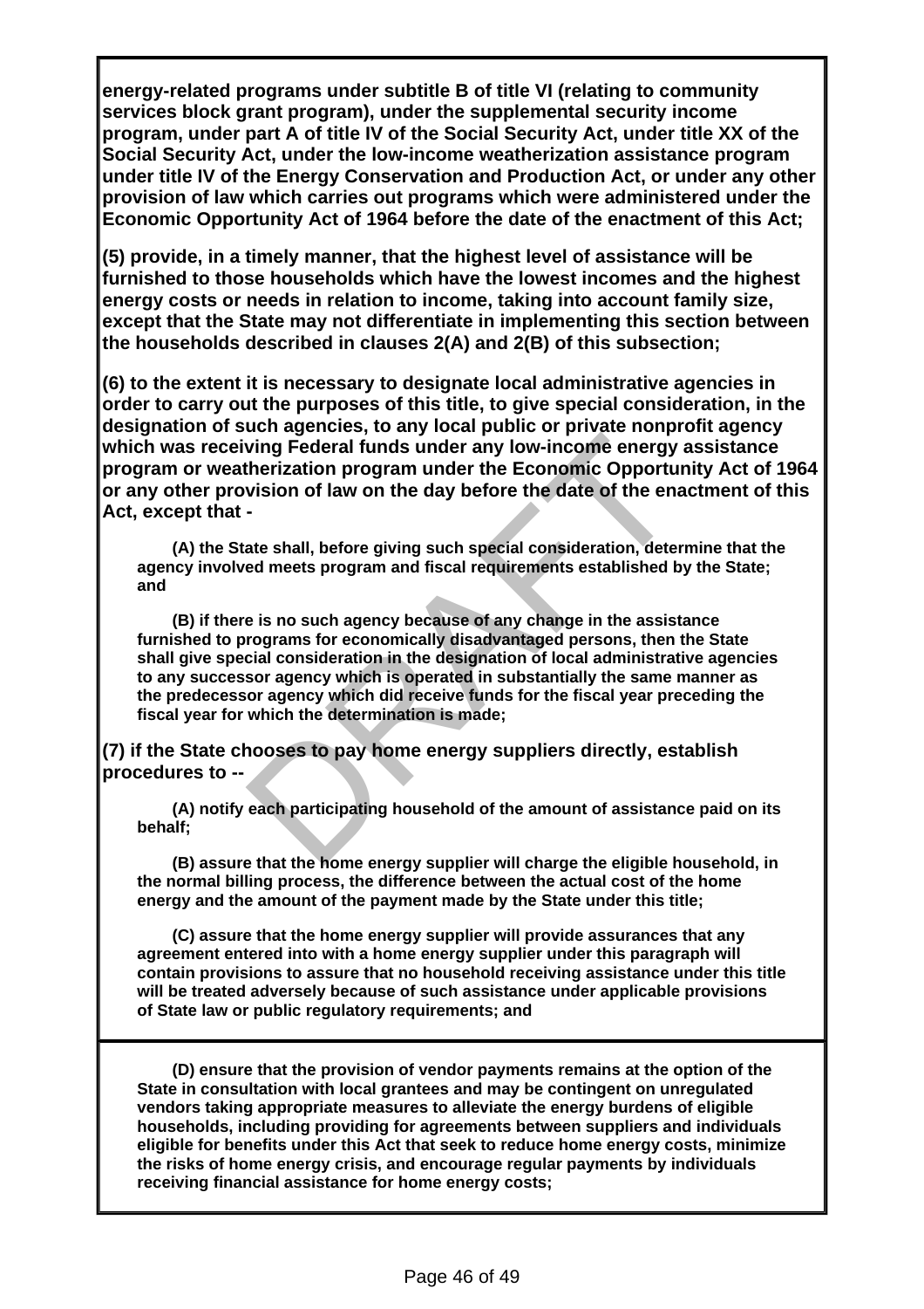**energy-related programs under subtitle B of title VI (relating to community services block grant program), under the supplemental security income program, under part A of title IV of the Social Security Act, under title XX of the Social Security Act, under the low-income weatherization assistance program under title IV of the Energy Conservation and Production Act, or under any other provision of law which carries out programs which were administered under the Economic Opportunity Act of 1964 before the date of the enactment of this Act;**

**(5) provide, in a timely manner, that the highest level of assistance will be furnished to those households which have the lowest incomes and the highest energy costs or needs in relation to income, taking into account family size, except that the State may not differentiate in implementing this section between the households described in clauses 2(A) and 2(B) of this subsection;**

**(6) to the extent it is necessary to designate local administrative agencies in order to carry out the purposes of this title, to give special consideration, in the designation of such agencies, to any local public or private nonprofit agency which was receiving Federal funds under any low-income energy assistance program or weatherization program under the Economic Opportunity Act of 1964 or any other provision of law on the day before the date of the enactment of this Act, except that -**

> **(A) the State shall, before giving such special consideration, determine that the agency involved meets program and fiscal requirements established by the State; and**
>
> **(B) if there is no such agency because of any change in the assistance furnished to programs for economically disadvantaged persons, then the State shall give special consideration in the designation of local administrative agencies to any successor agency which is operated in substantially the same manner as the predecessor agency which did receive funds for the fiscal year preceding the fiscal year for which the determination is made;**

**(7) if the State chooses to pay home energy suppliers directly, establish procedures to --**

> **(A) notify each participating household of the amount of assistance paid on its behalf;**
>
> **(B) assure that the home energy supplier will charge the eligible household, in the normal billing process, the difference between the actual cost of the home energy and the amount of the payment made by the State under this title;**
>
> **(C) assure that the home energy supplier will provide assurances that any agreement entered into with a home energy supplier under this paragraph will contain provisions to assure that no household receiving assistance under this title will be treated adversely because of such assistance under applicable provisions of State law or public regulatory requirements; and**
>
> **(D) ensure that the provision of vendor payments remains at the option of the State in consultation with local grantees and may be contingent on unregulated vendors taking appropriate measures to alleviate the energy burdens of eligible households, including providing for agreements between suppliers and individuals eligible for benefits under this Act that seek to reduce home energy costs, minimize the risks of home energy crisis, and encourage regular payments by individuals receiving financial assistance for home energy costs;**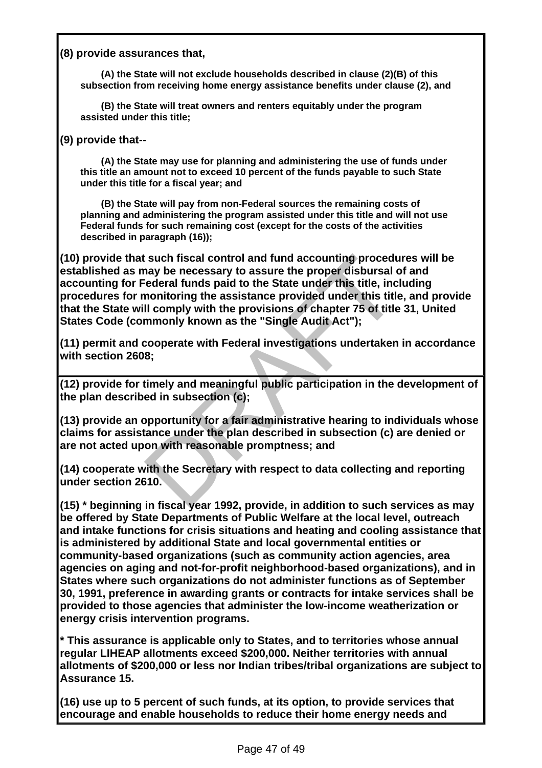**(8) provide assurances that,**

**(A) the State will not exclude households described in clause (2)(B) of this subsection from receiving home energy assistance benefits under clause (2), and**

**(B) the State will treat owners and renters equitably under the program assisted under this title;**

**(9) provide that--**

**(A) the State may use for planning and administering the use of funds under this title an amount not to exceed 10 percent of the funds payable to such State under this title for a fiscal year; and**

**(B) the State will pay from non-Federal sources the remaining costs of planning and administering the program assisted under this title and will not use Federal funds for such remaining cost (except for the costs of the activities described in paragraph (16));**

**(10) provide that such fiscal control and fund accounting procedures will be established as may be necessary to assure the proper disbursal of and accounting for Federal funds paid to the State under this title, including procedures for monitoring the assistance provided under this title, and provide that the State will comply with the provisions of chapter 75 of title 31, United States Code (commonly known as the "Single Audit Act");**

**(11) permit and cooperate with Federal investigations undertaken in accordance with section 2608;**

**(12) provide for timely and meaningful public participation in the development of the plan described in subsection (c);**

**(13) provide an opportunity for a fair administrative hearing to individuals whose claims for assistance under the plan described in subsection (c) are denied or are not acted upon with reasonable promptness; and**

**(14) cooperate with the Secretary with respect to data collecting and reporting under section 2610.**

**(15) * beginning in fiscal year 1992, provide, in addition to such services as may be offered by State Departments of Public Welfare at the local level, outreach and intake functions for crisis situations and heating and cooling assistance that is administered by additional State and local governmental entities or community-based organizations (such as community action agencies, area agencies on aging and not-for-profit neighborhood-based organizations), and in States where such organizations do not administer functions as of September 30, 1991, preference in awarding grants or contracts for intake services shall be provided to those agencies that administer the low-income weatherization or energy crisis intervention programs.**

*** This assurance is applicable only to States, and to territories whose annual regular LIHEAP allotments exceed $200,000. Neither territories with annual allotments of $200,000 or less nor Indian tribes/tribal organizations are subject to Assurance 15.**

**(16) use up to 5 percent of such funds, at its option, to provide services that encourage and enable households to reduce their home energy needs and**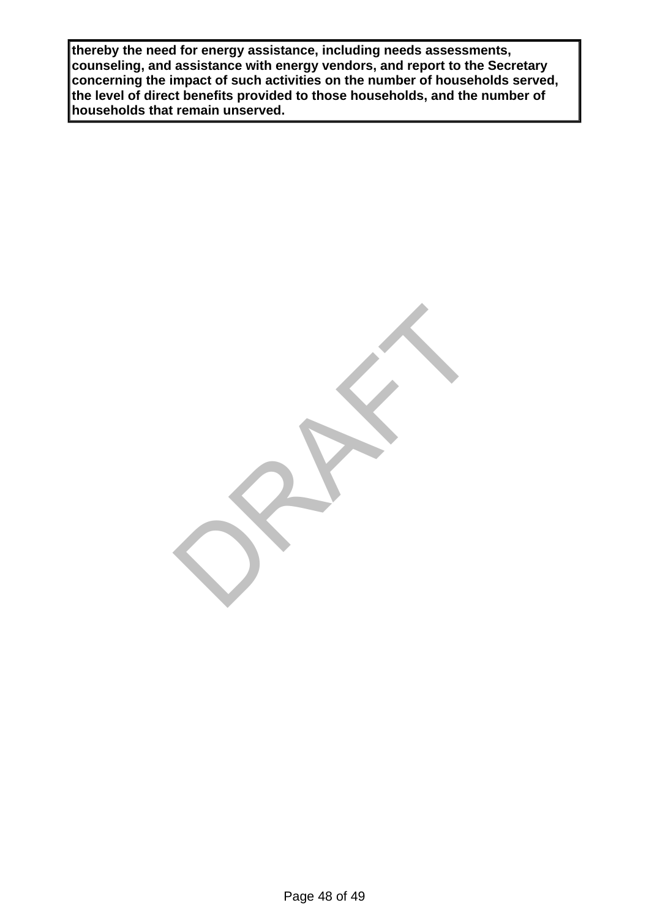**thereby the need for energy assistance, including needs assessments, counseling, and assistance with energy vendors, and report to the Secretary concerning the impact of such activities on the number of households served, the level of direct benefits provided to those households, and the number of households that remain unserved.**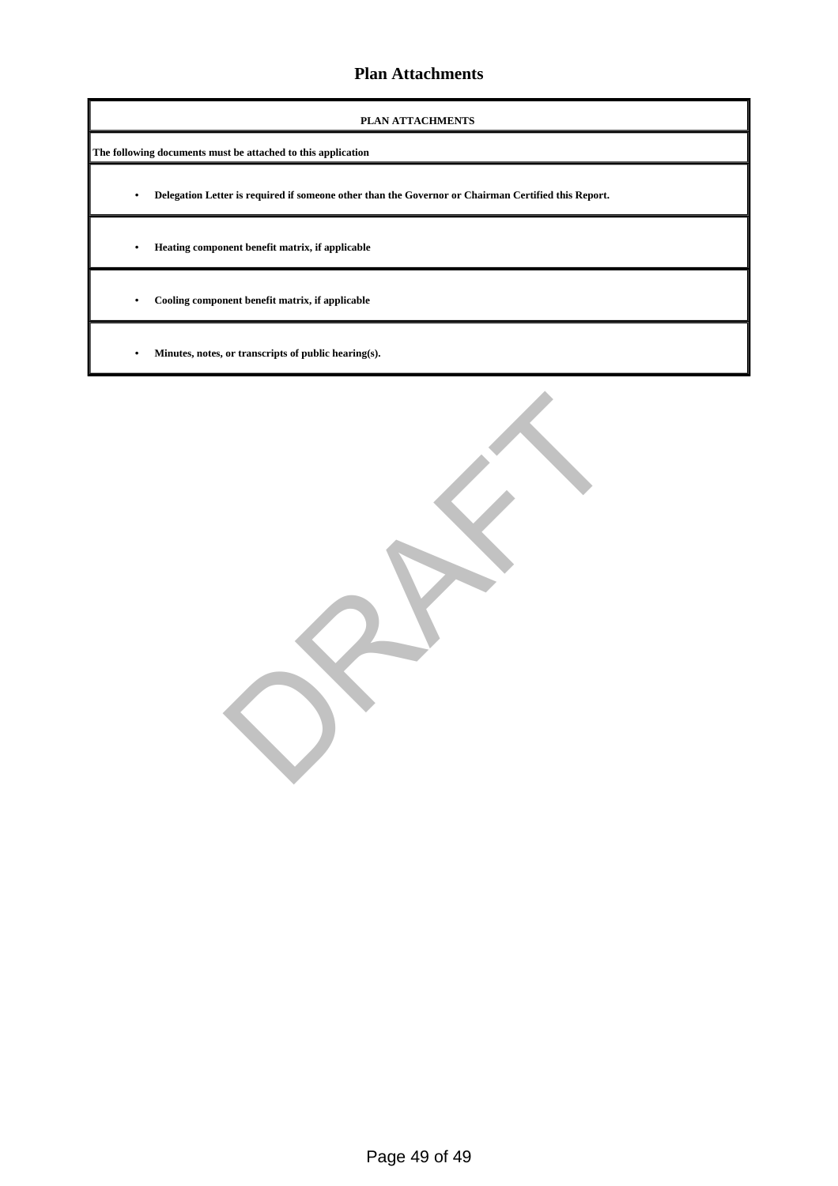# Plan Attachments

| PLAN ATTACHMENTS |
|---|
| **The following documents must be attached to this application** |
| • **Delegation Letter is required if someone other than the Governor or Chairman Certified this Report.** |
| • **Heating component benefit matrix, if applicable** |
| • **Cooling component benefit matrix, if applicable** |
| • **Minutes, notes, or transcripts of public hearing(s).** |

DRAFT